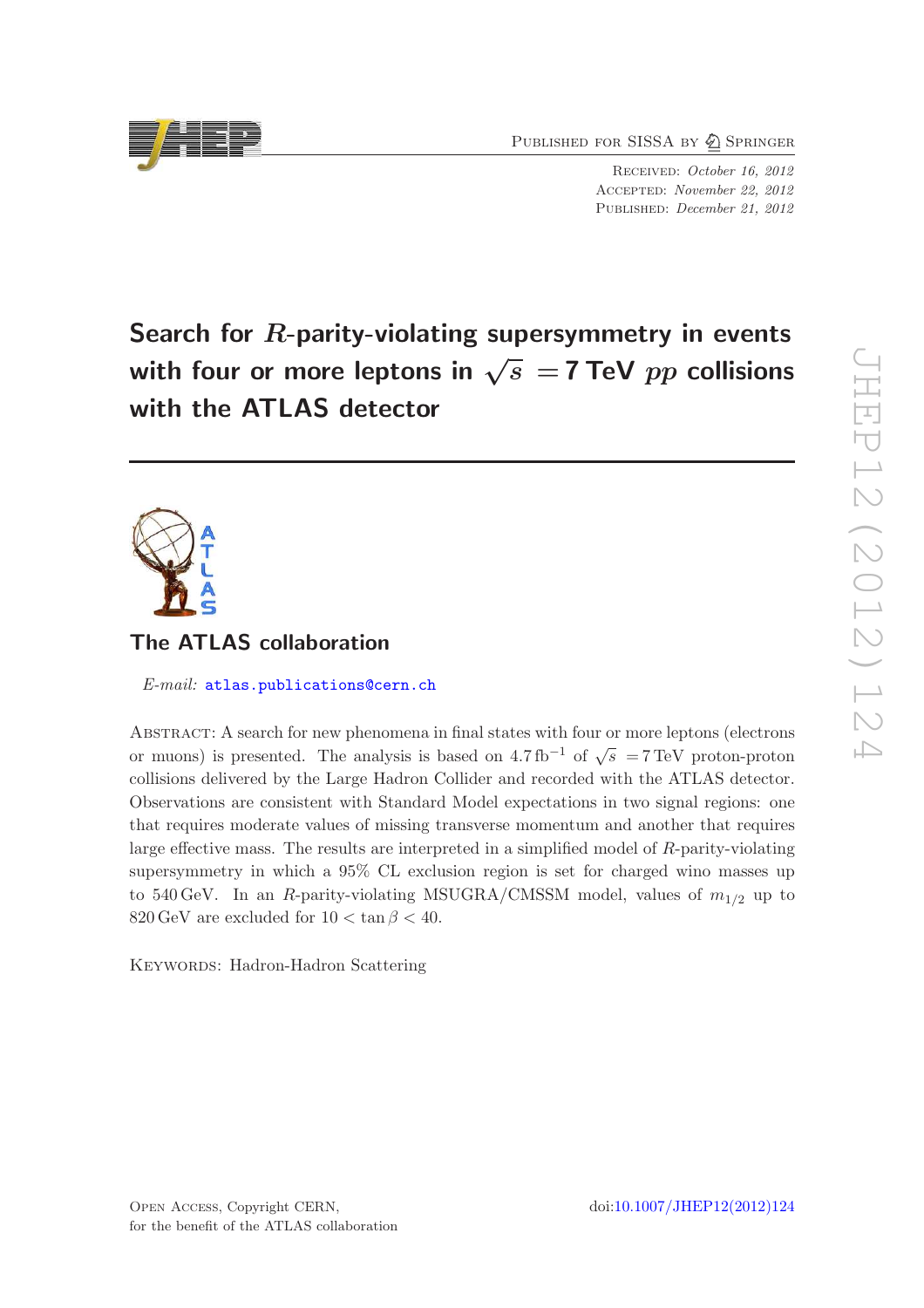Received: *October 16, 2012*
Accepted: *November 22, 2012*
Published: *December 21, 2012*

# Search for $R$-parity-violating supersymmetry in events with four or more leptons in $\sqrt{s}$ = 7 TeV $pp$ collisions with the ATLAS detector

## The ATLAS collaboration

*E-mail:* atlas.publications@cern.ch

Abstract: A search for new phenomena in final states with four or more leptons (electrons or muons) is presented. The analysis is based on $4.7\,\text{fb}^{-1}$ of $\sqrt{s}$ = 7 TeV proton-proton collisions delivered by the Large Hadron Collider and recorded with the ATLAS detector. Observations are consistent with Standard Model expectations in two signal regions: one that requires moderate values of missing transverse momentum and another that requires large effective mass. The results are interpreted in a simplified model of $R$-parity-violating supersymmetry in which a 95% CL exclusion region is set for charged wino masses up to 540 GeV. In an $R$-parity-violating MSUGRA/CMSSM model, values of $m_{1/2}$ up to 820 GeV are excluded for $10 < \tan\beta < 40$.

Keywords: Hadron-Hadron Scattering

Open Access, Copyright CERN,
for the benefit of the ATLAS collaboration

doi:10.1007/JHEP12(2012)124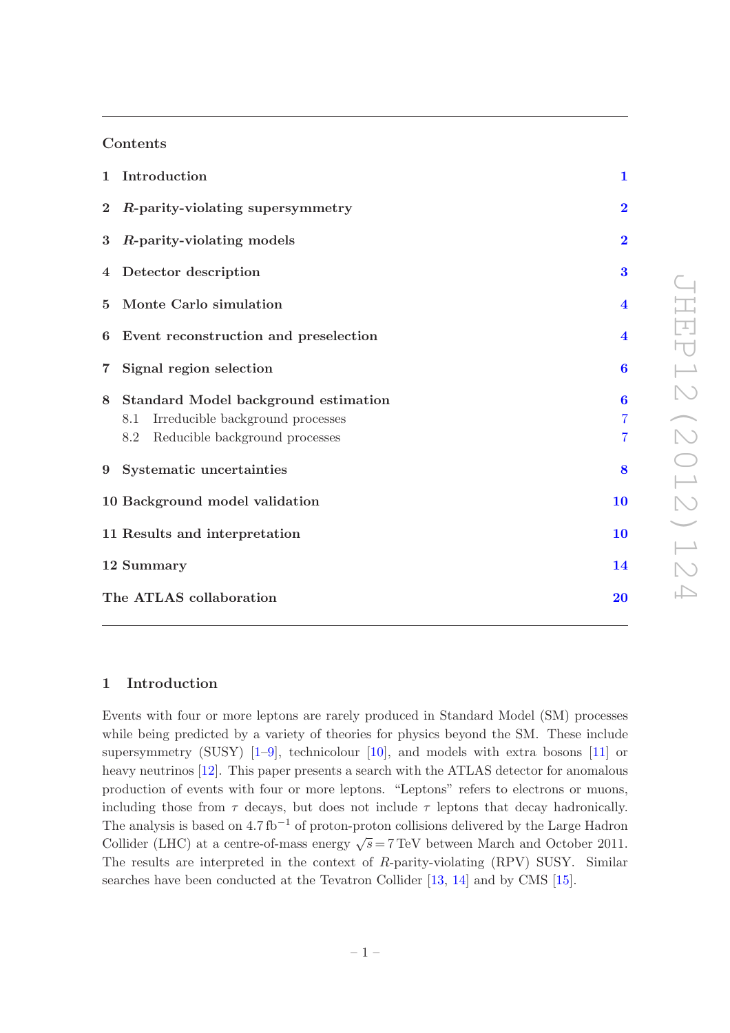## Contents

| | | |
|---|---|---|
| 1 | Introduction | 1 |
| 2 | $R$-parity-violating supersymmetry | 2 |
| 3 | $R$-parity-violating models | 2 |
| 4 | Detector description | 3 |
| 5 | Monte Carlo simulation | 4 |
| 6 | Event reconstruction and preselection | 4 |
| 7 | Signal region selection | 6 |
| 8 | Standard Model background estimation | 6 |
| | 8.1 Irreducible background processes | 7 |
| | 8.2 Reducible background processes | 7 |
| 9 | Systematic uncertainties | 8 |
| 10 | Background model validation | 10 |
| 11 | Results and interpretation | 10 |
| 12 | Summary | 14 |
| | The ATLAS collaboration | 20 |

## 1 Introduction

Events with four or more leptons are rarely produced in Standard Model (SM) processes while being predicted by a variety of theories for physics beyond the SM. These include supersymmetry (SUSY) [1–9], technicolour [10], and models with extra bosons [11] or heavy neutrinos [12]. This paper presents a search with the ATLAS detector for anomalous production of events with four or more leptons. "Leptons" refers to electrons or muons, including those from $\tau$ decays, but does not include $\tau$ leptons that decay hadronically. The analysis is based on $4.7\,\text{fb}^{-1}$ of proton-proton collisions delivered by the Large Hadron Collider (LHC) at a centre-of-mass energy $\sqrt{s} = 7\,\text{TeV}$ between March and October 2011. The results are interpreted in the context of $R$-parity-violating (RPV) SUSY. Similar searches have been conducted at the Tevatron Collider [13, 14] and by CMS [15].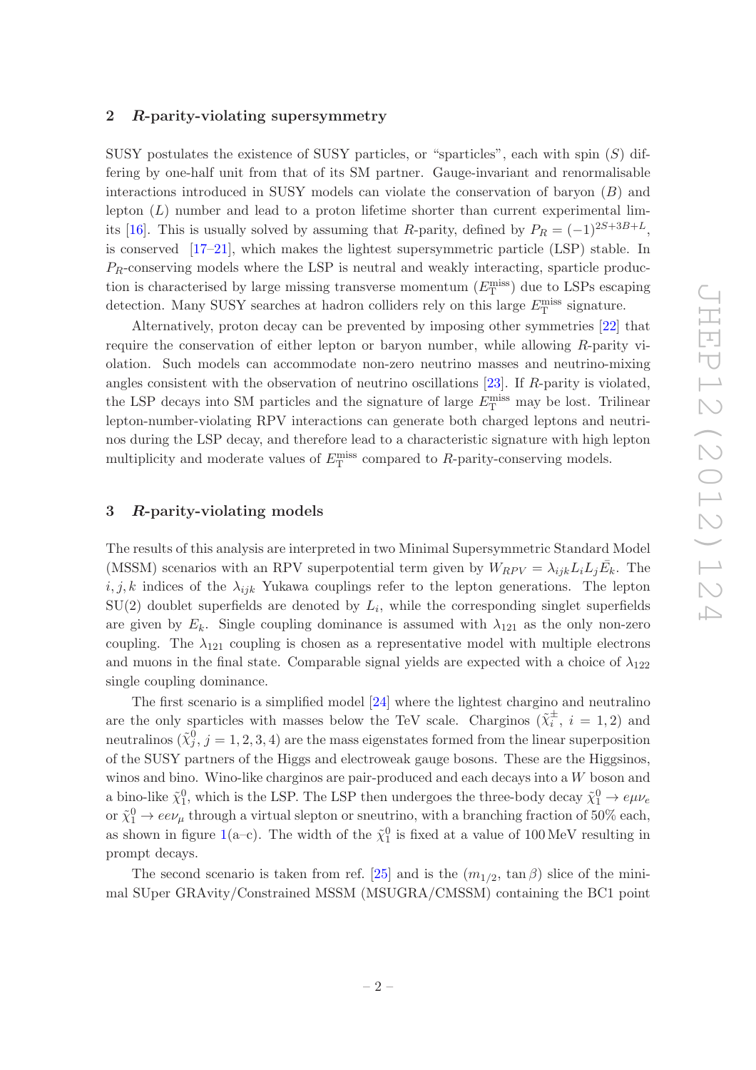## 2 *R*-parity-violating supersymmetry

SUSY postulates the existence of SUSY particles, or "sparticles", each with spin ($S$) differing by one-half unit from that of its SM partner. Gauge-invariant and renormalisable interactions introduced in SUSY models can violate the conservation of baryon ($B$) and lepton ($L$) number and lead to a proton lifetime shorter than current experimental limits [16]. This is usually solved by assuming that $R$-parity, defined by $P_R = (-1)^{2S+3B+L}$, is conserved [17–21], which makes the lightest supersymmetric particle (LSP) stable. In $P_R$-conserving models where the LSP is neutral and weakly interacting, sparticle production is characterised by large missing transverse momentum ($E_{\mathrm{T}}^{\mathrm{miss}}$) due to LSPs escaping detection. Many SUSY searches at hadron colliders rely on this large $E_{\mathrm{T}}^{\mathrm{miss}}$ signature.

Alternatively, proton decay can be prevented by imposing other symmetries [22] that require the conservation of either lepton or baryon number, while allowing $R$-parity violation. Such models can accommodate non-zero neutrino masses and neutrino-mixing angles consistent with the observation of neutrino oscillations [23]. If $R$-parity is violated, the LSP decays into SM particles and the signature of large $E_{\mathrm{T}}^{\mathrm{miss}}$ may be lost. Trilinear lepton-number-violating RPV interactions can generate both charged leptons and neutrinos during the LSP decay, and therefore lead to a characteristic signature with high lepton multiplicity and moderate values of $E_{\mathrm{T}}^{\mathrm{miss}}$ compared to $R$-parity-conserving models.

## 3 *R*-parity-violating models

The results of this analysis are interpreted in two Minimal Supersymmetric Standard Model (MSSM) scenarios with an RPV superpotential term given by $W_{RPV} = \lambda_{ijk} L_i L_j \bar{E}_k$. The $i, j, k$ indices of the $\lambda_{ijk}$ Yukawa couplings refer to the lepton generations. The lepton SU(2) doublet superfields are denoted by $L_i$, while the corresponding singlet superfields are given by $E_k$. Single coupling dominance is assumed with $\lambda_{121}$ as the only non-zero coupling. The $\lambda_{121}$ coupling is chosen as a representative model with multiple electrons and muons in the final state. Comparable signal yields are expected with a choice of $\lambda_{122}$ single coupling dominance.

The first scenario is a simplified model [24] where the lightest chargino and neutralino are the only sparticles with masses below the TeV scale. Charginos ($\tilde{\chi}_i^{\pm}$, $i = 1, 2$) and neutralinos ($\tilde{\chi}_j^0$, $j = 1, 2, 3, 4$) are the mass eigenstates formed from the linear superposition of the SUSY partners of the Higgs and electroweak gauge bosons. These are the Higgsinos, winos and bino. Wino-like charginos are pair-produced and each decays into a $W$ boson and a bino-like $\tilde{\chi}_1^0$, which is the LSP. The LSP then undergoes the three-body decay $\tilde{\chi}_1^0 \to e\mu\nu_e$ or $\tilde{\chi}_1^0 \to ee\nu_\mu$ through a virtual slepton or sneutrino, with a branching fraction of 50% each, as shown in figure 1(a–c). The width of the $\tilde{\chi}_1^0$ is fixed at a value of 100 MeV resulting in prompt decays.

The second scenario is taken from ref. [25] and is the ($m_{1/2}$, $\tan\beta$) slice of the minimal SUper GRAvity/Constrained MSSM (MSUGRA/CMSSM) containing the BC1 point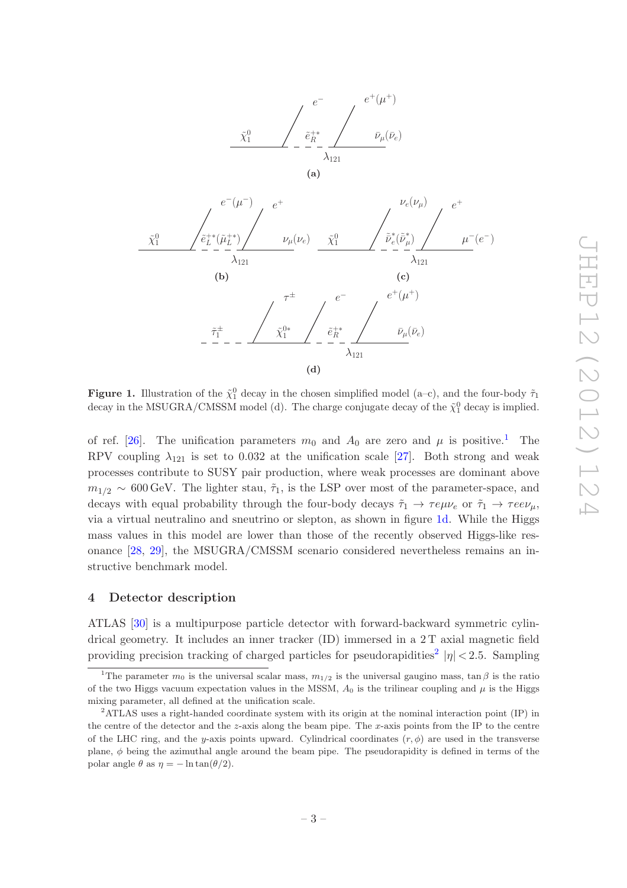**Figure 1.** Illustration of the $\tilde{\chi}_1^0$ decay in the chosen simplified model (a–c), and the four-body $\tilde{\tau}_1$ decay in the MSUGRA/CMSSM model (d). The charge conjugate decay of the $\tilde{\chi}_1^0$ decay is implied.

of ref. [26]. The unification parameters $m_0$ and $A_0$ are zero and $\mu$ is positive.[1] The RPV coupling $\lambda_{121}$ is set to 0.032 at the unification scale [27]. Both strong and weak processes contribute to SUSY pair production, where weak processes are dominant above $m_{1/2} \sim 600\,\text{GeV}$. The lighter stau, $\tilde{\tau}_1$, is the LSP over most of the parameter-space, and decays with equal probability through the four-body decays $\tilde{\tau}_1 \to \tau e \mu \nu_e$ or $\tilde{\tau}_1 \to \tau e e \nu_\mu$, via a virtual neutralino and sneutrino or slepton, as shown in figure 1d. While the Higgs mass values in this model are lower than those of the recently observed Higgs-like resonance [28, 29], the MSUGRA/CMSSM scenario considered nevertheless remains an instructive benchmark model.

## 4 Detector description

ATLAS [30] is a multipurpose particle detector with forward-backward symmetric cylindrical geometry. It includes an inner tracker (ID) immersed in a 2 T axial magnetic field providing precision tracking of charged particles for pseudorapidities[2] $|\eta| < 2.5$. Sampling

[1] The parameter $m_0$ is the universal scalar mass, $m_{1/2}$ is the universal gaugino mass, $\tan\beta$ is the ratio of the two Higgs vacuum expectation values in the MSSM, $A_0$ is the trilinear coupling and $\mu$ is the Higgs mixing parameter, all defined at the unification scale.

[2] ATLAS uses a right-handed coordinate system with its origin at the nominal interaction point (IP) in the centre of the detector and the $z$-axis along the beam pipe. The $x$-axis points from the IP to the centre of the LHC ring, and the $y$-axis points upward. Cylindrical coordinates $(r, \phi)$ are used in the transverse plane, $\phi$ being the azimuthal angle around the beam pipe. The pseudorapidity is defined in terms of the polar angle $\theta$ as $\eta = -\ln\tan(\theta/2)$.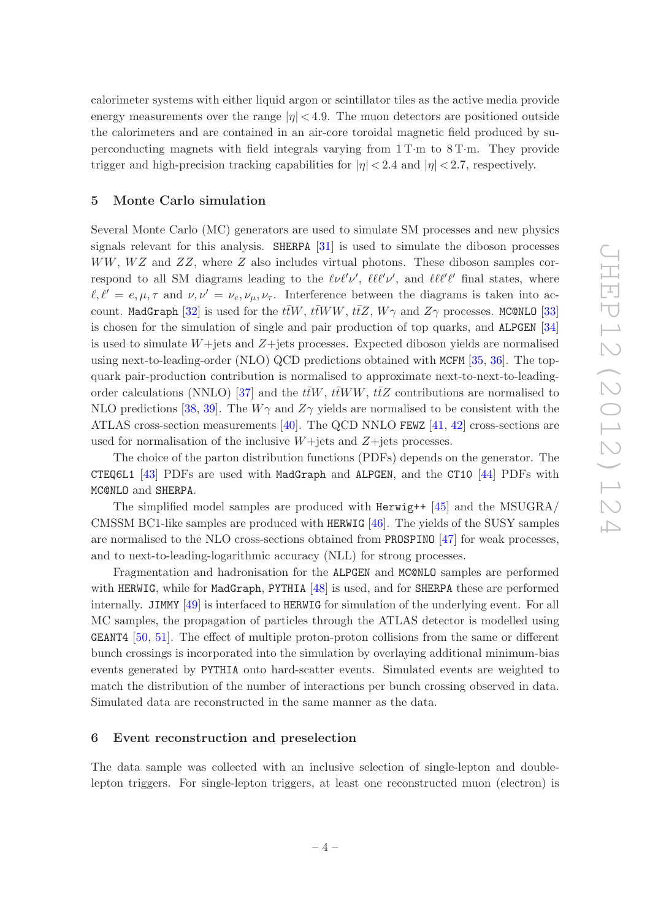calorimeter systems with either liquid argon or scintillator tiles as the active media provide energy measurements over the range $|\eta| < 4.9$. The muon detectors are positioned outside the calorimeters and are contained in an air-core toroidal magnetic field produced by superconducting magnets with field integrals varying from 1 T·m to 8 T·m. They provide trigger and high-precision tracking capabilities for $|\eta| < 2.4$ and $|\eta| < 2.7$, respectively.

## 5 Monte Carlo simulation

Several Monte Carlo (MC) generators are used to simulate SM processes and new physics signals relevant for this analysis. `SHERPA` [31] is used to simulate the diboson processes $WW$, $WZ$ and $ZZ$, where $Z$ also includes virtual photons. These diboson samples correspond to all SM diagrams leading to the $\ell\nu\ell'\nu'$, $\ell\ell\ell'\nu'$, and $\ell\ell\ell'\ell'$ final states, where $\ell, \ell' = e, \mu, \tau$ and $\nu, \nu' = \nu_e, \nu_\mu, \nu_\tau$. Interference between the diagrams is taken into account. `MadGraph` [32] is used for the $t\bar{t}W$, $t\bar{t}WW$, $t\bar{t}Z$, $W\gamma$ and $Z\gamma$ processes. `MC@NLO` [33] is chosen for the simulation of single and pair production of top quarks, and `ALPGEN` [34] is used to simulate $W$+jets and $Z$+jets processes. Expected diboson yields are normalised using next-to-leading-order (NLO) QCD predictions obtained with `MCFM` [35, 36]. The top-quark pair-production contribution is normalised to approximate next-to-next-to-leading-order calculations (NNLO) [37] and the $t\bar{t}W$, $t\bar{t}WW$, $t\bar{t}Z$ contributions are normalised to NLO predictions [38, 39]. The $W\gamma$ and $Z\gamma$ yields are normalised to be consistent with the ATLAS cross-section measurements [40]. The QCD NNLO `FEWZ` [41, 42] cross-sections are used for normalisation of the inclusive $W$+jets and $Z$+jets processes.

The choice of the parton distribution functions (PDFs) depends on the generator. The `CTEQ6L1` [43] PDFs are used with `MadGraph` and `ALPGEN`, and the `CT10` [44] PDFs with `MC@NLO` and `SHERPA`.

The simplified model samples are produced with `Herwig++` [45] and the MSUGRA/CMSSM BC1-like samples are produced with `HERWIG` [46]. The yields of the SUSY samples are normalised to the NLO cross-sections obtained from `PROSPINO` [47] for weak processes, and to next-to-leading-logarithmic accuracy (NLL) for strong processes.

Fragmentation and hadronisation for the `ALPGEN` and `MC@NLO` samples are performed with `HERWIG`, while for `MadGraph`, `PYTHIA` [48] is used, and for `SHERPA` these are performed internally. `JIMMY` [49] is interfaced to `HERWIG` for simulation of the underlying event. For all MC samples, the propagation of particles through the ATLAS detector is modelled using `GEANT4` [50, 51]. The effect of multiple proton-proton collisions from the same or different bunch crossings is incorporated into the simulation by overlaying additional minimum-bias events generated by `PYTHIA` onto hard-scatter events. Simulated events are weighted to match the distribution of the number of interactions per bunch crossing observed in data. Simulated data are reconstructed in the same manner as the data.

## 6 Event reconstruction and preselection

The data sample was collected with an inclusive selection of single-lepton and double-lepton triggers. For single-lepton triggers, at least one reconstructed muon (electron) is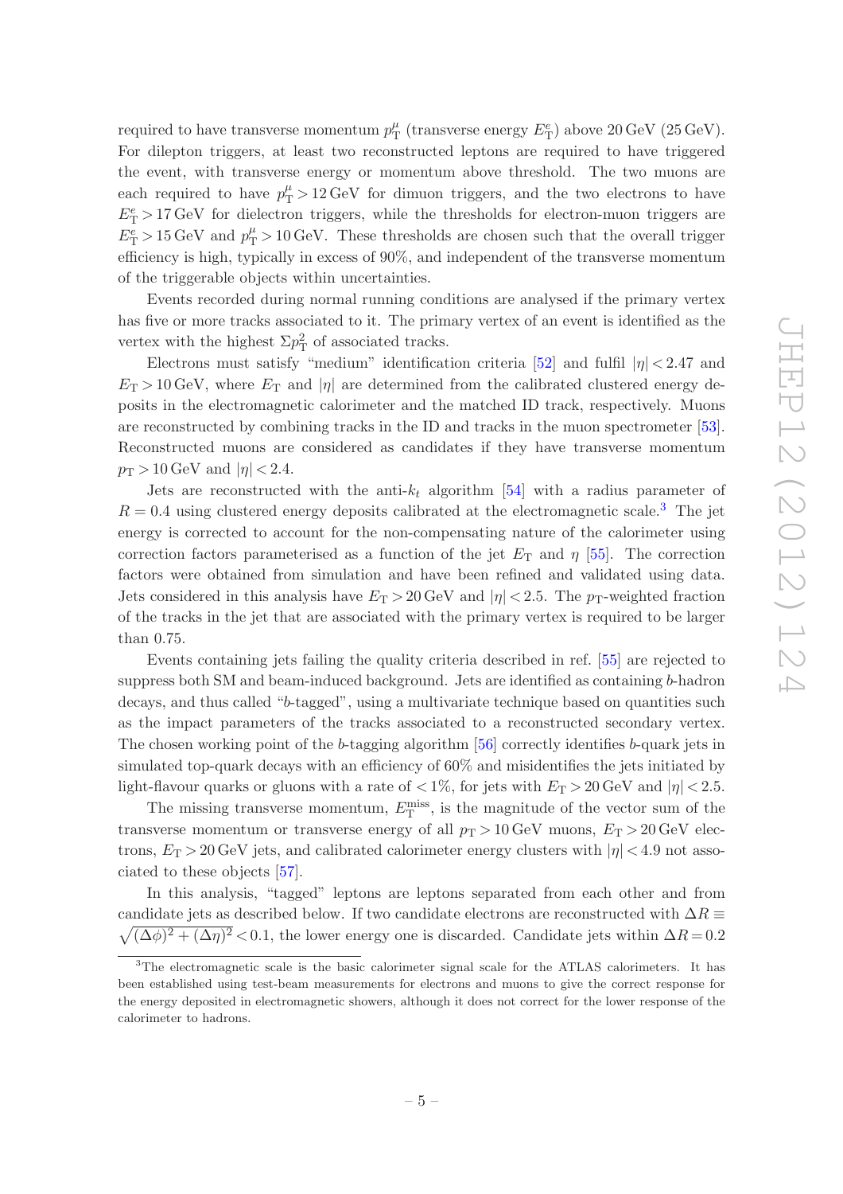required to have transverse momentum $p_{\mathrm{T}}^{\mu}$ (transverse energy $E_{\mathrm{T}}^{e}$) above 20 GeV (25 GeV). For dilepton triggers, at least two reconstructed leptons are required to have triggered the event, with transverse energy or momentum above threshold. The two muons are each required to have $p_{\mathrm{T}}^{\mu} > 12$ GeV for dimuon triggers, and the two electrons to have $E_{\mathrm{T}}^{e} > 17$ GeV for dielectron triggers, while the thresholds for electron-muon triggers are $E_{\mathrm{T}}^{e} > 15$ GeV and $p_{\mathrm{T}}^{\mu} > 10$ GeV. These thresholds are chosen such that the overall trigger efficiency is high, typically in excess of 90%, and independent of the transverse momentum of the triggerable objects within uncertainties.

Events recorded during normal running conditions are analysed if the primary vertex has five or more tracks associated to it. The primary vertex of an event is identified as the vertex with the highest $\Sigma p_{\mathrm{T}}^{2}$ of associated tracks.

Electrons must satisfy "medium" identification criteria [52] and fulfil $|\eta| < 2.47$ and $E_{\mathrm{T}} > 10$ GeV, where $E_{\mathrm{T}}$ and $|\eta|$ are determined from the calibrated clustered energy deposits in the electromagnetic calorimeter and the matched ID track, respectively. Muons are reconstructed by combining tracks in the ID and tracks in the muon spectrometer [53]. Reconstructed muons are considered as candidates if they have transverse momentum $p_{\mathrm{T}} > 10$ GeV and $|\eta| < 2.4$.

Jets are reconstructed with the anti-$k_t$ algorithm [54] with a radius parameter of $R = 0.4$ using clustered energy deposits calibrated at the electromagnetic scale.[3] The jet energy is corrected to account for the non-compensating nature of the calorimeter using correction factors parameterised as a function of the jet $E_{\mathrm{T}}$ and $\eta$ [55]. The correction factors were obtained from simulation and have been refined and validated using data. Jets considered in this analysis have $E_{\mathrm{T}} > 20$ GeV and $|\eta| < 2.5$. The $p_{\mathrm{T}}$-weighted fraction of the tracks in the jet that are associated with the primary vertex is required to be larger than 0.75.

Events containing jets failing the quality criteria described in ref. [55] are rejected to suppress both SM and beam-induced background. Jets are identified as containing $b$-hadron decays, and thus called "$b$-tagged", using a multivariate technique based on quantities such as the impact parameters of the tracks associated to a reconstructed secondary vertex. The chosen working point of the $b$-tagging algorithm [56] correctly identifies $b$-quark jets in simulated top-quark decays with an efficiency of 60% and misidentifies the jets initiated by light-flavour quarks or gluons with a rate of $< 1\%$, for jets with $E_{\mathrm{T}} > 20$ GeV and $|\eta| < 2.5$.

The missing transverse momentum, $E_{\mathrm{T}}^{\mathrm{miss}}$, is the magnitude of the vector sum of the transverse momentum or transverse energy of all $p_{\mathrm{T}} > 10$ GeV muons, $E_{\mathrm{T}} > 20$ GeV electrons, $E_{\mathrm{T}} > 20$ GeV jets, and calibrated calorimeter energy clusters with $|\eta| < 4.9$ not associated to these objects [57].

In this analysis, "tagged" leptons are leptons separated from each other and from candidate jets as described below. If two candidate electrons are reconstructed with $\Delta R \equiv \sqrt{(\Delta\phi)^2 + (\Delta\eta)^2} < 0.1$, the lower energy one is discarded. Candidate jets within $\Delta R = 0.2$

[3]The electromagnetic scale is the basic calorimeter signal scale for the ATLAS calorimeters. It has been established using test-beam measurements for electrons and muons to give the correct response for the energy deposited in electromagnetic showers, although it does not correct for the lower response of the calorimeter to hadrons.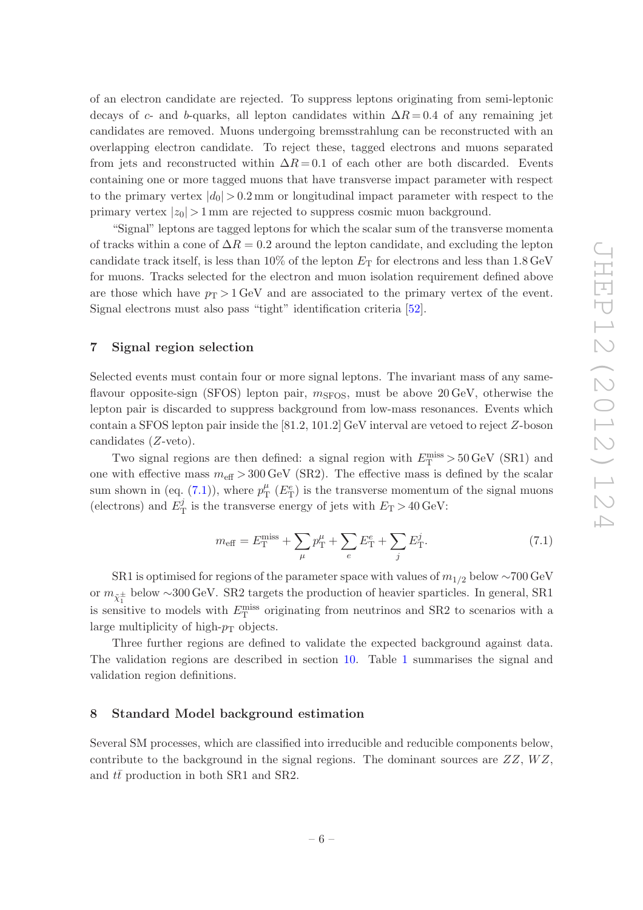of an electron candidate are rejected. To suppress leptons originating from semi-leptonic decays of $c$- and $b$-quarks, all lepton candidates within $\Delta R = 0.4$ of any remaining jet candidates are removed. Muons undergoing bremsstrahlung can be reconstructed with an overlapping electron candidate. To reject these, tagged electrons and muons separated from jets and reconstructed within $\Delta R = 0.1$ of each other are both discarded. Events containing one or more tagged muons that have transverse impact parameter with respect to the primary vertex $|d_0| > 0.2$ mm or longitudinal impact parameter with respect to the primary vertex $|z_0| > 1$ mm are rejected to suppress cosmic muon background.

"Signal" leptons are tagged leptons for which the scalar sum of the transverse momenta of tracks within a cone of $\Delta R = 0.2$ around the lepton candidate, and excluding the lepton candidate track itself, is less than 10% of the lepton $E_{\mathrm{T}}$ for electrons and less than 1.8 GeV for muons. Tracks selected for the electron and muon isolation requirement defined above are those which have $p_{\mathrm{T}} > 1$ GeV and are associated to the primary vertex of the event. Signal electrons must also pass "tight" identification criteria [52].

## 7 Signal region selection

Selected events must contain four or more signal leptons. The invariant mass of any same-flavour opposite-sign (SFOS) lepton pair, $m_{\mathrm{SFOS}}$, must be above 20 GeV, otherwise the lepton pair is discarded to suppress background from low-mass resonances. Events which contain a SFOS lepton pair inside the [81.2, 101.2] GeV interval are vetoed to reject $Z$-boson candidates ($Z$-veto).

Two signal regions are then defined: a signal region with $E_{\mathrm{T}}^{\mathrm{miss}} > 50$ GeV (SR1) and one with effective mass $m_{\mathrm{eff}} > 300$ GeV (SR2). The effective mass is defined by the scalar sum shown in (eq. (7.1)), where $p_{\mathrm{T}}^{\mu}$ ($E_{\mathrm{T}}^{e}$) is the transverse momentum of the signal muons (electrons) and $E_{\mathrm{T}}^{j}$ is the transverse energy of jets with $E_{\mathrm{T}} > 40$ GeV:

$$m_{\mathrm{eff}} = E_{\mathrm{T}}^{\mathrm{miss}} + \sum_{\mu} p_{\mathrm{T}}^{\mu} + \sum_{e} E_{\mathrm{T}}^{e} + \sum_{j} E_{\mathrm{T}}^{j}. \tag{7.1}$$

SR1 is optimised for regions of the parameter space with values of $m_{1/2}$ below $\sim$700 GeV or $m_{\tilde{\chi}_1^{\pm}}$ below $\sim$300 GeV. SR2 targets the production of heavier sparticles. In general, SR1 is sensitive to models with $E_{\mathrm{T}}^{\mathrm{miss}}$ originating from neutrinos and SR2 to scenarios with a large multiplicity of high-$p_{\mathrm{T}}$ objects.

Three further regions are defined to validate the expected background against data. The validation regions are described in section 10. Table 1 summarises the signal and validation region definitions.

## 8 Standard Model background estimation

Several SM processes, which are classified into irreducible and reducible components below, contribute to the background in the signal regions. The dominant sources are $ZZ$, $WZ$, and $t\bar{t}$ production in both SR1 and SR2.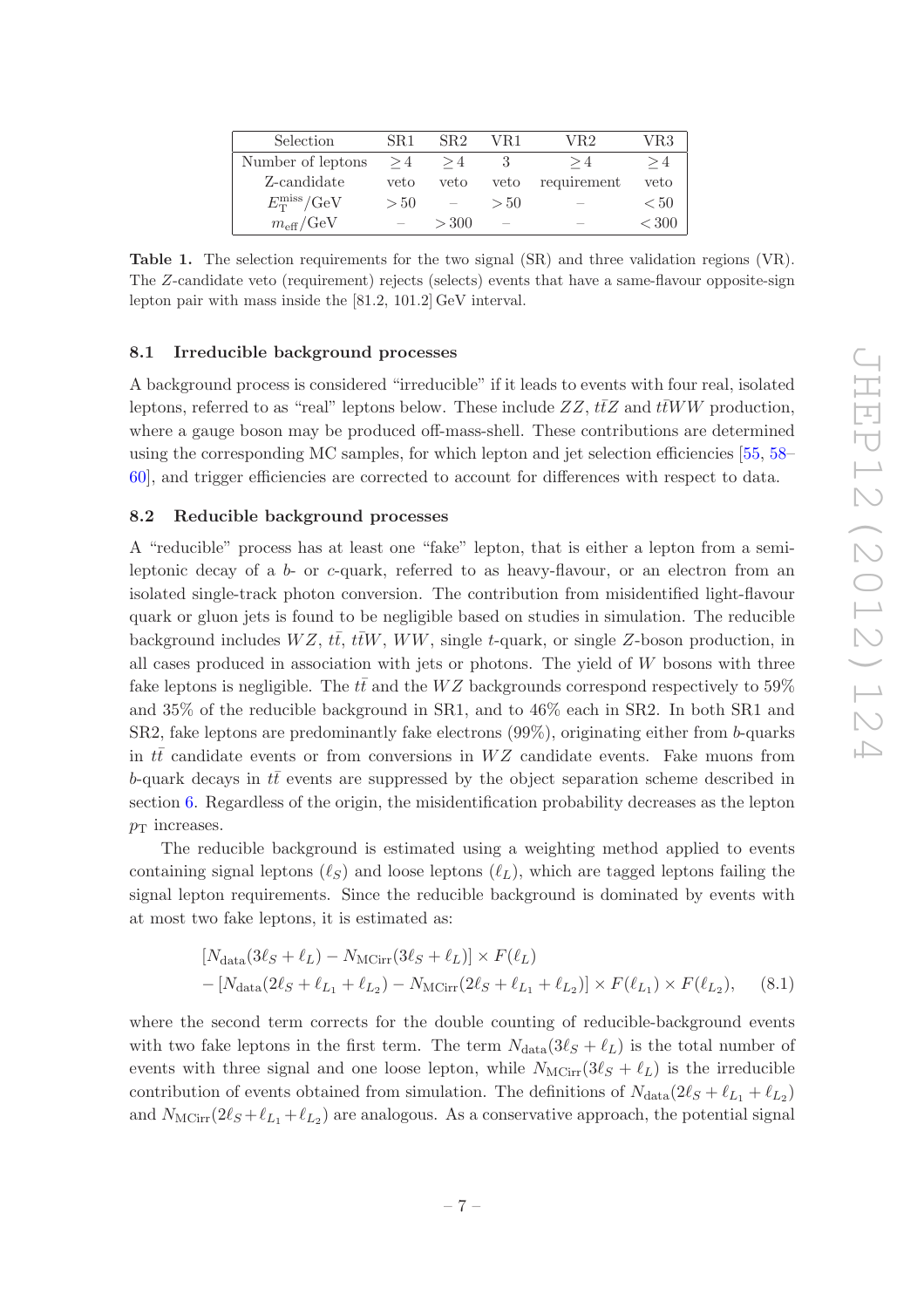| Selection | SR1 | SR2 | VR1 | VR2 | VR3 |
|---|---|---|---|---|---|
| Number of leptons | $\geq 4$ | $\geq 4$ | 3 | $\geq 4$ | $\geq 4$ |
| Z-candidate | veto | veto | veto | requirement | veto |
| $E_{\mathrm{T}}^{\mathrm{miss}}$/GeV | $> 50$ | – | $> 50$ | – | $< 50$ |
| $m_{\mathrm{eff}}$/GeV | – | $> 300$ | – | – | $< 300$ |

**Table 1.** The selection requirements for the two signal (SR) and three validation regions (VR). The $Z$-candidate veto (requirement) rejects (selects) events that have a same-flavour opposite-sign lepton pair with mass inside the [81.2, 101.2] GeV interval.

### 8.1 Irreducible background processes

A background process is considered "irreducible" if it leads to events with four real, isolated leptons, referred to as "real" leptons below. These include $ZZ$, $t\bar{t}Z$ and $t\bar{t}WW$ production, where a gauge boson may be produced off-mass-shell. These contributions are determined using the corresponding MC samples, for which lepton and jet selection efficiencies [55, 58–60], and trigger efficiencies are corrected to account for differences with respect to data.

### 8.2 Reducible background processes

A "reducible" process has at least one "fake" lepton, that is either a lepton from a semi-leptonic decay of a $b$- or $c$-quark, referred to as heavy-flavour, or an electron from an isolated single-track photon conversion. The contribution from misidentified light-flavour quark or gluon jets is found to be negligible based on studies in simulation. The reducible background includes $WZ$, $t\bar{t}$, $t\bar{t}W$, $WW$, single $t$-quark, or single $Z$-boson production, in all cases produced in association with jets or photons. The yield of $W$ bosons with three fake leptons is negligible. The $t\bar{t}$ and the $WZ$ backgrounds correspond respectively to 59% and 35% of the reducible background in SR1, and to 46% each in SR2. In both SR1 and SR2, fake leptons are predominantly fake electrons (99%), originating either from $b$-quarks in $t\bar{t}$ candidate events or from conversions in $WZ$ candidate events. Fake muons from $b$-quark decays in $t\bar{t}$ events are suppressed by the object separation scheme described in section 6. Regardless of the origin, the misidentification probability decreases as the lepton $p_{\mathrm{T}}$ increases.

The reducible background is estimated using a weighting method applied to events containing signal leptons ($\ell_S$) and loose leptons ($\ell_L$), which are tagged leptons failing the signal lepton requirements. Since the reducible background is dominated by events with at most two fake leptons, it is estimated as:

$$\begin{aligned}
&[N_{\mathrm{data}}(3\ell_S + \ell_L) - N_{\mathrm{MCirr}}(3\ell_S + \ell_L)] \times F(\ell_L) \\
&- [N_{\mathrm{data}}(2\ell_S + \ell_{L_1} + \ell_{L_2}) - N_{\mathrm{MCirr}}(2\ell_S + \ell_{L_1} + \ell_{L_2})] \times F(\ell_{L_1}) \times F(\ell_{L_2}), \qquad (8.1)
\end{aligned}$$

where the second term corrects for the double counting of reducible-background events with two fake leptons in the first term. The term $N_{\mathrm{data}}(3\ell_S + \ell_L)$ is the total number of events with three signal and one loose lepton, while $N_{\mathrm{MCirr}}(3\ell_S + \ell_L)$ is the irreducible contribution of events obtained from simulation. The definitions of $N_{\mathrm{data}}(2\ell_S + \ell_{L_1} + \ell_{L_2})$ and $N_{\mathrm{MCirr}}(2\ell_S + \ell_{L_1} + \ell_{L_2})$ are analogous. As a conservative approach, the potential signal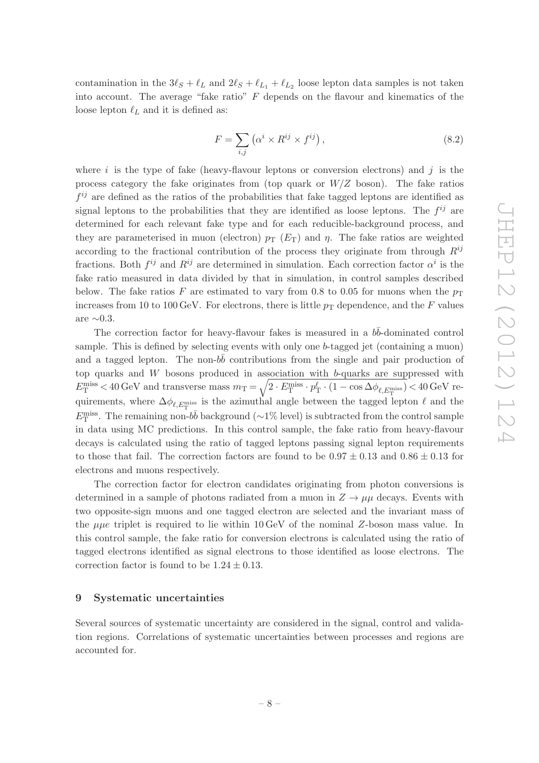contamination in the $3\ell_S + \ell_L$ and $2\ell_S + \ell_{L_1} + \ell_{L_2}$ loose lepton data samples is not taken into account. The average "fake ratio" $F$ depends on the flavour and kinematics of the loose lepton $\ell_L$ and it is defined as:

$$F = \sum_{i,j} \left( \alpha^i \times R^{ij} \times f^{ij} \right), \tag{8.2}$$

where $i$ is the type of fake (heavy-flavour leptons or conversion electrons) and $j$ is the process category the fake originates from (top quark or $W/Z$ boson). The fake ratios $f^{ij}$ are defined as the ratios of the probabilities that fake tagged leptons are identified as signal leptons to the probabilities that they are identified as loose leptons. The $f^{ij}$ are determined for each relevant fake type and for each reducible-background process, and they are parameterised in muon (electron) $p_{\mathrm{T}}$ ($E_{\mathrm{T}}$) and $\eta$. The fake ratios are weighted according to the fractional contribution of the process they originate from through $R^{ij}$ fractions. Both $f^{ij}$ and $R^{ij}$ are determined in simulation. Each correction factor $\alpha^i$ is the fake ratio measured in data divided by that in simulation, in control samples described below. The fake ratios $F$ are estimated to vary from 0.8 to 0.05 for muons when the $p_{\mathrm{T}}$ increases from 10 to 100 GeV. For electrons, there is little $p_{\mathrm{T}}$ dependence, and the $F$ values are $\sim$0.3.

The correction factor for heavy-flavour fakes is measured in a $b\bar{b}$-dominated control sample. This is defined by selecting events with only one $b$-tagged jet (containing a muon) and a tagged lepton. The non-$b\bar{b}$ contributions from the single and pair production of top quarks and $W$ bosons produced in association with $b$-quarks are suppressed with $E_{\mathrm{T}}^{\mathrm{miss}} < 40$ GeV and transverse mass $m_{\mathrm{T}} = \sqrt{2 \cdot E_{\mathrm{T}}^{\mathrm{miss}} \cdot p_{\mathrm{T}}^{\ell} \cdot (1 - \cos \Delta\phi_{\ell, E_{\mathrm{T}}^{\mathrm{miss}}})} < 40$ GeV requirements, where $\Delta\phi_{\ell, E_{\mathrm{T}}^{\mathrm{miss}}}$ is the azimuthal angle between the tagged lepton $\ell$ and the $E_{\mathrm{T}}^{\mathrm{miss}}$. The remaining non-$b\bar{b}$ background ($\sim$1% level) is subtracted from the control sample in data using MC predictions. In this control sample, the fake ratio from heavy-flavour decays is calculated using the ratio of tagged leptons passing signal lepton requirements to those that fail. The correction factors are found to be $0.97 \pm 0.13$ and $0.86 \pm 0.13$ for electrons and muons respectively.

The correction factor for electron candidates originating from photon conversions is determined in a sample of photons radiated from a muon in $Z \to \mu\mu$ decays. Events with two opposite-sign muons and one tagged electron are selected and the invariant mass of the $\mu\mu e$ triplet is required to lie within 10 GeV of the nominal $Z$-boson mass value. In this control sample, the fake ratio for conversion electrons is calculated using the ratio of tagged electrons identified as signal electrons to those identified as loose electrons. The correction factor is found to be $1.24 \pm 0.13$.

## 9 Systematic uncertainties

Several sources of systematic uncertainty are considered in the signal, control and validation regions. Correlations of systematic uncertainties between processes and regions are accounted for.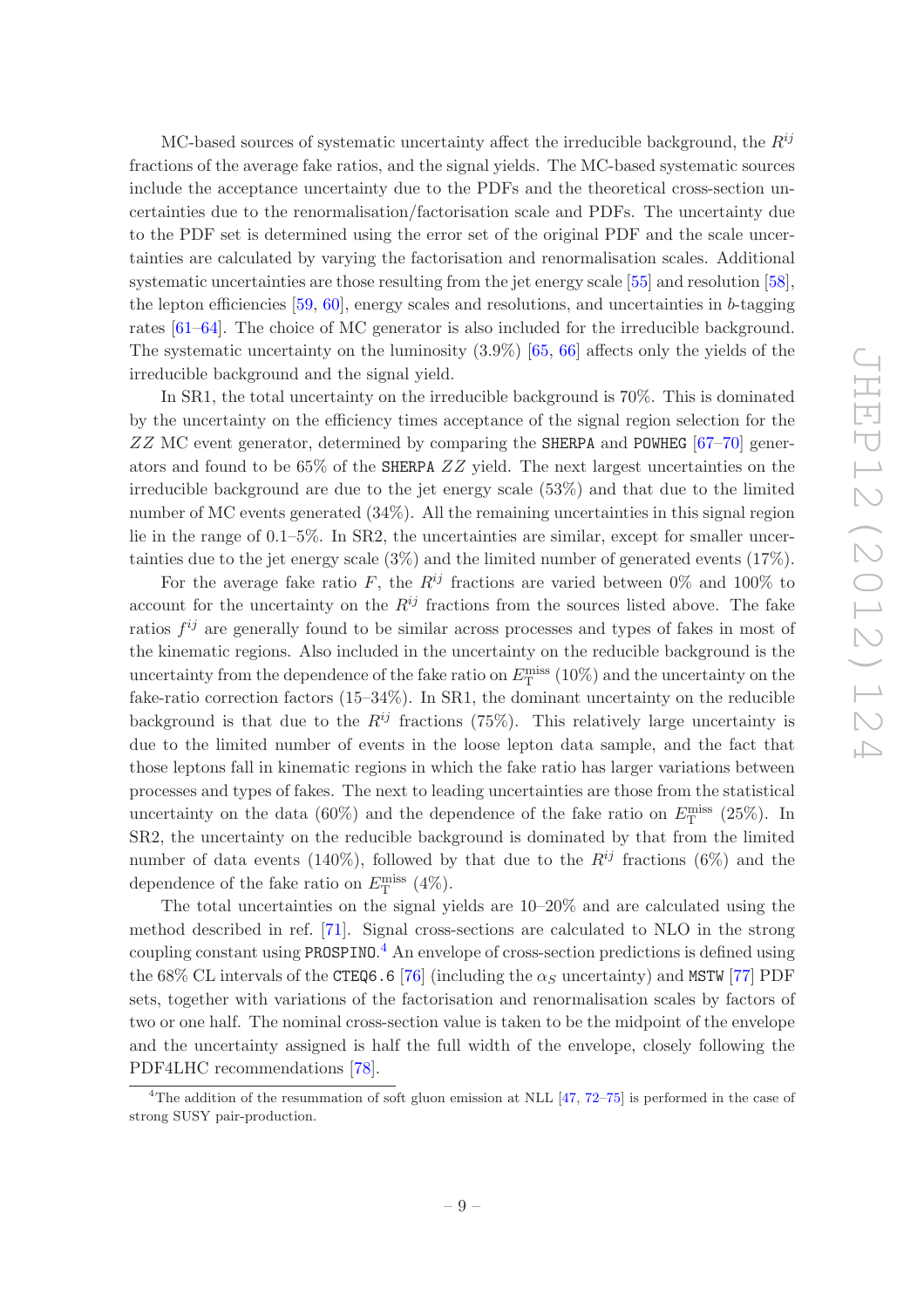MC-based sources of systematic uncertainty affect the irreducible background, the $R^{ij}$ fractions of the average fake ratios, and the signal yields. The MC-based systematic sources include the acceptance uncertainty due to the PDFs and the theoretical cross-section uncertainties due to the renormalisation/factorisation scale and PDFs. The uncertainty due to the PDF set is determined using the error set of the original PDF and the scale uncertainties are calculated by varying the factorisation and renormalisation scales. Additional systematic uncertainties are those resulting from the jet energy scale [55] and resolution [58], the lepton efficiencies [59, 60], energy scales and resolutions, and uncertainties in $b$-tagging rates [61–64]. The choice of MC generator is also included for the irreducible background. The systematic uncertainty on the luminosity (3.9%) [65, 66] affects only the yields of the irreducible background and the signal yield.

In SR1, the total uncertainty on the irreducible background is 70%. This is dominated by the uncertainty on the efficiency times acceptance of the signal region selection for the $ZZ$ MC event generator, determined by comparing the SHERPA and POWHEG [67–70] generators and found to be 65% of the SHERPA $ZZ$ yield. The next largest uncertainties on the irreducible background are due to the jet energy scale (53%) and that due to the limited number of MC events generated (34%). All the remaining uncertainties in this signal region lie in the range of 0.1–5%. In SR2, the uncertainties are similar, except for smaller uncertainties due to the jet energy scale (3%) and the limited number of generated events (17%).

For the average fake ratio $F$, the $R^{ij}$ fractions are varied between 0% and 100% to account for the uncertainty on the $R^{ij}$ fractions from the sources listed above. The fake ratios $f^{ij}$ are generally found to be similar across processes and types of fakes in most of the kinematic regions. Also included in the uncertainty on the reducible background is the uncertainty from the dependence of the fake ratio on $E_{\mathrm{T}}^{\mathrm{miss}}$ (10%) and the uncertainty on the fake-ratio correction factors (15–34%). In SR1, the dominant uncertainty on the reducible background is that due to the $R^{ij}$ fractions (75%). This relatively large uncertainty is due to the limited number of events in the loose lepton data sample, and the fact that those leptons fall in kinematic regions in which the fake ratio has larger variations between processes and types of fakes. The next to leading uncertainties are those from the statistical uncertainty on the data (60%) and the dependence of the fake ratio on $E_{\mathrm{T}}^{\mathrm{miss}}$ (25%). In SR2, the uncertainty on the reducible background is dominated by that from the limited number of data events (140%), followed by that due to the $R^{ij}$ fractions (6%) and the dependence of the fake ratio on $E_{\mathrm{T}}^{\mathrm{miss}}$ (4%).

The total uncertainties on the signal yields are 10–20% and are calculated using the method described in ref. [71]. Signal cross-sections are calculated to NLO in the strong coupling constant using PROSPINO.[4] An envelope of cross-section predictions is defined using the 68% CL intervals of the CTEQ6.6 [76] (including the $\alpha_S$ uncertainty) and MSTW [77] PDF sets, together with variations of the factorisation and renormalisation scales by factors of two or one half. The nominal cross-section value is taken to be the midpoint of the envelope and the uncertainty assigned is half the full width of the envelope, closely following the PDF4LHC recommendations [78].

[4]The addition of the resummation of soft gluon emission at NLL [47, 72–75] is performed in the case of strong SUSY pair-production.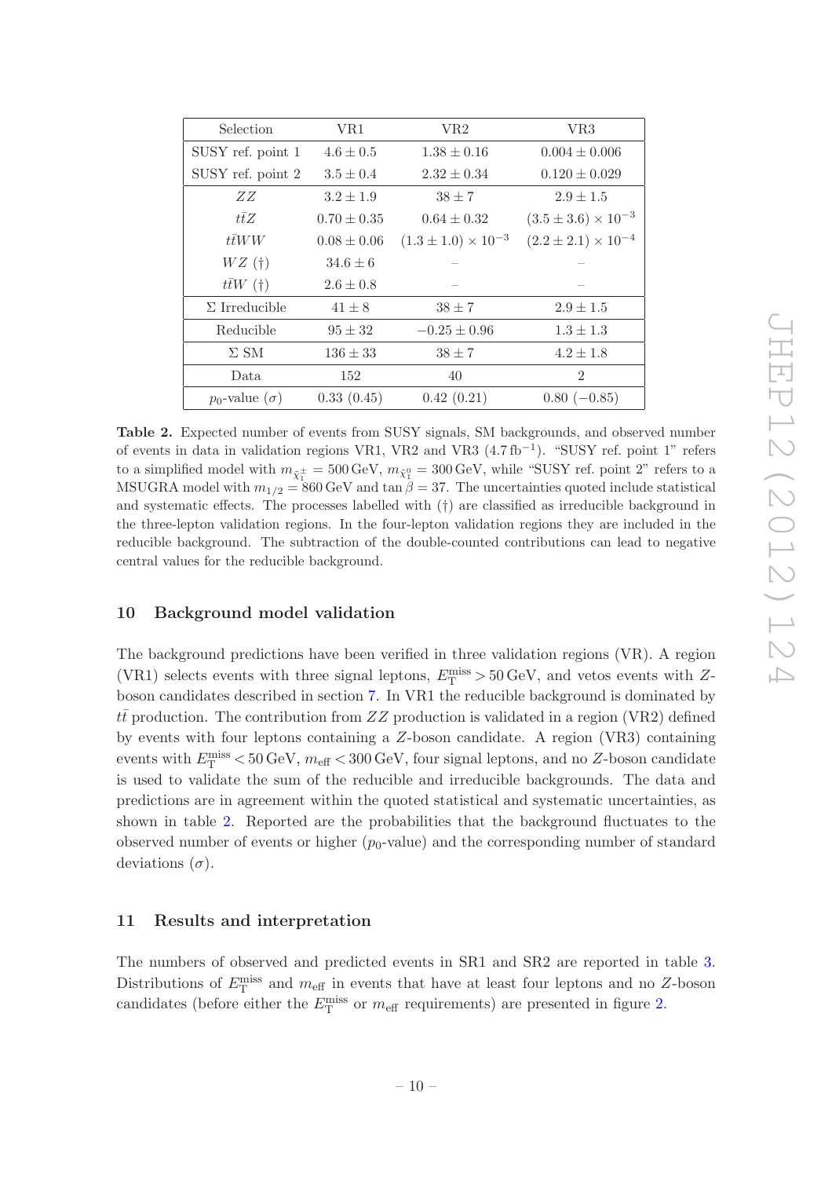| Selection | VR1 | VR2 | VR3 |
|---|---|---|---|
| SUSY ref. point 1 | $4.6 \pm 0.5$ | $1.38 \pm 0.16$ | $0.004 \pm 0.006$ |
| SUSY ref. point 2 | $3.5 \pm 0.4$ | $2.32 \pm 0.34$ | $0.120 \pm 0.029$ |
| $ZZ$ | $3.2 \pm 1.9$ | $38 \pm 7$ | $2.9 \pm 1.5$ |
| $t\bar{t}Z$ | $0.70 \pm 0.35$ | $0.64 \pm 0.32$ | $(3.5 \pm 3.6) \times 10^{-3}$ |
| $t\bar{t}WW$ | $0.08 \pm 0.06$ | $(1.3 \pm 1.0) \times 10^{-3}$ | $(2.2 \pm 2.1) \times 10^{-4}$ |
| $WZ$ (†) | $34.6 \pm 6$ | – | – |
| $t\bar{t}W$ (†) | $2.6 \pm 0.8$ | – | – |
| $\Sigma$ Irreducible | $41 \pm 8$ | $38 \pm 7$ | $2.9 \pm 1.5$ |
| Reducible | $95 \pm 32$ | $-0.25 \pm 0.96$ | $1.3 \pm 1.3$ |
| $\Sigma$ SM | $136 \pm 33$ | $38 \pm 7$ | $4.2 \pm 1.8$ |
| Data | 152 | 40 | 2 |
| $p_0$-value ($\sigma$) | 0.33 (0.45) | 0.42 (0.21) | 0.80 ($-0.85$) |

**Table 2.** Expected number of events from SUSY signals, SM backgrounds, and observed number of events in data in validation regions VR1, VR2 and VR3 ($4.7\,\text{fb}^{-1}$). "SUSY ref. point 1" refers to a simplified model with $m_{\tilde{\chi}_1^\pm} = 500\,\text{GeV}$, $m_{\tilde{\chi}_1^0} = 300\,\text{GeV}$, while "SUSY ref. point 2" refers to a MSUGRA model with $m_{1/2} = 860\,\text{GeV}$ and $\tan\beta = 37$. The uncertainties quoted include statistical and systematic effects. The processes labelled with (†) are classified as irreducible background in the three-lepton validation regions. In the four-lepton validation regions they are included in the reducible background. The subtraction of the double-counted contributions can lead to negative central values for the reducible background.

## 10 Background model validation

The background predictions have been verified in three validation regions (VR). A region (VR1) selects events with three signal leptons, $E_{\text{T}}^{\text{miss}} > 50\,\text{GeV}$, and vetos events with $Z$-boson candidates described in section 7. In VR1 the reducible background is dominated by $t\bar{t}$ production. The contribution from $ZZ$ production is validated in a region (VR2) defined by events with four leptons containing a $Z$-boson candidate. A region (VR3) containing events with $E_{\text{T}}^{\text{miss}} < 50\,\text{GeV}$, $m_{\text{eff}} < 300\,\text{GeV}$, four signal leptons, and no $Z$-boson candidate is used to validate the sum of the reducible and irreducible backgrounds. The data and predictions are in agreement within the quoted statistical and systematic uncertainties, as shown in table 2. Reported are the probabilities that the background fluctuates to the observed number of events or higher ($p_0$-value) and the corresponding number of standard deviations ($\sigma$).

## 11 Results and interpretation

The numbers of observed and predicted events in SR1 and SR2 are reported in table 3. Distributions of $E_{\text{T}}^{\text{miss}}$ and $m_{\text{eff}}$ in events that have at least four leptons and no $Z$-boson candidates (before either the $E_{\text{T}}^{\text{miss}}$ or $m_{\text{eff}}$ requirements) are presented in figure 2.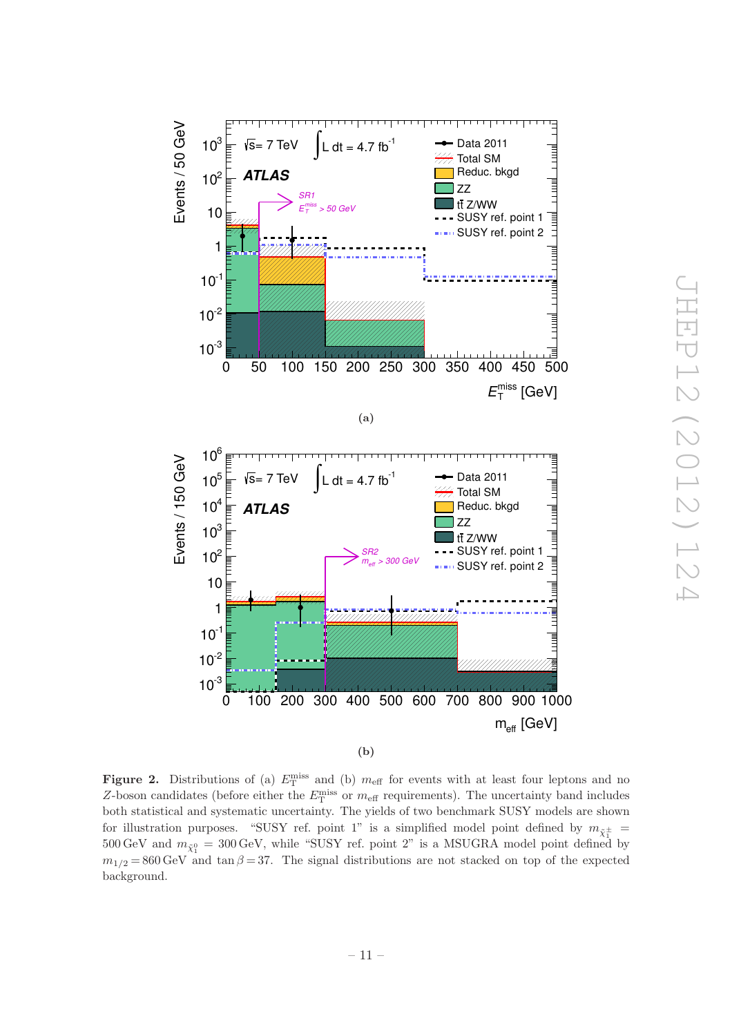(a)

(b)

**Figure 2.** Distributions of (a) $E_{\mathrm{T}}^{\mathrm{miss}}$ and (b) $m_{\mathrm{eff}}$ for events with at least four leptons and no $Z$-boson candidates (before either the $E_{\mathrm{T}}^{\mathrm{miss}}$ or $m_{\mathrm{eff}}$ requirements). The uncertainty band includes both statistical and systematic uncertainty. The yields of two benchmark SUSY models are shown for illustration purposes. "SUSY ref. point 1" is a simplified model point defined by $m_{\tilde{\chi}_1^{\pm}} = 500\,\mathrm{GeV}$ and $m_{\tilde{\chi}_1^0} = 300\,\mathrm{GeV}$, while "SUSY ref. point 2" is a MSUGRA model point defined by $m_{1/2} = 860\,\mathrm{GeV}$ and $\tan\beta = 37$. The signal distributions are not stacked on top of the expected background.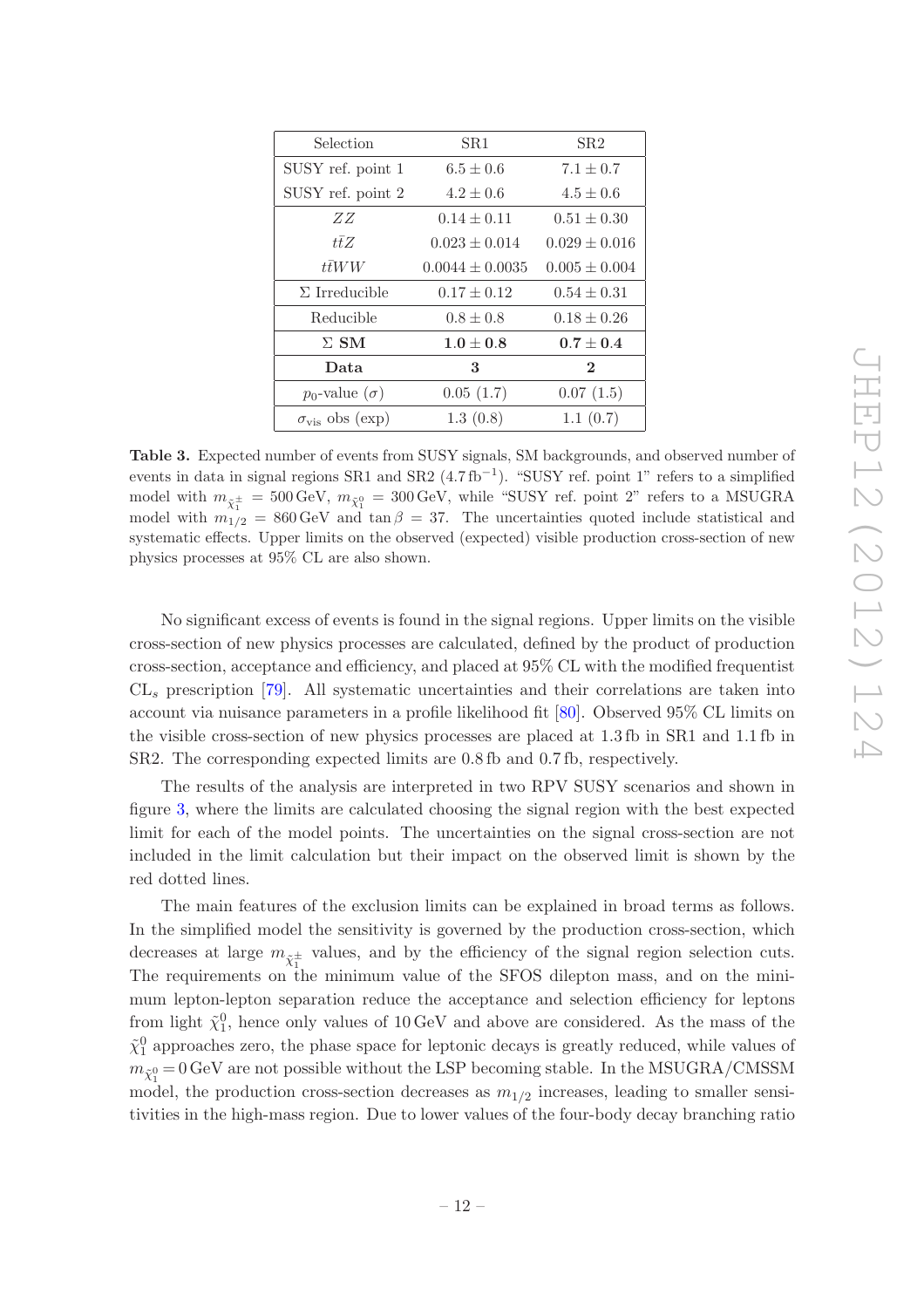| Selection | SR1 | SR2 |
|---|---|---|
| SUSY ref. point 1 | $6.5 \pm 0.6$ | $7.1 \pm 0.7$ |
| SUSY ref. point 2 | $4.2 \pm 0.6$ | $4.5 \pm 0.6$ |
| $ZZ$ | $0.14 \pm 0.11$ | $0.51 \pm 0.30$ |
| $t\bar{t}Z$ | $0.023 \pm 0.014$ | $0.029 \pm 0.016$ |
| $t\bar{t}WW$ | $0.0044 \pm 0.0035$ | $0.005 \pm 0.004$ |
| $\Sigma$ Irreducible | $0.17 \pm 0.12$ | $0.54 \pm 0.31$ |
| Reducible | $0.8 \pm 0.8$ | $0.18 \pm 0.26$ |
| **$\Sigma$ SM** | $\mathbf{1.0 \pm 0.8}$ | $\mathbf{0.7 \pm 0.4}$ |
| **Data** | **3** | **2** |
| $p_0$-value ($\sigma$) | 0.05 (1.7) | 0.07 (1.5) |
| $\sigma_{\text{vis}}$ obs (exp) | 1.3 (0.8) | 1.1 (0.7) |

**Table 3.** Expected number of events from SUSY signals, SM backgrounds, and observed number of events in data in signal regions SR1 and SR2 ($4.7\,\text{fb}^{-1}$). "SUSY ref. point 1" refers to a simplified model with $m_{\tilde{\chi}_1^\pm} = 500\,\text{GeV}$, $m_{\tilde{\chi}_1^0} = 300\,\text{GeV}$, while "SUSY ref. point 2" refers to a MSUGRA model with $m_{1/2} = 860\,\text{GeV}$ and $\tan\beta = 37$. The uncertainties quoted include statistical and systematic effects. Upper limits on the observed (expected) visible production cross-section of new physics processes at 95% CL are also shown.

No significant excess of events is found in the signal regions. Upper limits on the visible cross-section of new physics processes are calculated, defined by the product of production cross-section, acceptance and efficiency, and placed at 95% CL with the modified frequentist $\text{CL}_s$ prescription [79]. All systematic uncertainties and their correlations are taken into account via nuisance parameters in a profile likelihood fit [80]. Observed 95% CL limits on the visible cross-section of new physics processes are placed at 1.3 fb in SR1 and 1.1 fb in SR2. The corresponding expected limits are 0.8 fb and 0.7 fb, respectively.

The results of the analysis are interpreted in two RPV SUSY scenarios and shown in figure 3, where the limits are calculated choosing the signal region with the best expected limit for each of the model points. The uncertainties on the signal cross-section are not included in the limit calculation but their impact on the observed limit is shown by the red dotted lines.

The main features of the exclusion limits can be explained in broad terms as follows. In the simplified model the sensitivity is governed by the production cross-section, which decreases at large $m_{\tilde{\chi}_1^\pm}$ values, and by the efficiency of the signal region selection cuts. The requirements on the minimum value of the SFOS dilepton mass, and on the minimum lepton-lepton separation reduce the acceptance and selection efficiency for leptons from light $\tilde{\chi}_1^0$, hence only values of 10 GeV and above are considered. As the mass of the $\tilde{\chi}_1^0$ approaches zero, the phase space for leptonic decays is greatly reduced, while values of $m_{\tilde{\chi}_1^0} = 0\,\text{GeV}$ are not possible without the LSP becoming stable. In the MSUGRA/CMSSM model, the production cross-section decreases as $m_{1/2}$ increases, leading to smaller sensitivities in the high-mass region. Due to lower values of the four-body decay branching ratio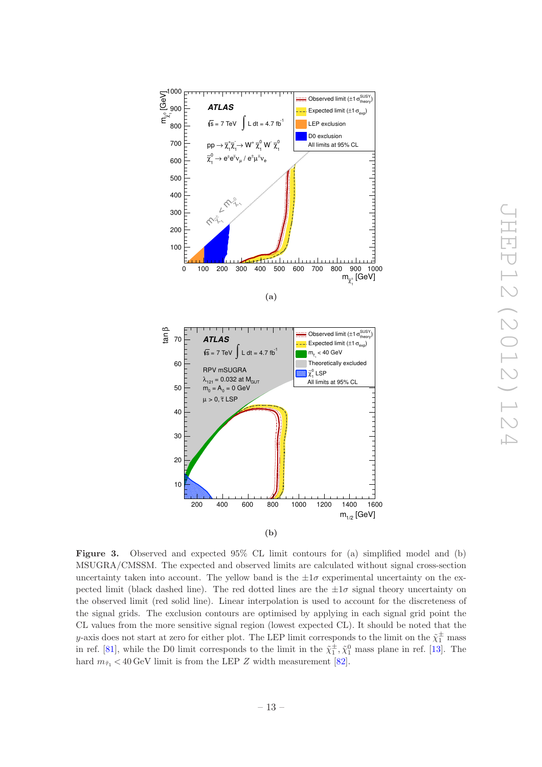**(a)**

**(b)**

**Figure 3.** Observed and expected 95% CL limit contours for (a) simplified model and (b) MSUGRA/CMSSM. The expected and observed limits are calculated without signal cross-section uncertainty taken into account. The yellow band is the $\pm 1\sigma$ experimental uncertainty on the expected limit (black dashed line). The red dotted lines are the $\pm 1\sigma$ signal theory uncertainty on the observed limit (red solid line). Linear interpolation is used to account for the discreteness of the signal grids. The exclusion contours are optimised by applying in each signal grid point the CL values from the more sensitive signal region (lowest expected CL). It should be noted that the $y$-axis does not start at zero for either plot. The LEP limit corresponds to the limit on the $\tilde{\chi}_1^{\pm}$ mass in ref. [81], while the D0 limit corresponds to the limit in the $\tilde{\chi}_1^{\pm}, \tilde{\chi}_1^0$ mass plane in ref. [13]. The hard $m_{\tilde{\tau}_1} < 40\,\text{GeV}$ limit is from the LEP $Z$ width measurement [82].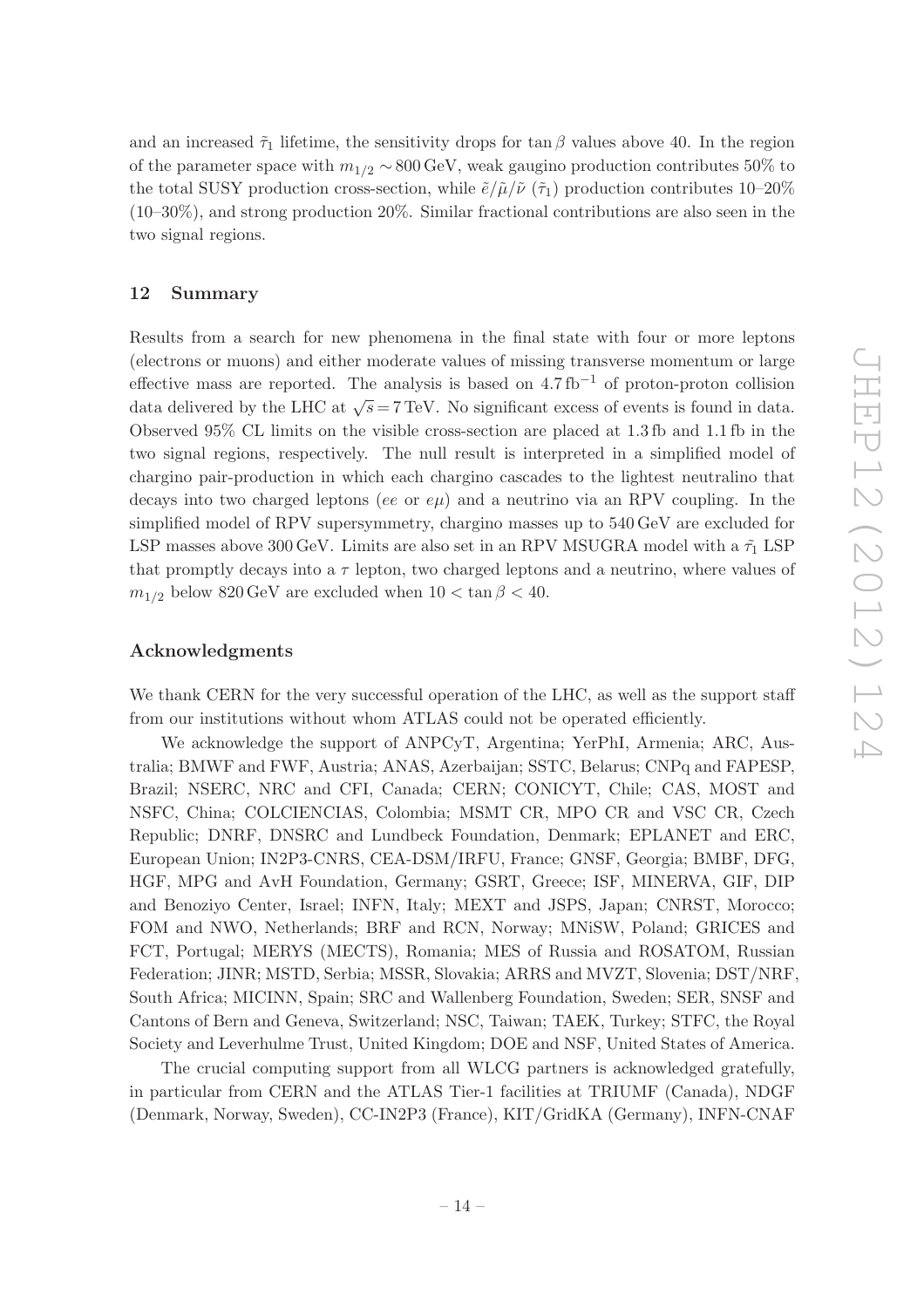and an increased $\tilde{\tau}_1$ lifetime, the sensitivity drops for $\tan\beta$ values above 40. In the region of the parameter space with $m_{1/2} \sim 800\,\text{GeV}$, weak gaugino production contributes 50% to the total SUSY production cross-section, while $\tilde{e}/\tilde{\mu}/\tilde{\nu}$ ($\tilde{\tau}_1$) production contributes 10–20% (10–30%), and strong production 20%. Similar fractional contributions are also seen in the two signal regions.

## 12 Summary

Results from a search for new phenomena in the final state with four or more leptons (electrons or muons) and either moderate values of missing transverse momentum or large effective mass are reported. The analysis is based on $4.7\,\text{fb}^{-1}$ of proton-proton collision data delivered by the LHC at $\sqrt{s} = 7\,\text{TeV}$. No significant excess of events is found in data. Observed 95% CL limits on the visible cross-section are placed at 1.3 fb and 1.1 fb in the two signal regions, respectively. The null result is interpreted in a simplified model of chargino pair-production in which each chargino cascades to the lightest neutralino that decays into two charged leptons ($ee$ or $e\mu$) and a neutrino via an RPV coupling. In the simplified model of RPV supersymmetry, chargino masses up to 540 GeV are excluded for LSP masses above 300 GeV. Limits are also set in an RPV MSUGRA model with a $\tilde{\tau}_1$ LSP that promptly decays into a $\tau$ lepton, two charged leptons and a neutrino, where values of $m_{1/2}$ below 820 GeV are excluded when $10 < \tan\beta < 40$.

## Acknowledgments

We thank CERN for the very successful operation of the LHC, as well as the support staff from our institutions without whom ATLAS could not be operated efficiently.

We acknowledge the support of ANPCyT, Argentina; YerPhI, Armenia; ARC, Australia; BMWF and FWF, Austria; ANAS, Azerbaijan; SSTC, Belarus; CNPq and FAPESP, Brazil; NSERC, NRC and CFI, Canada; CERN; CONICYT, Chile; CAS, MOST and NSFC, China; COLCIENCIAS, Colombia; MSMT CR, MPO CR and VSC CR, Czech Republic; DNRF, DNSRC and Lundbeck Foundation, Denmark; EPLANET and ERC, European Union; IN2P3-CNRS, CEA-DSM/IRFU, France; GNSF, Georgia; BMBF, DFG, HGF, MPG and AvH Foundation, Germany; GSRT, Greece; ISF, MINERVA, GIF, DIP and Benoziyo Center, Israel; INFN, Italy; MEXT and JSPS, Japan; CNRST, Morocco; FOM and NWO, Netherlands; BRF and RCN, Norway; MNiSW, Poland; GRICES and FCT, Portugal; MERYS (MECTS), Romania; MES of Russia and ROSATOM, Russian Federation; JINR; MSTD, Serbia; MSSR, Slovakia; ARRS and MVZT, Slovenia; DST/NRF, South Africa; MICINN, Spain; SRC and Wallenberg Foundation, Sweden; SER, SNSF and Cantons of Bern and Geneva, Switzerland; NSC, Taiwan; TAEK, Turkey; STFC, the Royal Society and Leverhulme Trust, United Kingdom; DOE and NSF, United States of America.

The crucial computing support from all WLCG partners is acknowledged gratefully, in particular from CERN and the ATLAS Tier-1 facilities at TRIUMF (Canada), NDGF (Denmark, Norway, Sweden), CC-IN2P3 (France), KIT/GridKA (Germany), INFN-CNAF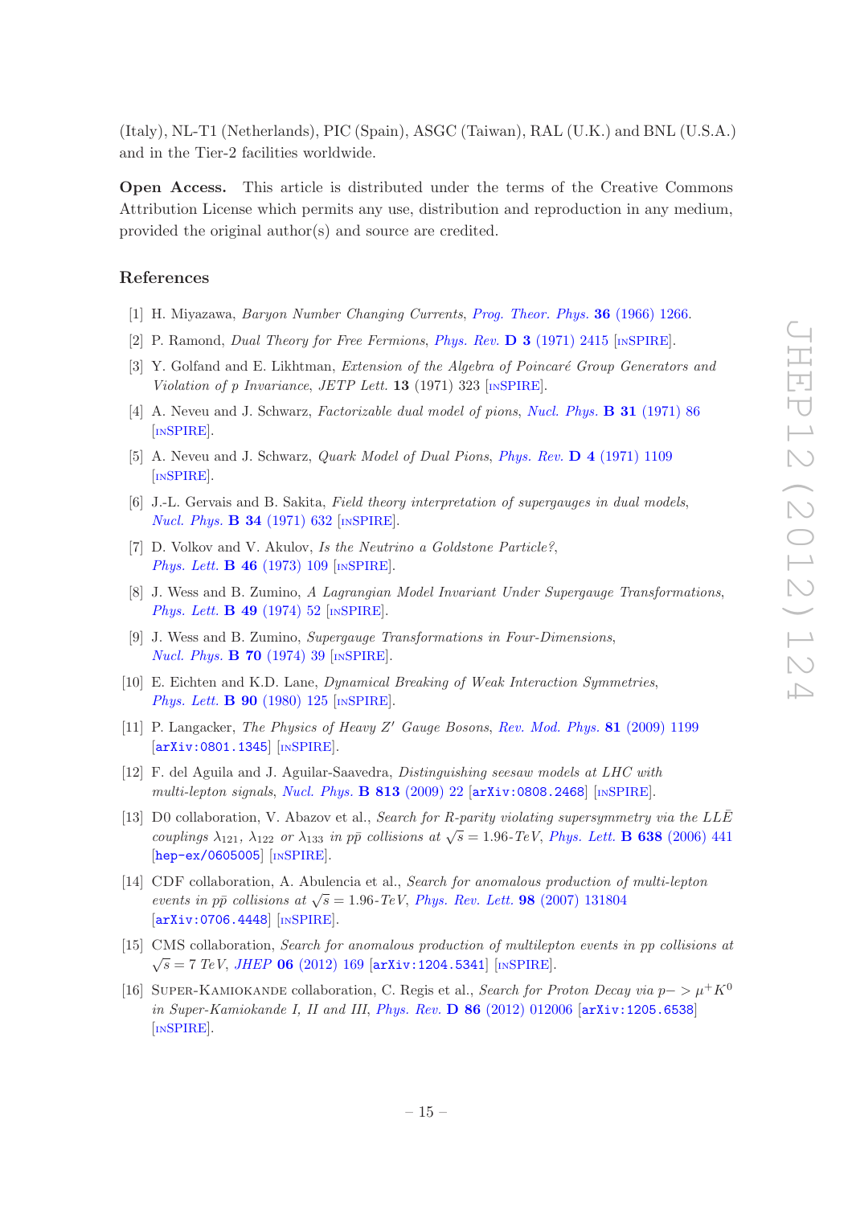(Italy), NL-T1 (Netherlands), PIC (Spain), ASGC (Taiwan), RAL (U.K.) and BNL (U.S.A.) and in the Tier-2 facilities worldwide.

**Open Access.** This article is distributed under the terms of the Creative Commons Attribution License which permits any use, distribution and reproduction in any medium, provided the original author(s) and source are credited.

## References

[1] H. Miyazawa, *Baryon Number Changing Currents*, *Prog. Theor. Phys.* **36** (1966) 1266.

[2] P. Ramond, *Dual Theory for Free Fermions*, *Phys. Rev.* **D 3** (1971) 2415 [INSPIRE].

[3] Y. Golfand and E. Likhtman, *Extension of the Algebra of Poincaré Group Generators and Violation of p Invariance*, *JETP Lett.* **13** (1971) 323 [INSPIRE].

[4] A. Neveu and J. Schwarz, *Factorizable dual model of pions*, *Nucl. Phys.* **B 31** (1971) 86 [INSPIRE].

[5] A. Neveu and J. Schwarz, *Quark Model of Dual Pions*, *Phys. Rev.* **D 4** (1971) 1109 [INSPIRE].

[6] J.-L. Gervais and B. Sakita, *Field theory interpretation of supergauges in dual models*, *Nucl. Phys.* **B 34** (1971) 632 [INSPIRE].

[7] D. Volkov and V. Akulov, *Is the Neutrino a Goldstone Particle?*, *Phys. Lett.* **B 46** (1973) 109 [INSPIRE].

[8] J. Wess and B. Zumino, *A Lagrangian Model Invariant Under Supergauge Transformations*, *Phys. Lett.* **B 49** (1974) 52 [INSPIRE].

[9] J. Wess and B. Zumino, *Supergauge Transformations in Four-Dimensions*, *Nucl. Phys.* **B 70** (1974) 39 [INSPIRE].

[10] E. Eichten and K.D. Lane, *Dynamical Breaking of Weak Interaction Symmetries*, *Phys. Lett.* **B 90** (1980) 125 [INSPIRE].

[11] P. Langacker, *The Physics of Heavy Z′ Gauge Bosons*, *Rev. Mod. Phys.* **81** (2009) 1199 [arXiv:0801.1345] [INSPIRE].

[12] F. del Aguila and J. Aguilar-Saavedra, *Distinguishing seesaw models at LHC with multi-lepton signals*, *Nucl. Phys.* **B 813** (2009) 22 [arXiv:0808.2468] [INSPIRE].

[13] D0 collaboration, V. Abazov et al., *Search for R-parity violating supersymmetry via the $LL\bar{E}$ couplings $\lambda_{121}$, $\lambda_{122}$ or $\lambda_{133}$ in $p\bar{p}$ collisions at $\sqrt{s} = 1.96$-TeV*, *Phys. Lett.* **B 638** (2006) 441 [hep-ex/0605005] [INSPIRE].

[14] CDF collaboration, A. Abulencia et al., *Search for anomalous production of multi-lepton events in $p\bar{p}$ collisions at $\sqrt{s} = 1.96$-TeV*, *Phys. Rev. Lett.* **98** (2007) 131804 [arXiv:0706.4448] [INSPIRE].

[15] CMS collaboration, *Search for anomalous production of multilepton events in pp collisions at $\sqrt{s} = 7$ TeV*, *JHEP* **06** (2012) 169 [arXiv:1204.5341] [INSPIRE].

[16] Super-Kamiokande collaboration, C. Regis et al., *Search for Proton Decay via $p- > \mu^+ K^0$ in Super-Kamiokande I, II and III*, *Phys. Rev.* **D 86** (2012) 012006 [arXiv:1205.6538] [INSPIRE].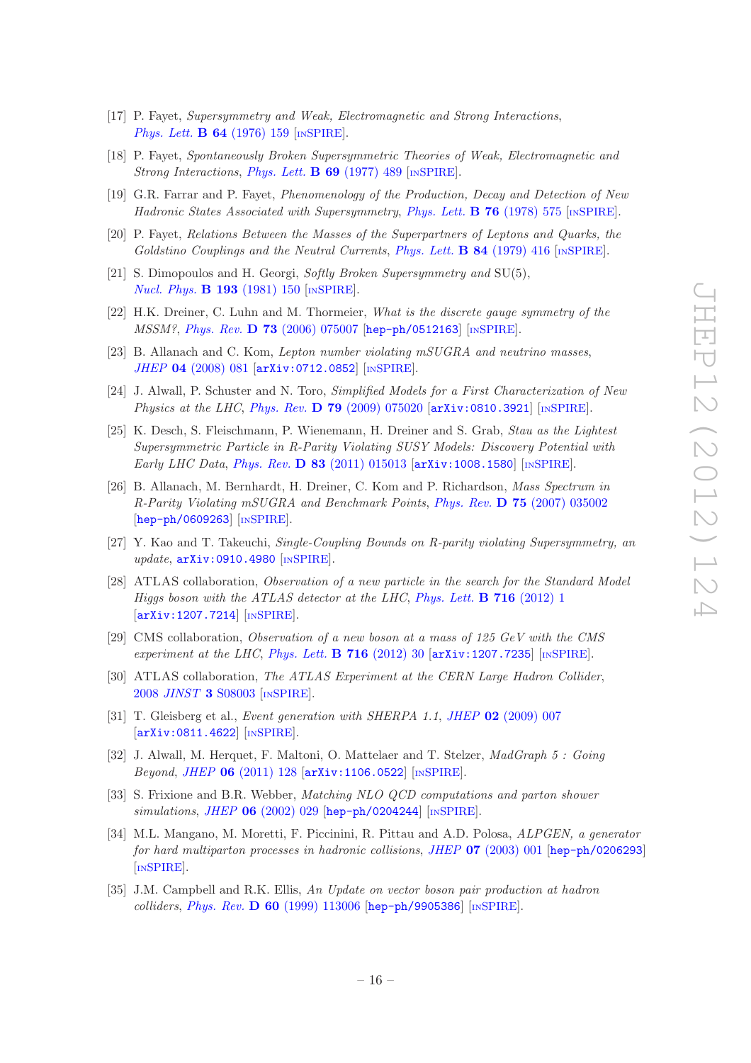[17] P. Fayet, *Supersymmetry and Weak, Electromagnetic and Strong Interactions*, Phys. Lett. **B 64** (1976) 159 [INSPIRE].

[18] P. Fayet, *Spontaneously Broken Supersymmetric Theories of Weak, Electromagnetic and Strong Interactions*, Phys. Lett. **B 69** (1977) 489 [INSPIRE].

[19] G.R. Farrar and P. Fayet, *Phenomenology of the Production, Decay and Detection of New Hadronic States Associated with Supersymmetry*, Phys. Lett. **B 76** (1978) 575 [INSPIRE].

[20] P. Fayet, *Relations Between the Masses of the Superpartners of Leptons and Quarks, the Goldstino Couplings and the Neutral Currents*, Phys. Lett. **B 84** (1979) 416 [INSPIRE].

[21] S. Dimopoulos and H. Georgi, *Softly Broken Supersymmetry and* SU(5), Nucl. Phys. **B 193** (1981) 150 [INSPIRE].

[22] H.K. Dreiner, C. Luhn and M. Thormeier, *What is the discrete gauge symmetry of the MSSM?*, Phys. Rev. **D 73** (2006) 075007 [hep-ph/0512163] [INSPIRE].

[23] B. Allanach and C. Kom, *Lepton number violating mSUGRA and neutrino masses*, JHEP **04** (2008) 081 [arXiv:0712.0852] [INSPIRE].

[24] J. Alwall, P. Schuster and N. Toro, *Simplified Models for a First Characterization of New Physics at the LHC*, Phys. Rev. **D 79** (2009) 075020 [arXiv:0810.3921] [INSPIRE].

[25] K. Desch, S. Fleischmann, P. Wienemann, H. Dreiner and S. Grab, *Stau as the Lightest Supersymmetric Particle in R-Parity Violating SUSY Models: Discovery Potential with Early LHC Data*, Phys. Rev. **D 83** (2011) 015013 [arXiv:1008.1580] [INSPIRE].

[26] B. Allanach, M. Bernhardt, H. Dreiner, C. Kom and P. Richardson, *Mass Spectrum in R-Parity Violating mSUGRA and Benchmark Points*, Phys. Rev. **D 75** (2007) 035002 [hep-ph/0609263] [INSPIRE].

[27] Y. Kao and T. Takeuchi, *Single-Coupling Bounds on R-parity violating Supersymmetry, an update*, arXiv:0910.4980 [INSPIRE].

[28] ATLAS collaboration, *Observation of a new particle in the search for the Standard Model Higgs boson with the ATLAS detector at the LHC*, Phys. Lett. **B 716** (2012) 1 [arXiv:1207.7214] [INSPIRE].

[29] CMS collaboration, *Observation of a new boson at a mass of 125 GeV with the CMS experiment at the LHC*, Phys. Lett. **B 716** (2012) 30 [arXiv:1207.7235] [INSPIRE].

[30] ATLAS collaboration, *The ATLAS Experiment at the CERN Large Hadron Collider*, 2008 JINST **3** S08003 [INSPIRE].

[31] T. Gleisberg et al., *Event generation with SHERPA 1.1*, JHEP **02** (2009) 007 [arXiv:0811.4622] [INSPIRE].

[32] J. Alwall, M. Herquet, F. Maltoni, O. Mattelaer and T. Stelzer, *MadGraph 5 : Going Beyond*, JHEP **06** (2011) 128 [arXiv:1106.0522] [INSPIRE].

[33] S. Frixione and B.R. Webber, *Matching NLO QCD computations and parton shower simulations*, JHEP **06** (2002) 029 [hep-ph/0204244] [INSPIRE].

[34] M.L. Mangano, M. Moretti, F. Piccinini, R. Pittau and A.D. Polosa, *ALPGEN, a generator for hard multiparton processes in hadronic collisions*, JHEP **07** (2003) 001 [hep-ph/0206293] [INSPIRE].

[35] J.M. Campbell and R.K. Ellis, *An Update on vector boson pair production at hadron colliders*, Phys. Rev. **D 60** (1999) 113006 [hep-ph/9905386] [INSPIRE].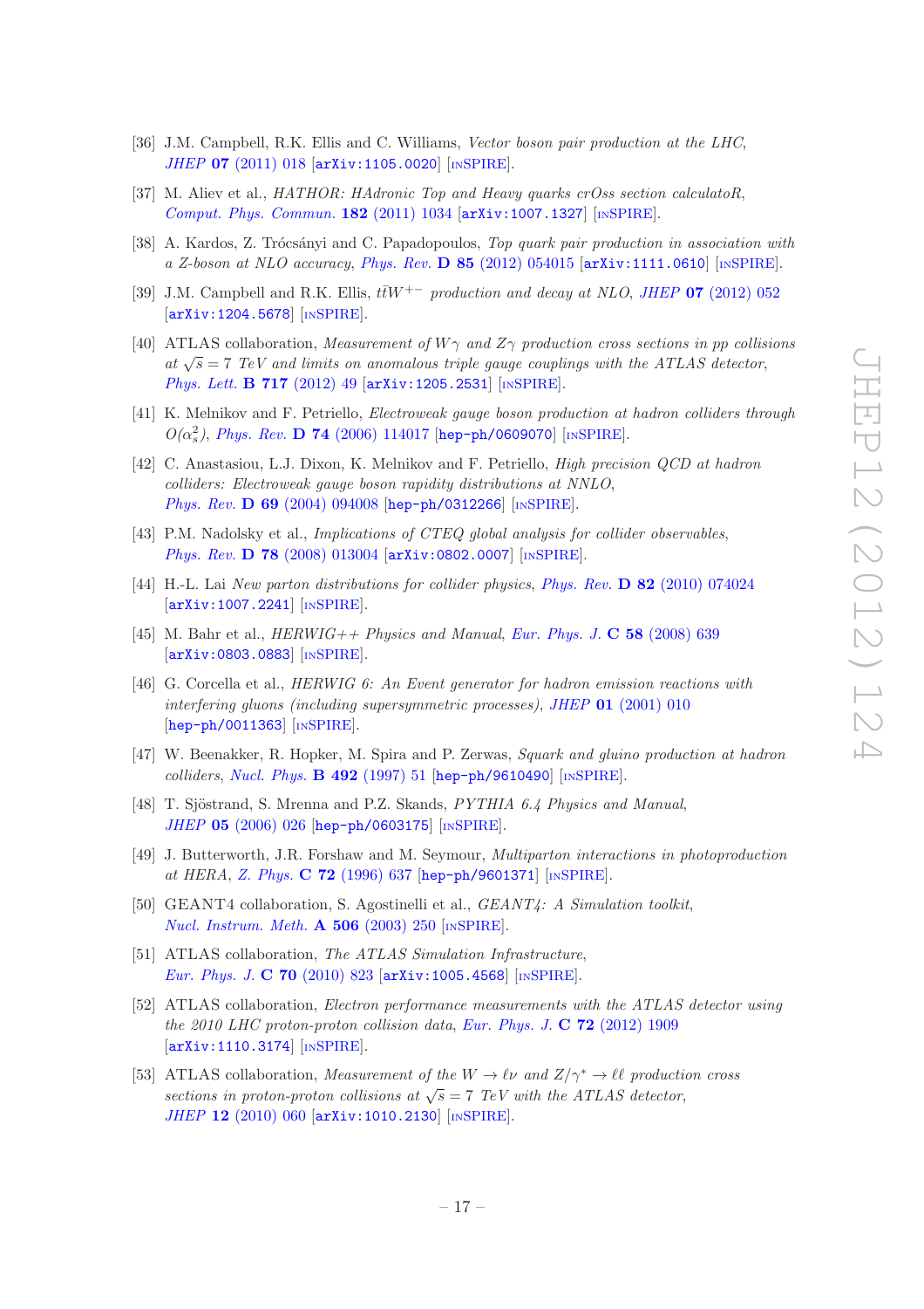[36] J.M. Campbell, R.K. Ellis and C. Williams, *Vector boson pair production at the LHC*, JHEP **07** (2011) 018 [arXiv:1105.0020] [INSPIRE].

[37] M. Aliev et al., *HATHOR: HAdronic Top and Heavy quarks crOss section calculatoR*, Comput. Phys. Commun. **182** (2011) 1034 [arXiv:1007.1327] [INSPIRE].

[38] A. Kardos, Z. Trócsányi and C. Papadopoulos, *Top quark pair production in association with a Z-boson at NLO accuracy*, Phys. Rev. **D 85** (2012) 054015 [arXiv:1111.0610] [INSPIRE].

[39] J.M. Campbell and R.K. Ellis, *$t\bar{t}W^{+-}$ production and decay at NLO*, JHEP **07** (2012) 052 [arXiv:1204.5678] [INSPIRE].

[40] ATLAS collaboration, *Measurement of $W\gamma$ and $Z\gamma$ production cross sections in pp collisions at $\sqrt{s} = 7$ TeV and limits on anomalous triple gauge couplings with the ATLAS detector*, Phys. Lett. **B 717** (2012) 49 [arXiv:1205.2531] [INSPIRE].

[41] K. Melnikov and F. Petriello, *Electroweak gauge boson production at hadron colliders through $O(\alpha_s^2)$*, Phys. Rev. **D 74** (2006) 114017 [hep-ph/0609070] [INSPIRE].

[42] C. Anastasiou, L.J. Dixon, K. Melnikov and F. Petriello, *High precision QCD at hadron colliders: Electroweak gauge boson rapidity distributions at NNLO*, Phys. Rev. **D 69** (2004) 094008 [hep-ph/0312266] [INSPIRE].

[43] P.M. Nadolsky et al., *Implications of CTEQ global analysis for collider observables*, Phys. Rev. **D 78** (2008) 013004 [arXiv:0802.0007] [INSPIRE].

[44] H.-L. Lai *New parton distributions for collider physics*, Phys. Rev. **D 82** (2010) 074024 [arXiv:1007.2241] [INSPIRE].

[45] M. Bahr et al., *HERWIG++ Physics and Manual*, Eur. Phys. J. **C 58** (2008) 639 [arXiv:0803.0883] [INSPIRE].

[46] G. Corcella et al., *HERWIG 6: An Event generator for hadron emission reactions with interfering gluons (including supersymmetric processes)*, JHEP **01** (2001) 010 [hep-ph/0011363] [INSPIRE].

[47] W. Beenakker, R. Hopker, M. Spira and P. Zerwas, *Squark and gluino production at hadron colliders*, Nucl. Phys. **B 492** (1997) 51 [hep-ph/9610490] [INSPIRE].

[48] T. Sjöstrand, S. Mrenna and P.Z. Skands, *PYTHIA 6.4 Physics and Manual*, JHEP **05** (2006) 026 [hep-ph/0603175] [INSPIRE].

[49] J. Butterworth, J.R. Forshaw and M. Seymour, *Multiparton interactions in photoproduction at HERA*, Z. Phys. **C 72** (1996) 637 [hep-ph/9601371] [INSPIRE].

[50] GEANT4 collaboration, S. Agostinelli et al., *GEANT4: A Simulation toolkit*, Nucl. Instrum. Meth. **A 506** (2003) 250 [INSPIRE].

[51] ATLAS collaboration, *The ATLAS Simulation Infrastructure*, Eur. Phys. J. **C 70** (2010) 823 [arXiv:1005.4568] [INSPIRE].

[52] ATLAS collaboration, *Electron performance measurements with the ATLAS detector using the 2010 LHC proton-proton collision data*, Eur. Phys. J. **C 72** (2012) 1909 [arXiv:1110.3174] [INSPIRE].

[53] ATLAS collaboration, *Measurement of the $W \to \ell\nu$ and $Z/\gamma^* \to \ell\ell$ production cross sections in proton-proton collisions at $\sqrt{s} = 7$ TeV with the ATLAS detector*, JHEP **12** (2010) 060 [arXiv:1010.2130] [INSPIRE].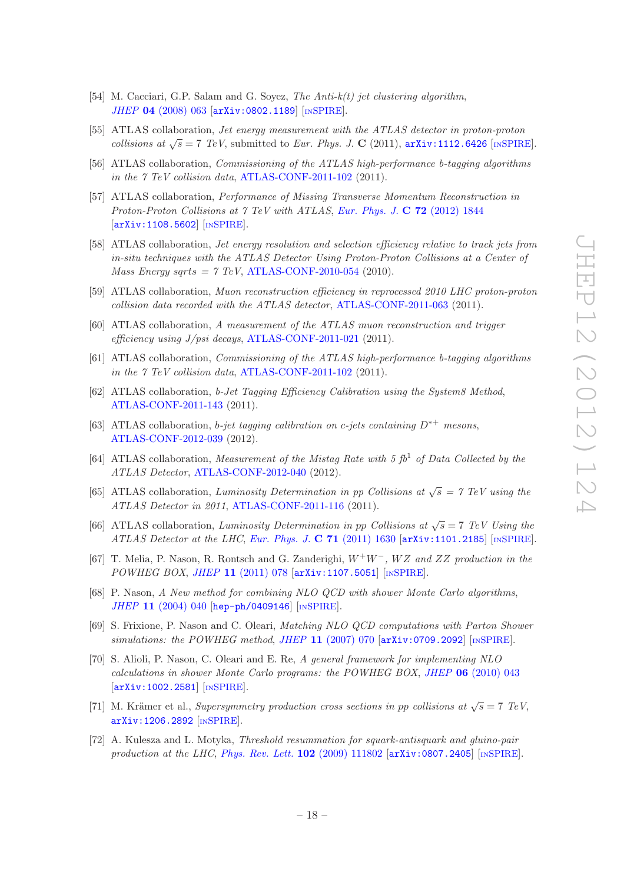[54] M. Cacciari, G.P. Salam and G. Soyez, *The Anti-k(t) jet clustering algorithm*, *JHEP* **04** (2008) 063 [arXiv:0802.1189] [INSPIRE].

[55] ATLAS collaboration, *Jet energy measurement with the ATLAS detector in proton-proton collisions at* $\sqrt{s} = 7$ *TeV*, submitted to *Eur. Phys. J.* **C** (2011), arXiv:1112.6426 [INSPIRE].

[56] ATLAS collaboration, *Commissioning of the ATLAS high-performance b-tagging algorithms in the 7 TeV collision data*, ATLAS-CONF-2011-102 (2011).

[57] ATLAS collaboration, *Performance of Missing Transverse Momentum Reconstruction in Proton-Proton Collisions at 7 TeV with ATLAS*, *Eur. Phys. J.* **C 72** (2012) 1844 [arXiv:1108.5602] [INSPIRE].

[58] ATLAS collaboration, *Jet energy resolution and selection efficiency relative to track jets from in-situ techniques with the ATLAS Detector Using Proton-Proton Collisions at a Center of Mass Energy sqrts = 7 TeV*, ATLAS-CONF-2010-054 (2010).

[59] ATLAS collaboration, *Muon reconstruction efficiency in reprocessed 2010 LHC proton-proton collision data recorded with the ATLAS detector*, ATLAS-CONF-2011-063 (2011).

[60] ATLAS collaboration, *A measurement of the ATLAS muon reconstruction and trigger efficiency using J/psi decays*, ATLAS-CONF-2011-021 (2011).

[61] ATLAS collaboration, *Commissioning of the ATLAS high-performance b-tagging algorithms in the 7 TeV collision data*, ATLAS-CONF-2011-102 (2011).

[62] ATLAS collaboration, *b-Jet Tagging Efficiency Calibration using the System8 Method*, ATLAS-CONF-2011-143 (2011).

[63] ATLAS collaboration, *b-jet tagging calibration on c-jets containing* $D^{*+}$ *mesons*, ATLAS-CONF-2012-039 (2012).

[64] ATLAS collaboration, *Measurement of the Mistag Rate with 5* $fb^{1}$ *of Data Collected by the ATLAS Detector*, ATLAS-CONF-2012-040 (2012).

[65] ATLAS collaboration, *Luminosity Determination in pp Collisions at* $\sqrt{s} = 7$ *TeV using the ATLAS Detector in 2011*, ATLAS-CONF-2011-116 (2011).

[66] ATLAS collaboration, *Luminosity Determination in pp Collisions at* $\sqrt{s} = 7$ *TeV Using the ATLAS Detector at the LHC*, *Eur. Phys. J.* **C 71** (2011) 1630 [arXiv:1101.2185] [INSPIRE].

[67] T. Melia, P. Nason, R. Rontsch and G. Zanderighi, $W^+W^-$*, WZ and ZZ production in the POWHEG BOX*, *JHEP* **11** (2011) 078 [arXiv:1107.5051] [INSPIRE].

[68] P. Nason, *A New method for combining NLO QCD with shower Monte Carlo algorithms*, *JHEP* **11** (2004) 040 [hep-ph/0409146] [INSPIRE].

[69] S. Frixione, P. Nason and C. Oleari, *Matching NLO QCD computations with Parton Shower simulations: the POWHEG method*, *JHEP* **11** (2007) 070 [arXiv:0709.2092] [INSPIRE].

[70] S. Alioli, P. Nason, C. Oleari and E. Re, *A general framework for implementing NLO calculations in shower Monte Carlo programs: the POWHEG BOX*, *JHEP* **06** (2010) 043 [arXiv:1002.2581] [INSPIRE].

[71] M. Krämer et al., *Supersymmetry production cross sections in pp collisions at* $\sqrt{s} = 7$ *TeV*, arXiv:1206.2892 [INSPIRE].

[72] A. Kulesza and L. Motyka, *Threshold resummation for squark-antisquark and gluino-pair production at the LHC*, *Phys. Rev. Lett.* **102** (2009) 111802 [arXiv:0807.2405] [INSPIRE].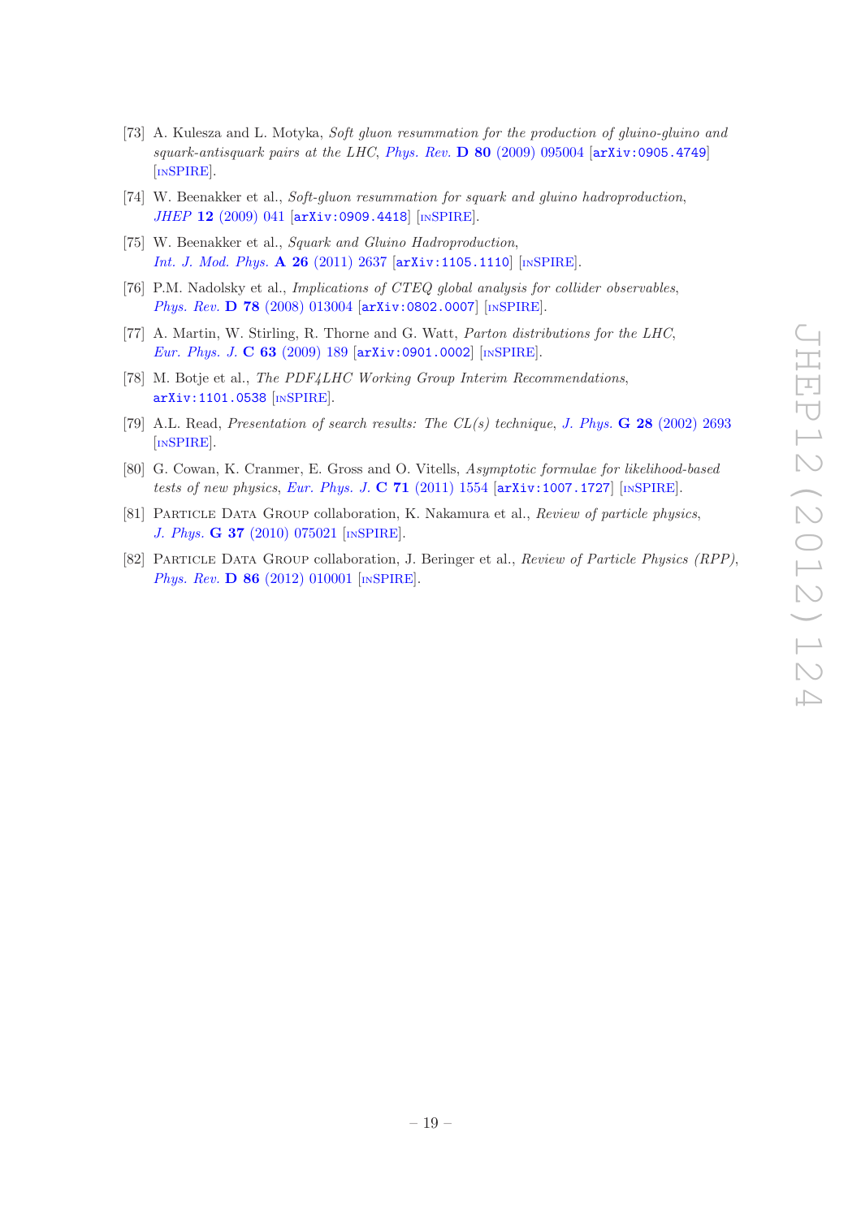[73] A. Kulesza and L. Motyka, *Soft gluon resummation for the production of gluino-gluino and squark-antisquark pairs at the LHC*, *Phys. Rev.* **D 80** (2009) 095004 [arXiv:0905.4749] [INSPIRE].

[74] W. Beenakker et al., *Soft-gluon resummation for squark and gluino hadroproduction*, *JHEP* **12** (2009) 041 [arXiv:0909.4418] [INSPIRE].

[75] W. Beenakker et al., *Squark and Gluino Hadroproduction*, *Int. J. Mod. Phys.* **A 26** (2011) 2637 [arXiv:1105.1110] [INSPIRE].

[76] P.M. Nadolsky et al., *Implications of CTEQ global analysis for collider observables*, *Phys. Rev.* **D 78** (2008) 013004 [arXiv:0802.0007] [INSPIRE].

[77] A. Martin, W. Stirling, R. Thorne and G. Watt, *Parton distributions for the LHC*, *Eur. Phys. J.* **C 63** (2009) 189 [arXiv:0901.0002] [INSPIRE].

[78] M. Botje et al., *The PDF4LHC Working Group Interim Recommendations*, arXiv:1101.0538 [INSPIRE].

[79] A.L. Read, *Presentation of search results: The CL(s) technique*, *J. Phys.* **G 28** (2002) 2693 [INSPIRE].

[80] G. Cowan, K. Cranmer, E. Gross and O. Vitells, *Asymptotic formulae for likelihood-based tests of new physics*, *Eur. Phys. J.* **C 71** (2011) 1554 [arXiv:1007.1727] [INSPIRE].

[81] Particle Data Group collaboration, K. Nakamura et al., *Review of particle physics*, *J. Phys.* **G 37** (2010) 075021 [INSPIRE].

[82] Particle Data Group collaboration, J. Beringer et al., *Review of Particle Physics (RPP)*, *Phys. Rev.* **D 86** (2012) 010001 [INSPIRE].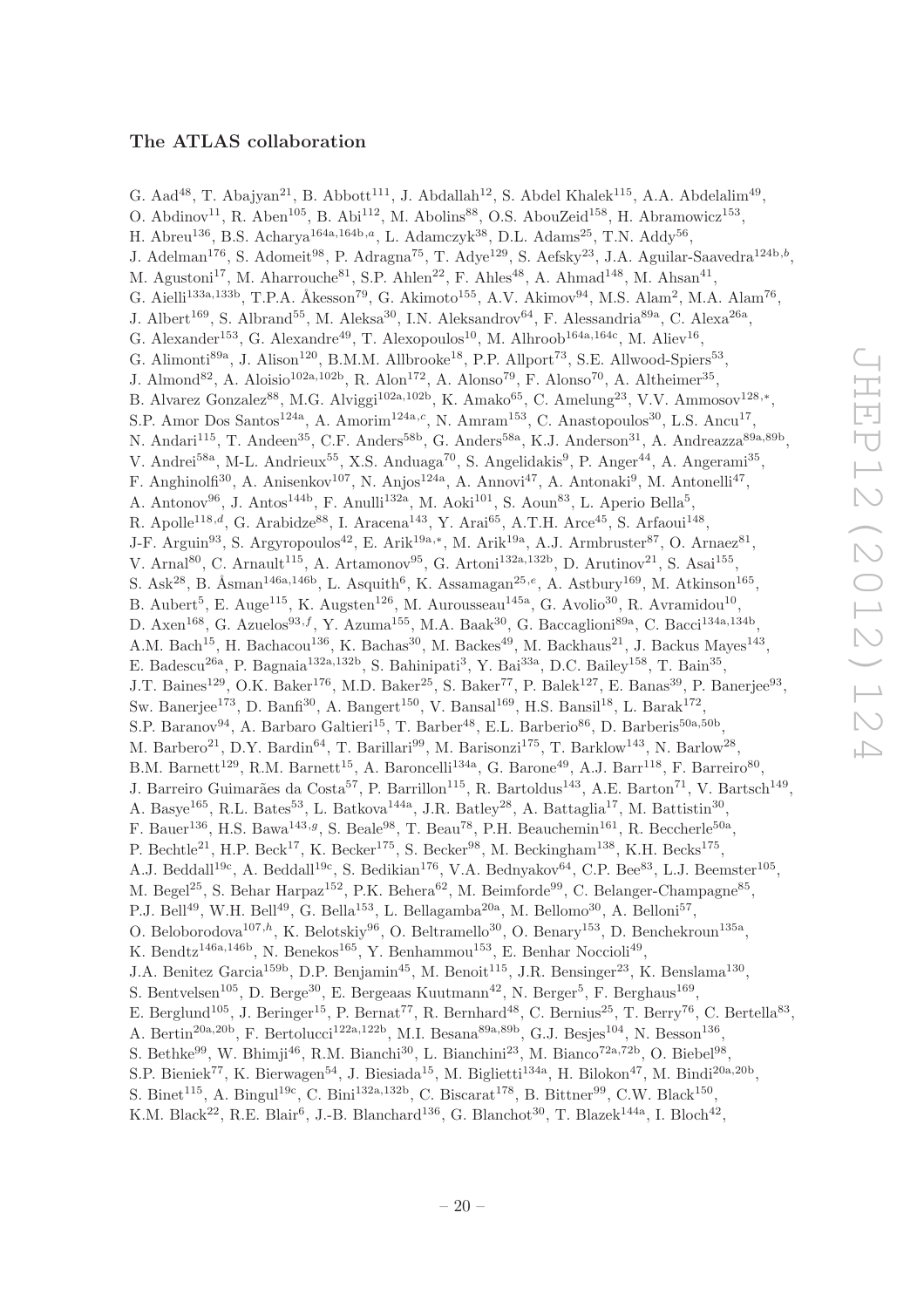### The ATLAS collaboration

G. Aad[48], T. Abajyan[21], B. Abbott[111], J. Abdallah[12], S. Abdel Khalek[115], A.A. Abdelalim[49], O. Abdinov[11], R. Aben[105], B. Abi[112], M. Abolins[88], O.S. AbouZeid[158], H. Abramowicz[153], H. Abreu[136], B.S. Acharya[164a,164b,a], L. Adamczyk[38], D.L. Adams[25], T.N. Addy[56], J. Adelman[176], S. Adomeit[98], P. Adragna[75], T. Adye[129], S. Aefsky[23], J.A. Aguilar-Saavedra[124b,b], M. Agustoni[17], M. Aharrouche[81], S.P. Ahlen[22], F. Ahles[48], A. Ahmad[148], M. Ahsan[41], G. Aielli[133a,133b], T.P.A. Åkesson[79], G. Akimoto[155], A.V. Akimov[94], M.S. Alam[2], M.A. Alam[76], J. Albert[169], S. Albrand[55], M. Aleksa[30], I.N. Aleksandrov[64], F. Alessandria[89a], C. Alexa[26a], G. Alexander[153], G. Alexandre[49], T. Alexopoulos[10], M. Alhroob[164a,164c], M. Aliev[16], G. Alimonti[89a], J. Alison[120], B.M.M. Allbrooke[18], P.P. Allport[73], S.E. Allwood-Spiers[53], J. Almond[82], A. Aloisio[102a,102b], R. Alon[172], A. Alonso[79], F. Alonso[70], A. Altheimer[35], B. Alvarez Gonzalez[88], M.G. Alviggi[102a,102b], K. Amako[65], C. Amelung[23], V.V. Ammosov[128,*], S.P. Amor Dos Santos[124a], A. Amorim[124a,c], N. Amram[153], C. Anastopoulos[30], L.S. Ancu[17], N. Andari[115], T. Andeen[35], C.F. Anders[58b], G. Anders[58a], K.J. Anderson[31], A. Andreazza[89a,89b], V. Andrei[58a], M-L. Andrieux[55], X.S. Anduaga[70], S. Angelidakis[9], P. Anger[44], A. Angerami[35], F. Anghinolfi[30], A. Anisenkov[107], N. Anjos[124a], A. Annovi[47], A. Antonaki[9], M. Antonelli[47], A. Antonov[96], J. Antos[144b], F. Anulli[132a], M. Aoki[101], S. Aoun[83], L. Aperio Bella[5], R. Apolle[118,d], G. Arabidze[88], I. Aracena[143], Y. Arai[65], A.T.H. Arce[45], S. Arfaoui[148], J-F. Arguin[93], S. Argyropoulos[42], E. Arik[19a,*], M. Arik[19a], A.J. Armbruster[87], O. Arnaez[81], V. Arnal[80], C. Arnault[115], A. Artamonov[95], G. Artoni[132a,132b], D. Arutinov[21], S. Asai[155], S. Ask[28], B. Åsman[146a,146b], L. Asquith[6], K. Assamagan[25,e], A. Astbury[169], M. Atkinson[165], B. Aubert[5], E. Auge[115], K. Augsten[126], M. Aurousseau[145a], G. Avolio[30], R. Avramidou[10], D. Axen[168], G. Azuelos[93,f], Y. Azuma[155], M.A. Baak[30], G. Baccaglioni[89a], C. Bacci[134a,134b], A.M. Bach[15], H. Bachacou[136], K. Bachas[30], M. Backes[49], M. Backhaus[21], J. Backus Mayes[143], E. Badescu[26a], P. Bagnaia[132a,132b], S. Bahinipati[3], Y. Bai[33a], D.C. Bailey[158], T. Bain[35], J.T. Baines[129], O.K. Baker[176], M.D. Baker[25], S. Baker[77], P. Balek[127], E. Banas[39], P. Banerjee[93], Sw. Banerjee[173], D. Banfi[30], A. Bangert[150], V. Bansal[169], H.S. Bansil[18], L. Barak[172], S.P. Baranov[94], A. Barbaro Galtieri[15], T. Barber[48], E.L. Barberio[86], D. Barberis[50a,50b], M. Barbero[21], D.Y. Bardin[64], T. Barillari[99], M. Barisonzi[175], T. Barklow[143], N. Barlow[28], B.M. Barnett[129], R.M. Barnett[15], A. Baroncelli[134a], G. Barone[49], A.J. Barr[118], F. Barreiro[80], J. Barreiro Guimarães da Costa[57], P. Barrillon[115], R. Bartoldus[143], A.E. Barton[71], V. Bartsch[149], A. Basye[165], R.L. Bates[53], L. Batkova[144a], J.R. Batley[28], A. Battaglia[17], M. Battistin[30], F. Bauer[136], H.S. Bawa[143,g], S. Beale[98], T. Beau[78], P.H. Beauchemin[161], R. Beccherle[50a], P. Bechtle[21], H.P. Beck[17], K. Becker[175], S. Becker[98], M. Beckingham[138], K.H. Becks[175], A.J. Beddall[19c], A. Beddall[19c], S. Bedikian[176], V.A. Bednyakov[64], C.P. Bee[83], L.J. Beemster[105], M. Begel[25], S. Behar Harpaz[152], P.K. Behera[62], M. Beimforde[99], C. Belanger-Champagne[85], P.J. Bell[49], W.H. Bell[49], G. Bella[153], L. Bellagamba[20a], M. Bellomo[30], A. Belloni[57], O. Beloborodova[107,h], K. Belotskiy[96], O. Beltramello[30], O. Benary[153], D. Benchekroun[135a], K. Bendtz[146a,146b], N. Benekos[165], Y. Benhammou[153], E. Benhar Noccioli[49], J.A. Benitez Garcia[159b], D.P. Benjamin[45], M. Benoit[115], J.R. Bensinger[23], K. Benslama[130], S. Bentvelsen[105], D. Berge[30], E. Bergeaas Kuutmann[42], N. Berger[5], F. Berghaus[169], E. Berglund[105], J. Beringer[15], P. Bernat[77], R. Bernhard[48], C. Bernius[25], T. Berry[76], C. Bertella[83], A. Bertin[20a,20b], F. Bertolucci[122a,122b], M.I. Besana[89a,89b], G.J. Besjes[104], N. Besson[136], S. Bethke[99], W. Bhimji[46], R.M. Bianchi[30], L. Bianchini[23], M. Bianco[72a,72b], O. Biebel[98], S.P. Bieniek[77], K. Bierwagen[54], J. Biesiada[15], M. Biglietti[134a], H. Bilokon[47], M. Bindi[20a,20b], S. Binet[115], A. Bingul[19c], C. Bini[132a,132b], C. Biscarat[178], B. Bittner[99], C.W. Black[150], K.M. Black[22], R.E. Blair[6], J.-B. Blanchard[136], G. Blanchot[30], T. Blazek[144a], I. Bloch[42],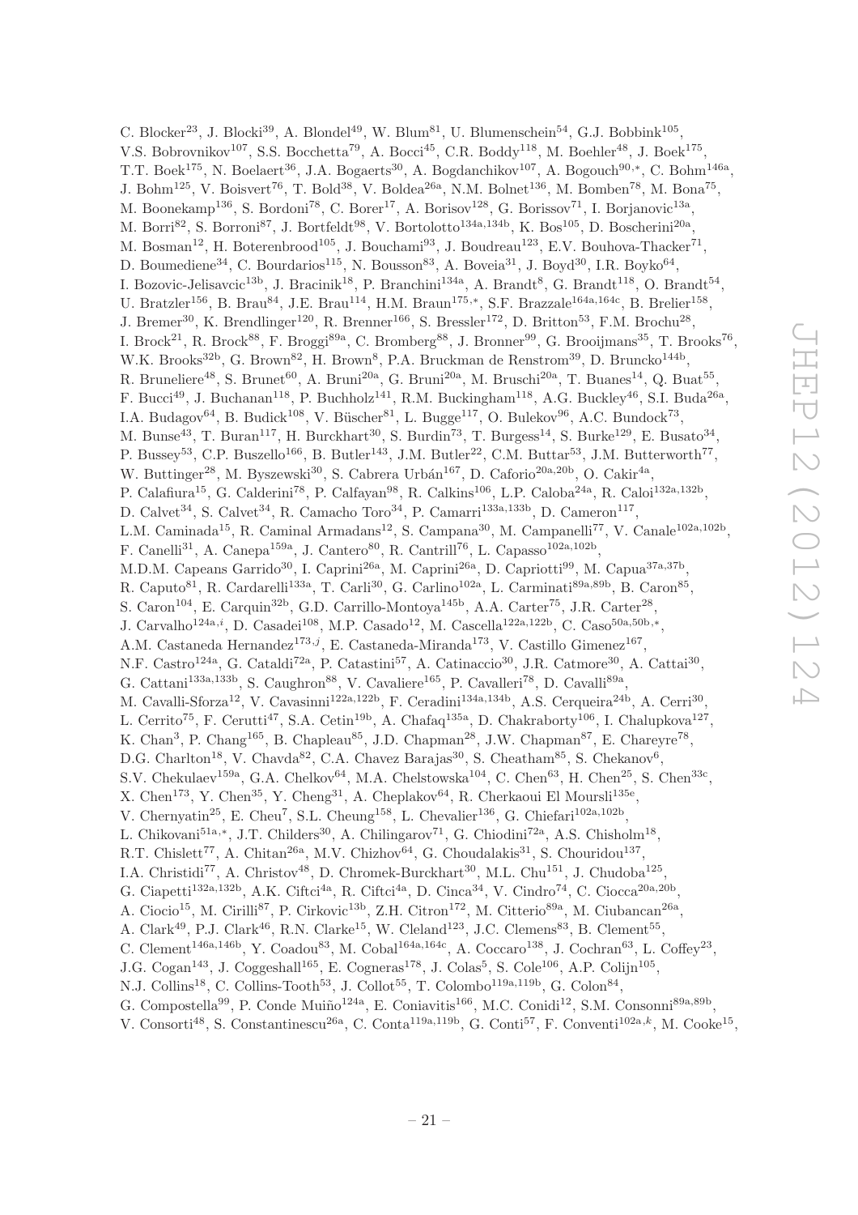C. Blocker[23], J. Blocki[39], A. Blondel[49], W. Blum[81], U. Blumenschein[54], G.J. Bobbink[105], V.S. Bobrovnikov[107], S.S. Bocchetta[79], A. Bocci[45], C.R. Boddy[118], M. Boehler[48], J. Boek[175], T.T. Boek[175], N. Boelaert[36], J.A. Bogaerts[30], A. Bogdanchikov[107], A. Bogouch[90,*], C. Bohm[146a], J. Bohm[125], V. Boisvert[76], T. Bold[38], V. Boldea[26a], N.M. Bolnet[136], M. Bomben[78], M. Bona[75], M. Boonekamp[136], S. Bordoni[78], C. Borer[17], A. Borisov[128], G. Borissov[71], I. Borjanovic[13a], M. Borri[82], S. Borroni[87], J. Bortfeldt[98], V. Bortolotto[134a,134b], K. Bos[105], D. Boscherini[20a], M. Bosman[12], H. Boterenbrood[105], J. Bouchami[93], J. Boudreau[123], E.V. Bouhova-Thacker[71], D. Boumediene[34], C. Bourdarios[115], N. Bousson[83], A. Boveia[31], J. Boyd[30], I.R. Boyko[64], I. Bozovic-Jelisavcic[13b], J. Bracinik[18], P. Branchini[134a], A. Brandt[8], G. Brandt[118], O. Brandt[54], U. Bratzler[156], B. Brau[84], J.E. Brau[114], H.M. Braun[175,*], S.F. Brazzale[164a,164c], B. Brelier[158], J. Bremer[30], K. Brendlinger[120], R. Brenner[166], S. Bressler[172], D. Britton[53], F.M. Brochu[28], I. Brock[21], R. Brock[88], F. Broggi[89a], C. Bromberg[88], J. Bronner[99], G. Brooijmans[35], T. Brooks[76], W.K. Brooks[32b], G. Brown[82], H. Brown[8], P.A. Bruckman de Renstrom[39], D. Bruncko[144b], R. Bruneliere[48], S. Brunet[60], A. Bruni[20a], G. Bruni[20a], M. Bruschi[20a], T. Buanes[14], Q. Buat[55], F. Bucci[49], J. Buchanan[118], P. Buchholz[141], R.M. Buckingham[118], A.G. Buckley[46], S.I. Buda[26a], I.A. Budagov[64], B. Budick[108], V. Büscher[81], L. Bugge[117], O. Bulekov[96], A.C. Bundock[73], M. Bunse[43], T. Buran[117], H. Burckhart[30], S. Burdin[73], T. Burgess[14], S. Burke[129], E. Busato[34], P. Bussey[53], C.P. Buszello[166], B. Butler[143], J.M. Butler[22], C.M. Buttar[53], J.M. Butterworth[77], W. Buttinger[28], M. Byszewski[30], S. Cabrera Urbán[167], D. Caforio[20a,20b], O. Cakir[4a], P. Calafiura[15], G. Calderini[78], P. Calfayan[98], R. Calkins[106], L.P. Caloba[24a], R. Caloi[132a,132b], D. Calvet[34], S. Calvet[34], R. Camacho Toro[34], P. Camarri[133a,133b], D. Cameron[117], L.M. Caminada[15], R. Caminal Armadans[12], S. Campana[30], M. Campanelli[77], V. Canale[102a,102b], F. Canelli[31], A. Canepa[159a], J. Cantero[80], R. Cantrill[76], L. Capasso[102a,102b], M.D.M. Capeans Garrido[30], I. Caprini[26a], M. Caprini[26a], D. Capriotti[99], M. Capua[37a,37b], R. Caputo[81], R. Cardarelli[133a], T. Carli[30], G. Carlino[102a], L. Carminati[89a,89b], B. Caron[85], S. Caron[104], E. Carquin[32b], G.D. Carrillo-Montoya[145b], A.A. Carter[75], J.R. Carter[28], J. Carvalho[124a,i], D. Casadei[108], M.P. Casado[12], M. Cascella[122a,122b], C. Caso[50a,50b,*], A.M. Castaneda Hernandez[173,j], E. Castaneda-Miranda[173], V. Castillo Gimenez[167], N.F. Castro[124a], G. Cataldi[72a], P. Catastini[57], A. Catinaccio[30], J.R. Catmore[30], A. Cattai[30], G. Cattani[133a,133b], S. Caughron[88], V. Cavaliere[165], P. Cavalleri[78], D. Cavalli[89a], M. Cavalli-Sforza[12], V. Cavasinni[122a,122b], F. Ceradini[134a,134b], A.S. Cerqueira[24b], A. Cerri[30], L. Cerrito[75], F. Cerutti[47], S.A. Cetin[19b], A. Chafaq[135a], D. Chakraborty[106], I. Chalupkova[127], K. Chan[3], P. Chang[165], B. Chapleau[85], J.D. Chapman[28], J.W. Chapman[87], E. Chareyre[78], D.G. Charlton[18], V. Chavda[82], C.A. Chavez Barajas[30], S. Cheatham[85], S. Chekanov[6], S.V. Chekulaev[159a], G.A. Chelkov[64], M.A. Chelstowska[104], C. Chen[63], H. Chen[25], S. Chen[33c], X. Chen[173], Y. Chen[35], Y. Cheng[31], A. Cheplakov[64], R. Cherkaoui El Moursli[135e], V. Chernyatin[25], E. Cheu[7], S.L. Cheung[158], L. Chevalier[136], G. Chiefari[102a,102b], L. Chikovani[51a,*], J.T. Childers[30], A. Chilingarov[71], G. Chiodini[72a], A.S. Chisholm[18], R.T. Chislett[77], A. Chitan[26a], M.V. Chizhov[64], G. Choudalakis[31], S. Chouridou[137], I.A. Christidi[77], A. Christov[48], D. Chromek-Burckhart[30], M.L. Chu[151], J. Chudoba[125], G. Ciapetti[132a,132b], A.K. Ciftci[4a], R. Ciftci[4a], D. Cinca[34], V. Cindro[74], C. Ciocca[20a,20b], A. Ciocio[15], M. Cirilli[87], P. Cirkovic[13b], Z.H. Citron[172], M. Citterio[89a], M. Ciubancan[26a], A. Clark[49], P.J. Clark[46], R.N. Clarke[15], W. Cleland[123], J.C. Clemens[83], B. Clement[55], C. Clement[146a,146b], Y. Coadou[83], M. Cobal[164a,164c], A. Coccaro[138], J. Cochran[63], L. Coffey[23], J.G. Cogan[143], J. Coggeshall[165], E. Cogneras[178], J. Colas[5], S. Cole[106], A.P. Colijn[105], N.J. Collins[18], C. Collins-Tooth[53], J. Collot[55], T. Colombo[119a,119b], G. Colon[84], G. Compostella[99], P. Conde Muiño[124a], E. Coniavitis[166], M.C. Conidi[12], S.M. Consonni[89a,89b], V. Consorti[48], S. Constantinescu[26a], C. Conta[119a,119b], G. Conti[57], F. Conventi[102a,k], M. Cooke[15],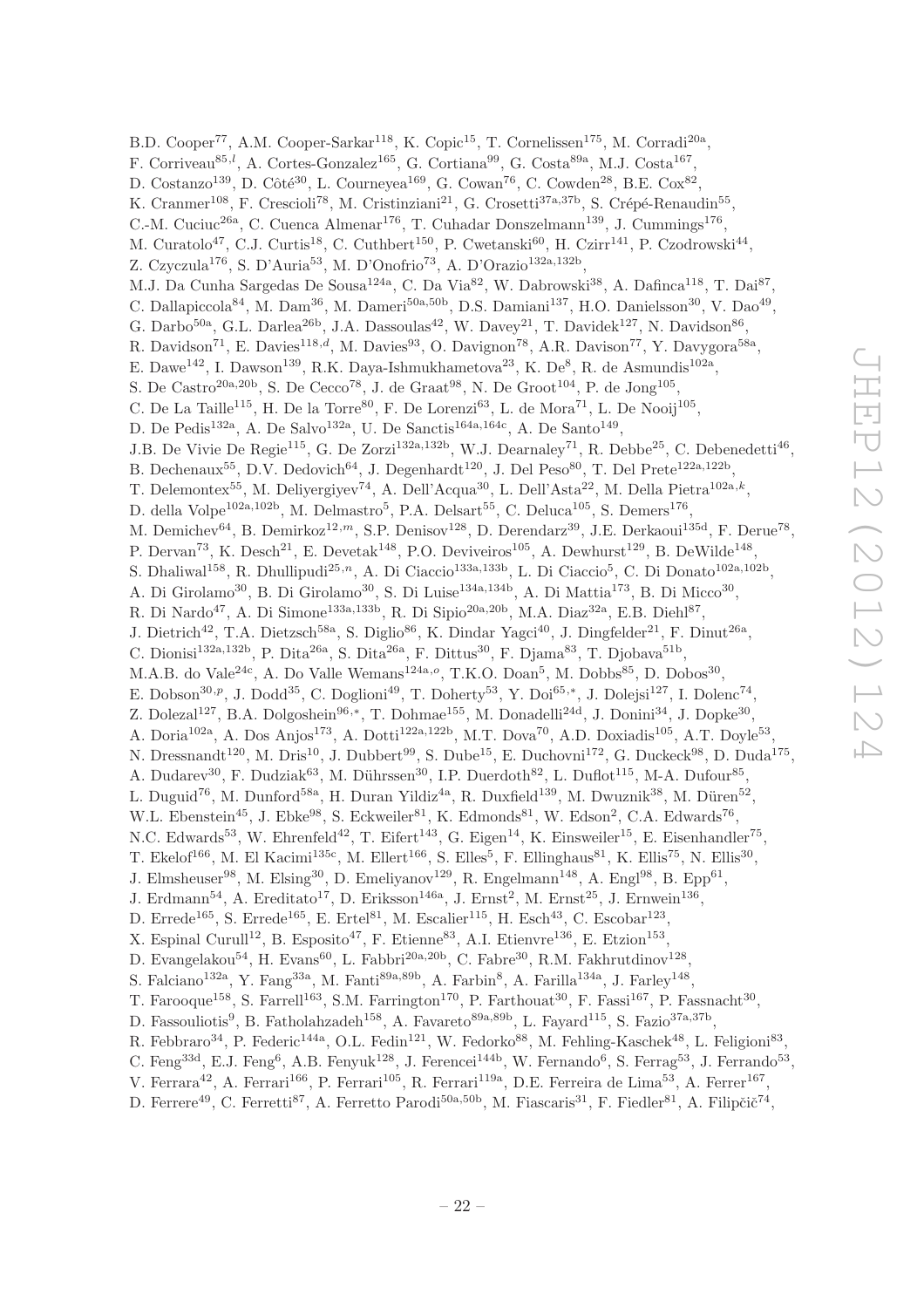B.D. Cooper[77], A.M. Cooper-Sarkar[118], K. Copic[15], T. Cornelissen[175], M. Corradi[20a], F. Corriveau[85,l], A. Cortes-Gonzalez[165], G. Cortiana[99], G. Costa[89a], M.J. Costa[167], D. Costanzo[139], D. Côté[30], L. Courneyea[169], G. Cowan[76], C. Cowden[28], B.E. Cox[82], K. Cranmer[108], F. Crescioli[78], M. Cristinziani[21], G. Crosetti[37a,37b], S. Crépé-Renaudin[55], C.-M. Cuciuc[26a], C. Cuenca Almenar[176], T. Cuhadar Donszelmann[139], J. Cummings[176], M. Curatolo[47], C.J. Curtis[18], C. Cuthbert[150], P. Cwetanski[60], H. Czirr[141], P. Czodrowski[44], Z. Czyczula[176], S. D'Auria[53], M. D'Onofrio[73], A. D'Orazio[132a,132b], M.J. Da Cunha Sargedas De Sousa[124a], C. Da Via[82], W. Dabrowski[38], A. Dafinca[118], T. Dai[87], C. Dallapiccola[84], M. Dam[36], M. Dameri[50a,50b], D.S. Damiani[137], H.O. Danielsson[30], V. Dao[49], G. Darbo[50a], G.L. Darlea[26b], J.A. Dassoulas[42], W. Davey[21], T. Davidek[127], N. Davidson[86], R. Davidson[71], E. Davies[118,d], M. Davies[93], O. Davignon[78], A.R. Davison[77], Y. Davygora[58a], E. Dawe[142], I. Dawson[139], R.K. Daya-Ishmukhametova[23], K. De[8], R. de Asmundis[102a], S. De Castro[20a,20b], S. De Cecco[78], J. de Graat[98], N. De Groot[104], P. de Jong[105], C. De La Taille[115], H. De la Torre[80], F. De Lorenzi[63], L. de Mora[71], L. De Nooij[105], D. De Pedis[132a], A. De Salvo[132a], U. De Sanctis[164a,164c], A. De Santo[149], J.B. De Vivie De Regie[115], G. De Zorzi[132a,132b], W.J. Dearnaley[71], R. Debbe[25], C. Debenedetti[46], B. Dechenaux[55], D.V. Dedovich[64], J. Degenhardt[120], J. Del Peso[80], T. Del Prete[122a,122b], T. Delemontex[55], M. Deliyergiyev[74], A. Dell'Acqua[30], L. Dell'Asta[22], M. Della Pietra[102a,k], D. della Volpe[102a,102b], M. Delmastro[5], P.A. Delsart[55], C. Deluca[105], S. Demers[176], M. Demichev[64], B. Demirkoz[12,m], S.P. Denisov[128], D. Derendarz[39], J.E. Derkaoui[135d], F. Derue[78], P. Dervan[73], K. Desch[21], E. Devetak[148], P.O. Deviveiros[105], A. Dewhurst[129], B. DeWilde[148], S. Dhaliwal[158], R. Dhullipudi[25,n], A. Di Ciaccio[133a,133b], L. Di Ciaccio[5], C. Di Donato[102a,102b], A. Di Girolamo[30], B. Di Girolamo[30], S. Di Luise[134a,134b], A. Di Mattia[173], B. Di Micco[30], R. Di Nardo[47], A. Di Simone[133a,133b], R. Di Sipio[20a,20b], M.A. Diaz[32a], E.B. Diehl[87], J. Dietrich[42], T.A. Dietzsch[58a], S. Diglio[86], K. Dindar Yagci[40], J. Dingfelder[21], F. Dinut[26a], C. Dionisi[132a,132b], P. Dita[26a], S. Dita[26a], F. Dittus[30], F. Djama[83], T. Djobava[51b], M.A.B. do Vale[24c], A. Do Valle Wemans[124a,o], T.K.O. Doan[5], M. Dobbs[85], D. Dobos[30], E. Dobson[30,p], J. Dodd[35], C. Doglioni[49], T. Doherty[53], Y. Doi[65,*], J. Dolejsi[127], I. Dolenc[74], Z. Dolezal[127], B.A. Dolgoshein[96,*], T. Dohmae[155], M. Donadelli[24d], J. Donini[34], J. Dopke[30], A. Doria[102a], A. Dos Anjos[173], A. Dotti[122a,122b], M.T. Dova[70], A.D. Doxiadis[105], A.T. Doyle[53], N. Dressnandt[120], M. Dris[10], J. Dubbert[99], S. Dube[15], E. Duchovni[172], G. Duckeck[98], D. Duda[175], A. Dudarev[30], F. Dudziak[63], M. Dührssen[30], I.P. Duerdoth[82], L. Duflot[115], M-A. Dufour[85], L. Duguid[76], M. Dunford[58a], H. Duran Yildiz[4a], R. Duxfield[139], M. Dwuznik[38], M. Düren[52], W.L. Ebenstein[45], J. Ebke[98], S. Eckweiler[81], K. Edmonds[81], W. Edson[2], C.A. Edwards[76], N.C. Edwards[53], W. Ehrenfeld[42], T. Eifert[143], G. Eigen[14], K. Einsweiler[15], E. Eisenhandler[75], T. Ekelof[166], M. El Kacimi[135c], M. Ellert[166], S. Elles[5], F. Ellinghaus[81], K. Ellis[75], N. Ellis[30], J. Elmsheuser[98], M. Elsing[30], D. Emeliyanov[129], R. Engelmann[148], A. Engl[98], B. Epp[61], J. Erdmann[54], A. Ereditato[17], D. Eriksson[146a], J. Ernst[2], M. Ernst[25], J. Ernwein[136], D. Errede[165], S. Errede[165], E. Ertel[81], M. Escalier[115], H. Esch[43], C. Escobar[123], X. Espinal Curull[12], B. Esposito[47], F. Etienne[83], A.I. Etienvre[136], E. Etzion[153], D. Evangelakou[54], H. Evans[60], L. Fabbri[20a,20b], C. Fabre[30], R.M. Fakhrutdinov[128], S. Falciano[132a], Y. Fang[33a], M. Fanti[89a,89b], A. Farbin[8], A. Farilla[134a], J. Farley[148], T. Farooque[158], S. Farrell[163], S.M. Farrington[170], P. Farthouat[30], F. Fassi[167], P. Fassnacht[30], D. Fassouliotis[9], B. Fatholahzadeh[158], A. Favareto[89a,89b], L. Fayard[115], S. Fazio[37a,37b], R. Febbraro[34], P. Federic[144a], O.L. Fedin[121], W. Fedorko[88], M. Fehling-Kaschek[48], L. Feligioni[83], C. Feng[33d], E.J. Feng[6], A.B. Fenyuk[128], J. Ferencei[144b], W. Fernando[6], S. Ferrag[53], J. Ferrando[53], V. Ferrara[42], A. Ferrari[166], P. Ferrari[105], R. Ferrari[119a], D.E. Ferreira de Lima[53], A. Ferrer[167], D. Ferrere[49], C. Ferretti[87], A. Ferretto Parodi[50a,50b], M. Fiascaris[31], F. Fiedler[81], A. Filipčič[74],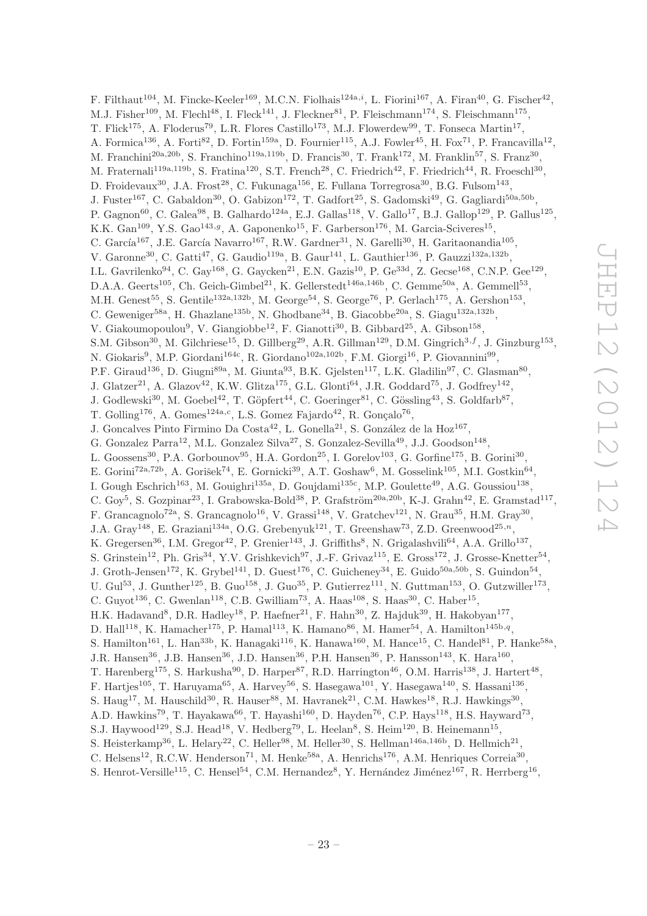F. Filthaut[104], M. Fincke-Keeler[169], M.C.N. Fiolhais[124a,i], L. Fiorini[167], A. Firan[40], G. Fischer[42], M.J. Fisher[109], M. Flechl[48], I. Fleck[141], J. Fleckner[81], P. Fleischmann[174], S. Fleischmann[175], T. Flick[175], A. Floderus[79], L.R. Flores Castillo[173], M.J. Flowerdew[99], T. Fonseca Martin[17], A. Formica[136], A. Forti[82], D. Fortin[159a], D. Fournier[115], A.J. Fowler[45], H. Fox[71], P. Francavilla[12], M. Franchini[20a,20b], S. Franchino[119a,119b], D. Francis[30], T. Frank[172], M. Franklin[57], S. Franz[30], M. Fraternali[119a,119b], S. Fratina[120], S.T. French[28], C. Friedrich[42], F. Friedrich[44], R. Froeschl[30], D. Froidevaux[30], J.A. Frost[28], C. Fukunaga[156], E. Fullana Torregrosa[30], B.G. Fulsom[143], J. Fuster[167], C. Gabaldon[30], O. Gabizon[172], T. Gadfort[25], S. Gadomski[49], G. Gagliardi[50a,50b], P. Gagnon[60], C. Galea[98], B. Galhardo[124a], E.J. Gallas[118], V. Gallo[17], B.J. Gallop[129], P. Gallus[125], K.K. Gan[109], Y.S. Gao[143,g], A. Gaponenko[15], F. Garberson[176], M. Garcia-Sciveres[15], C. García[167], J.E. García Navarro[167], R.W. Gardner[31], N. Garelli[30], H. Garitaonandia[105], V. Garonne[30], C. Gatti[47], G. Gaudio[119a], B. Gaur[141], L. Gauthier[136], P. Gauzzi[132a,132b], I.L. Gavrilenko[94], C. Gay[168], G. Gaycken[21], E.N. Gazis[10], P. Ge[33d], Z. Gecse[168], C.N.P. Gee[129], D.A.A. Geerts[105], Ch. Geich-Gimbel[21], K. Gellerstedt[146a,146b], C. Gemme[50a], A. Gemmell[53], M.H. Genest[55], S. Gentile[132a,132b], M. George[54], S. George[76], P. Gerlach[175], A. Gershon[153], C. Geweniger[58a], H. Ghazlane[135b], N. Ghodbane[34], B. Giacobbe[20a], S. Giagu[132a,132b], V. Giakoumopoulou[9], V. Giangiobbe[12], F. Gianotti[30], B. Gibbard[25], A. Gibson[158], S.M. Gibson[30], M. Gilchriese[15], D. Gillberg[29], A.R. Gillman[129], D.M. Gingrich[3,f], J. Ginzburg[153], N. Giokaris[9], M.P. Giordani[164c], R. Giordano[102a,102b], F.M. Giorgi[16], P. Giovannini[99], P.F. Giraud[136], D. Giugni[89a], M. Giunta[93], B.K. Gjelsten[117], L.K. Gladilin[97], C. Glasman[80], J. Glatzer[21], A. Glazov[42], K.W. Glitza[175], G.L. Glonti[64], J.R. Goddard[75], J. Godfrey[142], J. Godlewski[30], M. Goebel[42], T. Göpfert[44], C. Goeringer[81], C. Gössling[43], S. Goldfarb[87], T. Golling[176], A. Gomes[124a,c], L.S. Gomez Fajardo[42], R. Gonçalo[76], J. Goncalves Pinto Firmino Da Costa[42], L. Gonella[21], S. González de la Hoz[167], G. Gonzalez Parra[12], M.L. Gonzalez Silva[27], S. Gonzalez-Sevilla[49], J.J. Goodson[148], L. Goossens[30], P.A. Gorbounov[95], H.A. Gordon[25], I. Gorelov[103], G. Gorfine[175], B. Gorini[30], E. Gorini[72a,72b], A. Gorišek[74], E. Gornicki[39], A.T. Goshaw[6], M. Gosselink[105], M.I. Gostkin[64], I. Gough Eschrich[163], M. Gouighri[135a], D. Goujdami[135c], M.P. Goulette[49], A.G. Goussiou[138], C. Goy[5], S. Gozpinar[23], I. Grabowska-Bold[38], P. Grafström[20a,20b], K-J. Grahn[42], E. Gramstad[117], F. Grancagnolo[72a], S. Grancagnolo[16], V. Grassi[148], V. Gratchev[121], N. Grau[35], H.M. Gray[30], J.A. Gray[148], E. Graziani[134a], O.G. Grebenyuk[121], T. Greenshaw[73], Z.D. Greenwood[25,n], K. Gregersen[36], I.M. Gregor[42], P. Grenier[143], J. Griffiths[8], N. Grigalashvili[64], A.A. Grillo[137], S. Grinstein[12], Ph. Gris[34], Y.V. Grishkevich[97], J.-F. Grivaz[115], E. Gross[172], J. Grosse-Knetter[54], J. Groth-Jensen[172], K. Grybel[141], D. Guest[176], C. Guicheney[34], E. Guido[50a,50b], S. Guindon[54], U. Gul[53], J. Gunther[125], B. Guo[158], J. Guo[35], P. Gutierrez[111], N. Guttman[153], O. Gutzwiller[173], C. Guyot[136], C. Gwenlan[118], C.B. Gwilliam[73], A. Haas[108], S. Haas[30], C. Haber[15], H.K. Hadavand[8], D.R. Hadley[18], P. Haefner[21], F. Hahn[30], Z. Hajduk[39], H. Hakobyan[177], D. Hall[118], K. Hamacher[175], P. Hamal[113], K. Hamano[86], M. Hamer[54], A. Hamilton[145b,q], S. Hamilton[161], L. Han[33b], K. Hanagaki[116], K. Hanawa[160], M. Hance[15], C. Handel[81], P. Hanke[58a], J.R. Hansen[36], J.B. Hansen[36], J.D. Hansen[36], P.H. Hansen[36], P. Hansson[143], K. Hara[160], T. Harenberg[175], S. Harkusha[90], D. Harper[87], R.D. Harrington[46], O.M. Harris[138], J. Hartert[48], F. Hartjes[105], T. Haruyama[65], A. Harvey[56], S. Hasegawa[101], Y. Hasegawa[140], S. Hassani[136], S. Haug[17], M. Hauschild[30], R. Hauser[88], M. Havranek[21], C.M. Hawkes[18], R.J. Hawkings[30], A.D. Hawkins[79], T. Hayakawa[66], T. Hayashi[160], D. Hayden[76], C.P. Hays[118], H.S. Hayward[73], S.J. Haywood[129], S.J. Head[18], V. Hedberg[79], L. Heelan[8], S. Heim[120], B. Heinemann[15], S. Heisterkamp[36], L. Helary[22], C. Heller[98], M. Heller[30], S. Hellman[146a,146b], D. Hellmich[21], C. Helsens[12], R.C.W. Henderson[71], M. Henke[58a], A. Henrichs[176], A.M. Henriques Correia[30], S. Henrot-Versille[115], C. Hensel[54], C.M. Hernandez[8], Y. Hernández Jiménez[167], R. Herrberg[16],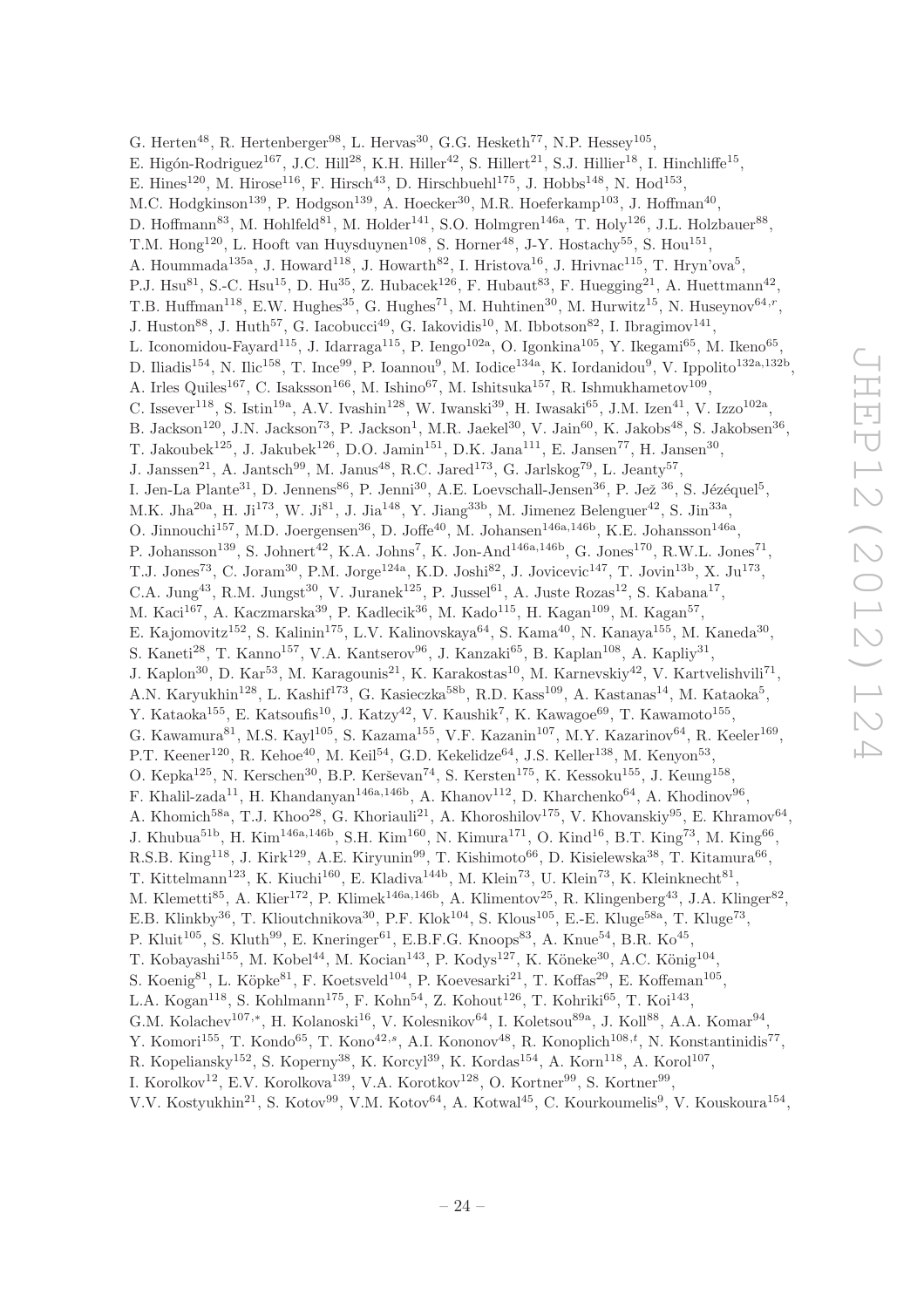G. Herten[48], R. Hertenberger[98], L. Hervas[30], G.G. Hesketh[77], N.P. Hessey[105], E. Higón-Rodriguez[167], J.C. Hill[28], K.H. Hiller[42], S. Hillert[21], S.J. Hillier[18], I. Hinchliffe[15], E. Hines[120], M. Hirose[116], F. Hirsch[43], D. Hirschbuehl[175], J. Hobbs[148], N. Hod[153], M.C. Hodgkinson[139], P. Hodgson[139], A. Hoecker[30], M.R. Hoeferkamp[103], J. Hoffman[40], D. Hoffmann[83], M. Hohlfeld[81], M. Holder[141], S.O. Holmgren[146a], T. Holy[126], J.L. Holzbauer[88], T.M. Hong[120], L. Hooft van Huysduynen[108], S. Horner[48], J-Y. Hostachy[55], S. Hou[151], A. Hoummada[135a], J. Howard[118], J. Howarth[82], I. Hristova[16], J. Hrivnac[115], T. Hryn'ova[5], P.J. Hsu[81], S.-C. Hsu[15], D. Hu[35], Z. Hubacek[126], F. Hubaut[83], F. Huegging[21], A. Huettmann[42], T.B. Huffman[118], E.W. Hughes[35], G. Hughes[71], M. Huhtinen[30], M. Hurwitz[15], N. Huseynov[64,r], J. Huston[88], J. Huth[57], G. Iacobucci[49], G. Iakovidis[10], M. Ibbotson[82], I. Ibragimov[141], L. Iconomidou-Fayard[115], J. Idarraga[115], P. Iengo[102a], O. Igonkina[105], Y. Ikegami[65], M. Ikeno[65], D. Iliadis[154], N. Ilic[158], T. Ince[99], P. Ioannou[9], M. Iodice[134a], K. Iordanidou[9], V. Ippolito[132a,132b], A. Irles Quiles[167], C. Isaksson[166], M. Ishino[67], M. Ishitsuka[157], R. Ishmukhametov[109], C. Issever[118], S. Istin[19a], A.V. Ivashin[128], W. Iwanski[39], H. Iwasaki[65], J.M. Izen[41], V. Izzo[102a], B. Jackson[120], J.N. Jackson[73], P. Jackson[1], M.R. Jaekel[30], V. Jain[60], K. Jakobs[48], S. Jakobsen[36], T. Jakoubek[125], J. Jakubek[126], D.O. Jamin[151], D.K. Jana[111], E. Jansen[77], H. Jansen[30], J. Janssen[21], A. Jantsch[99], M. Janus[48], R.C. Jared[173], G. Jarlskog[79], L. Jeanty[57], I. Jen-La Plante[31], D. Jennens[86], P. Jenni[30], A.E. Loevschall-Jensen[36], P. Jež[36], S. Jézéquel[5], M.K. Jha[20a], H. Ji[173], W. Ji[81], J. Jia[148], Y. Jiang[33b], M. Jimenez Belenguer[42], S. Jin[33a], O. Jinnouchi[157], M.D. Joergensen[36], D. Joffe[40], M. Johansen[146a,146b], K.E. Johansson[146a], P. Johansson[139], S. Johnert[42], K.A. Johns[7], K. Jon-And[146a,146b], G. Jones[170], R.W.L. Jones[71], T.J. Jones[73], C. Joram[30], P.M. Jorge[124a], K.D. Joshi[82], J. Jovicevic[147], T. Jovin[13b], X. Ju[173], C.A. Jung[43], R.M. Jungst[30], V. Juranek[125], P. Jussel[61], A. Juste Rozas[12], S. Kabana[17], M. Kaci[167], A. Kaczmarska[39], P. Kadlecik[36], M. Kado[115], H. Kagan[109], M. Kagan[57], E. Kajomovitz[152], S. Kalinin[175], L.V. Kalinovskaya[64], S. Kama[40], N. Kanaya[155], M. Kaneda[30], S. Kaneti[28], T. Kanno[157], V.A. Kantserov[96], J. Kanzaki[65], B. Kaplan[108], A. Kapliy[31], J. Kaplon[30], D. Kar[53], M. Karagounis[21], K. Karakostas[10], M. Karnevskiy[42], V. Kartvelishvili[71], A.N. Karyukhin[128], L. Kashif[173], G. Kasieczka[58b], R.D. Kass[109], A. Kastanas[14], M. Kataoka[5], Y. Kataoka[155], E. Katsoufis[10], J. Katzy[42], V. Kaushik[7], K. Kawagoe[69], T. Kawamoto[155], G. Kawamura[81], M.S. Kayl[105], S. Kazama[155], V.F. Kazanin[107], M.Y. Kazarinov[64], R. Keeler[169], P.T. Keener[120], R. Kehoe[40], M. Keil[54], G.D. Kekelidze[64], J.S. Keller[138], M. Kenyon[53], O. Kepka[125], N. Kerschen[30], B.P. Kerševan[74], S. Kersten[175], K. Kessoku[155], J. Keung[158], F. Khalil-zada[11], H. Khandanyan[146a,146b], A. Khanov[112], D. Kharchenko[64], A. Khodinov[96], A. Khomich[58a], T.J. Khoo[28], G. Khoriauli[21], A. Khoroshilov[175], V. Khovanskiy[95], E. Khramov[64], J. Khubua[51b], H. Kim[146a,146b], S.H. Kim[160], N. Kimura[171], O. Kind[16], B.T. King[73], M. King[66], R.S.B. King[118], J. Kirk[129], A.E. Kiryunin[99], T. Kishimoto[66], D. Kisielewska[38], T. Kitamura[66], T. Kittelmann[123], K. Kiuchi[160], E. Kladiva[144b], M. Klein[73], U. Klein[73], K. Kleinknecht[81], M. Klemetti[85], A. Klier[172], P. Klimek[146a,146b], A. Klimentov[25], R. Klingenberg[43], J.A. Klinger[82], E.B. Klinkby[36], T. Klioutchnikova[30], P.F. Klok[104], S. Klous[105], E.-E. Kluge[58a], T. Kluge[73], P. Kluit[105], S. Kluth[99], E. Kneringer[61], E.B.F.G. Knoops[83], A. Knue[54], B.R. Ko[45], T. Kobayashi[155], M. Kobel[44], M. Kocian[143], P. Kodys[127], K. Köneke[30], A.C. König[104], S. Koenig[81], L. Köpke[81], F. Koetsveld[104], P. Koevesarki[21], T. Koffas[29], E. Koffeman[105], L.A. Kogan[118], S. Kohlmann[175], F. Kohn[54], Z. Kohout[126], T. Kohriki[65], T. Koi[143], G.M. Kolachev[107,*], H. Kolanoski[16], V. Kolesnikov[64], I. Koletsou[89a], J. Koll[88], A.A. Komar[94], Y. Komori[155], T. Kondo[65], T. Kono[42,s], A.I. Kononov[48], R. Konoplich[108,t], N. Konstantinidis[77], R. Kopeliansky[152], S. Koperny[38], K. Korcyl[39], K. Kordas[154], A. Korn[118], A. Korol[107], I. Korolkov[12], E.V. Korolkova[139], V.A. Korotkov[128], O. Kortner[99], S. Kortner[99], V.V. Kostyukhin[21], S. Kotov[99], V.M. Kotov[64], A. Kotwal[45], C. Kourkoumelis[9], V. Kouskoura[154],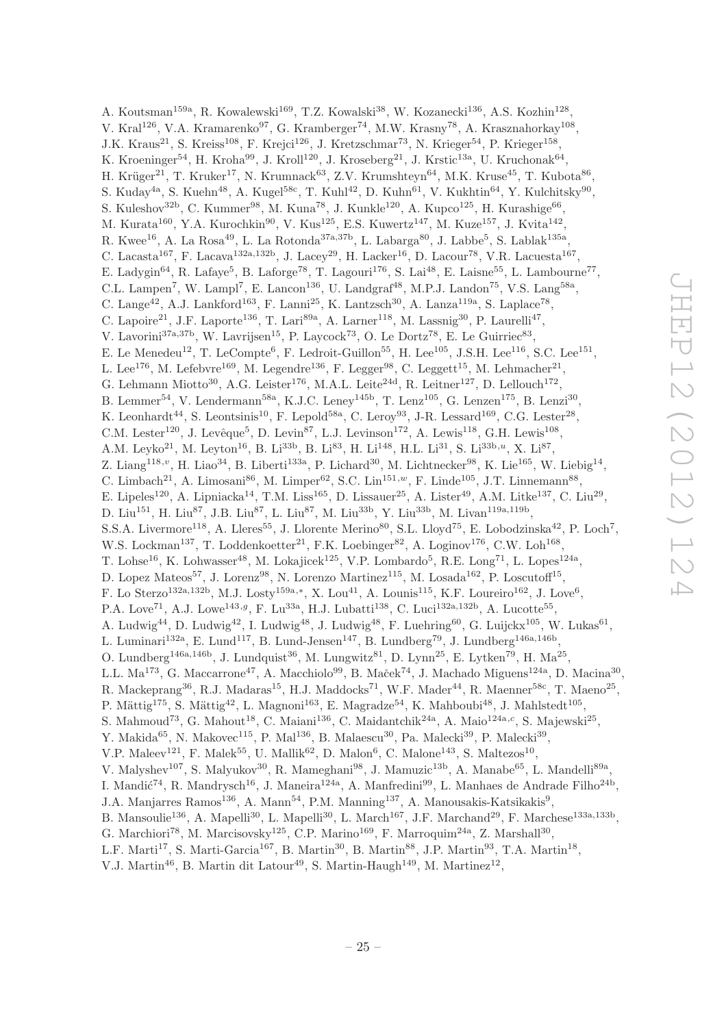A. Koutsman[159a], R. Kowalewski[169], T.Z. Kowalski[38], W. Kozanecki[136], A.S. Kozhin[128], V. Kral[126], V.A. Kramarenko[97], G. Kramberger[74], M.W. Krasny[78], A. Krasznahorkay[108], J.K. Kraus[21], S. Kreiss[108], F. Krejci[126], J. Kretzschmar[73], N. Krieger[54], P. Krieger[158], K. Kroeninger[54], H. Kroha[99], J. Kroll[120], J. Kroseberg[21], J. Krstic[13a], U. Kruchonak[64], H. Krüger[21], T. Kruker[17], N. Krumnack[63], Z.V. Krumshteyn[64], M.K. Kruse[45], T. Kubota[86], S. Kuday[4a], S. Kuehn[48], A. Kugel[58c], T. Kuhl[42], D. Kuhn[61], V. Kukhtin[64], Y. Kulchitsky[90], S. Kuleshov[32b], C. Kummer[98], M. Kuna[78], J. Kunkle[120], A. Kupco[125], H. Kurashige[66], M. Kurata[160], Y.A. Kurochkin[90], V. Kus[125], E.S. Kuwertz[147], M. Kuze[157], J. Kvita[142], R. Kwee[16], A. La Rosa[49], L. La Rotonda[37a,37b], L. Labarga[80], J. Labbe[5], S. Lablak[135a], C. Lacasta[167], F. Lacava[132a,132b], J. Lacey[29], H. Lacker[16], D. Lacour[78], V.R. Lacuesta[167], E. Ladygin[64], R. Lafaye[5], B. Laforge[78], T. Lagouri[176], S. Lai[48], E. Laisne[55], L. Lambourne[77], C.L. Lampen[7], W. Lampl[7], E. Lancon[136], U. Landgraf[48], M.P.J. Landon[75], V.S. Lang[58a], C. Lange[42], A.J. Lankford[163], F. Lanni[25], K. Lantzsch[30], A. Lanza[119a], S. Laplace[78], C. Lapoire[21], J.F. Laporte[136], T. Lari[89a], A. Larner[118], M. Lassnig[30], P. Laurelli[47], V. Lavorini[37a,37b], W. Lavrijsen[15], P. Laycock[73], O. Le Dortz[78], E. Le Guirriec[83], E. Le Menedeu[12], T. LeCompte[6], F. Ledroit-Guillon[55], H. Lee[105], J.S.H. Lee[116], S.C. Lee[151], L. Lee[176], M. Lefebvre[169], M. Legendre[136], F. Legger[98], C. Leggett[15], M. Lehmacher[21], G. Lehmann Miotto[30], A.G. Leister[176], M.A.L. Leite[24d], R. Leitner[127], D. Lellouch[172], B. Lemmer[54], V. Lendermann[58a], K.J.C. Leney[145b], T. Lenz[105], G. Lenzen[175], B. Lenzi[30], K. Leonhardt[44], S. Leontsinis[10], F. Lepold[58a], C. Leroy[93], J-R. Lessard[169], C.G. Lester[28], C.M. Lester[120], J. Levêque[5], D. Levin[87], L.J. Levinson[172], A. Lewis[118], G.H. Lewis[108], A.M. Leyko[21], M. Leyton[16], B. Li[33b], B. Li[83], H. Li[148], H.L. Li[31], S. Li[33b,u], X. Li[87], Z. Liang[118,v], H. Liao[34], B. Liberti[133a], P. Lichard[30], M. Lichtnecker[98], K. Lie[165], W. Liebig[14], C. Limbach[21], A. Limosani[86], M. Limper[62], S.C. Lin[151,w], F. Linde[105], J.T. Linnemann[88], E. Lipeles[120], A. Lipniacka[14], T.M. Liss[165], D. Lissauer[25], A. Lister[49], A.M. Litke[137], C. Liu[29], D. Liu[151], H. Liu[87], J.B. Liu[87], L. Liu[87], M. Liu[33b], Y. Liu[33b], M. Livan[119a,119b], S.S.A. Livermore[118], A. Lleres[55], J. Llorente Merino[80], S.L. Lloyd[75], E. Lobodzinska[42], P. Loch[7], W.S. Lockman[137], T. Loddenkoetter[21], F.K. Loebinger[82], A. Loginov[176], C.W. Loh[168], T. Lohse[16], K. Lohwasser[48], M. Lokajicek[125], V.P. Lombardo[5], R.E. Long[71], L. Lopes[124a], D. Lopez Mateos[57], J. Lorenz[98], N. Lorenzo Martinez[115], M. Losada[162], P. Loscutoff[15], F. Lo Sterzo[132a,132b], M.J. Losty[159a,*], X. Lou[41], A. Lounis[115], K.F. Loureiro[162], J. Love[6], P.A. Love[71], A.J. Lowe[143,g], F. Lu[33a], H.J. Lubatti[138], C. Luci[132a,132b], A. Lucotte[55], A. Ludwig[44], D. Ludwig[42], I. Ludwig[48], J. Ludwig[48], F. Luehring[60], G. Luijckx[105], W. Lukas[61], L. Luminari[132a], E. Lund[117], B. Lund-Jensen[147], B. Lundberg[79], J. Lundberg[146a,146b], O. Lundberg[146a,146b], J. Lundquist[36], M. Lungwitz[81], D. Lynn[25], E. Lytken[79], H. Ma[25], L.L. Ma[173], G. Maccarrone[47], A. Macchiolo[99], B. Maček[74], J. Machado Miguens[124a], D. Macina[30], R. Mackeprang[36], R.J. Madaras[15], H.J. Maddocks[71], W.F. Mader[44], R. Maenner[58c], T. Maeno[25], P. Mättig[175], S. Mättig[42], L. Magnoni[163], E. Magradze[54], K. Mahboubi[48], J. Mahlstedt[105], S. Mahmoud[73], G. Mahout[18], C. Maiani[136], C. Maidantchik[24a], A. Maio[124a,c], S. Majewski[25], Y. Makida[65], N. Makovec[115], P. Mal[136], B. Malaescu[30], Pa. Malecki[39], P. Malecki[39], V.P. Maleev[121], F. Malek[55], U. Mallik[62], D. Malon[6], C. Malone[143], S. Maltezos[10], V. Malyshev[107], S. Malyukov[30], R. Mameghani[98], J. Mamuzic[13b], A. Manabe[65], L. Mandelli[89a], I. Mandić[74], R. Mandrysch[16], J. Maneira[124a], A. Manfredini[99], L. Manhaes de Andrade Filho[24b], J.A. Manjarres Ramos[136], A. Mann[54], P.M. Manning[137], A. Manousakis-Katsikakis[9], B. Mansoulie[136], A. Mapelli[30], L. Mapelli[30], L. March[167], J.F. Marchand[29], F. Marchese[133a,133b], G. Marchiori[78], M. Marcisovsky[125], C.P. Marino[169], F. Marroquim[24a], Z. Marshall[30], L.F. Marti[17], S. Marti-Garcia[167], B. Martin[30], B. Martin[88], J.P. Martin[93], T.A. Martin[18], V.J. Martin[46], B. Martin dit Latour[49], S. Martin-Haugh[149], M. Martinez[12],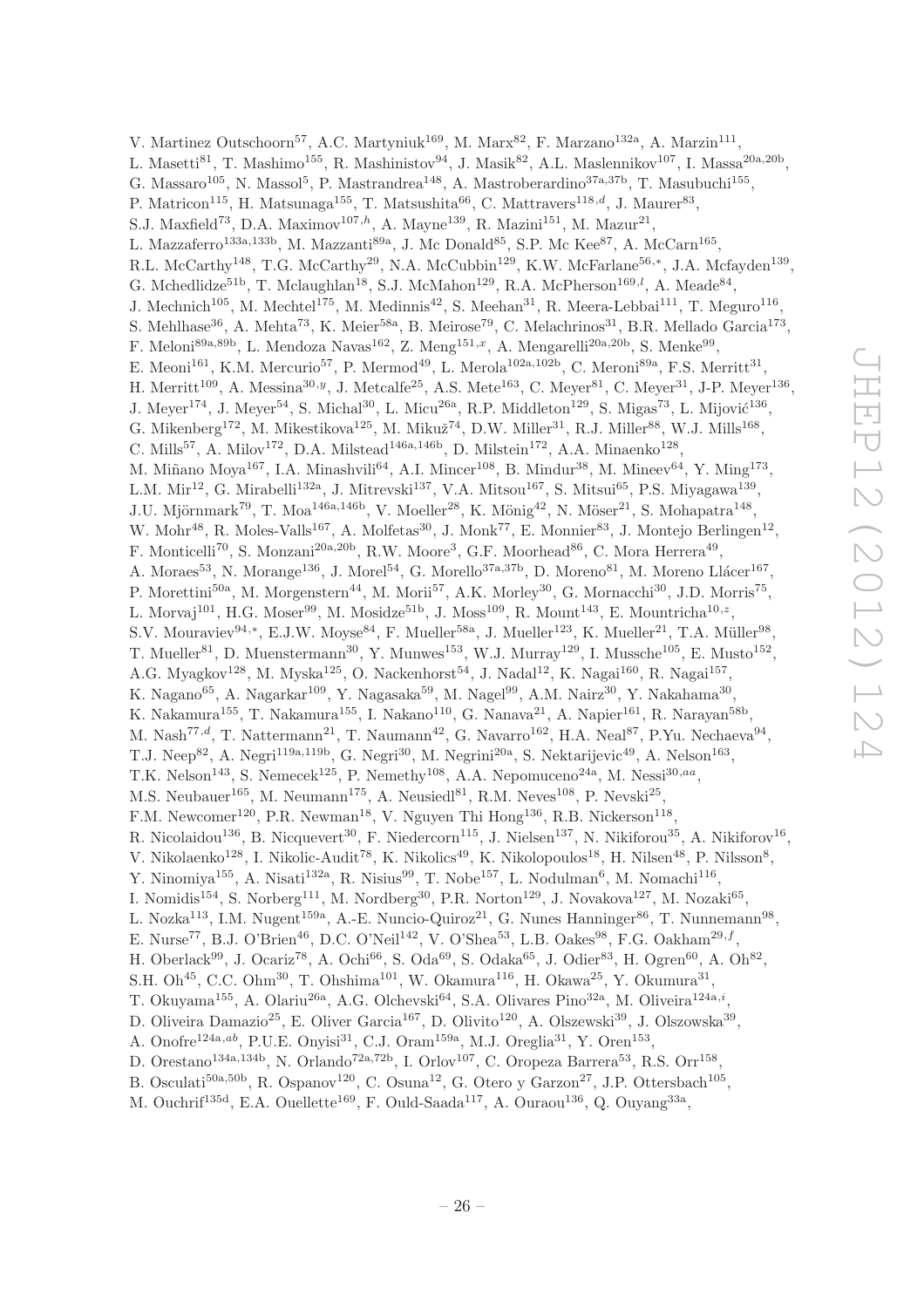V. Martinez Outschoorn[57], A.C. Martyniuk[169], M. Marx[82], F. Marzano[132a], A. Marzin[111], L. Masetti[81], T. Mashimo[155], R. Mashinistov[94], J. Masik[82], A.L. Maslennikov[107], I. Massa[20a,20b], G. Massaro[105], N. Massol[5], P. Mastrandrea[148], A. Mastroberardino[37a,37b], T. Masubuchi[155], P. Matricon[115], H. Matsunaga[155], T. Matsushita[66], C. Mattravers[118,d], J. Maurer[83], S.J. Maxfield[73], D.A. Maximov[107,h], A. Mayne[139], R. Mazini[151], M. Mazur[21], L. Mazzaferro[133a,133b], M. Mazzanti[89a], J. Mc Donald[85], S.P. Mc Kee[87], A. McCarn[165], R.L. McCarthy[148], T.G. McCarthy[29], N.A. McCubbin[129], K.W. McFarlane[56,*], J.A. Mcfayden[139], G. Mchedlidze[51b], T. Mclaughlan[18], S.J. McMahon[129], R.A. McPherson[169,l], A. Meade[84], J. Mechnich[105], M. Mechtel[175], M. Medinnis[42], S. Meehan[31], R. Meera-Lebbai[111], T. Meguro[116], S. Mehlhase[36], A. Mehta[73], K. Meier[58a], B. Meirose[79], C. Melachrinos[31], B.R. Mellado Garcia[173], F. Meloni[89a,89b], L. Mendoza Navas[162], Z. Meng[151,x], A. Mengarelli[20a,20b], S. Menke[99], E. Meoni[161], K.M. Mercurio[57], P. Mermod[49], L. Merola[102a,102b], C. Meroni[89a], F.S. Merritt[31], H. Merritt[109], A. Messina[30,y], J. Metcalfe[25], A.S. Mete[163], C. Meyer[81], C. Meyer[31], J-P. Meyer[136], J. Meyer[174], J. Meyer[54], S. Michal[30], L. Micu[26a], R.P. Middleton[129], S. Migas[73], L. Mijović[136], G. Mikenberg[172], M. Mikestikova[125], M. Mikuž[74], D.W. Miller[31], R.J. Miller[88], W.J. Mills[168], C. Mills[57], A. Milov[172], D.A. Milstead[146a,146b], D. Milstein[172], A.A. Minaenko[128], M. Miñano Moya[167], I.A. Minashvili[64], A.I. Mincer[108], B. Mindur[38], M. Mineev[64], Y. Ming[173], L.M. Mir[12], G. Mirabelli[132a], J. Mitrevski[137], V.A. Mitsou[167], S. Mitsui[65], P.S. Miyagawa[139], J.U. Mjörnmark[79], T. Moa[146a,146b], V. Moeller[28], K. Mönig[42], N. Möser[21], S. Mohapatra[148], W. Mohr[48], R. Moles-Valls[167], A. Molfetas[30], J. Monk[77], E. Monnier[83], J. Montejo Berlingen[12], F. Monticelli[70], S. Monzani[20a,20b], R.W. Moore[3], G.F. Moorhead[86], C. Mora Herrera[49], A. Moraes[53], N. Morange[136], J. Morel[54], G. Morello[37a,37b], D. Moreno[81], M. Moreno Llácer[167], P. Morettini[50a], M. Morgenstern[44], M. Morii[57], A.K. Morley[30], G. Mornacchi[30], J.D. Morris[75], L. Morvaj[101], H.G. Moser[99], M. Mosidze[51b], J. Moss[109], R. Mount[143], E. Mountricha[10,z], S.V. Mouraviev[94,*], E.J.W. Moyse[84], F. Mueller[58a], J. Mueller[123], K. Mueller[21], T.A. Müller[98], T. Mueller[81], D. Muenstermann[30], Y. Munwes[153], W.J. Murray[129], I. Mussche[105], E. Musto[152], A.G. Myagkov[128], M. Myska[125], O. Nackenhorst[54], J. Nadal[12], K. Nagai[160], R. Nagai[157], K. Nagano[65], A. Nagarkar[109], Y. Nagasaka[59], M. Nagel[99], A.M. Nairz[30], Y. Nakahama[30], K. Nakamura[155], T. Nakamura[155], I. Nakano[110], G. Nanava[21], A. Napier[161], R. Narayan[58b], M. Nash[77,d], T. Nattermann[21], T. Naumann[42], G. Navarro[162], H.A. Neal[87], P.Yu. Nechaeva[94], T.J. Neep[82], A. Negri[119a,119b], G. Negri[30], M. Negrini[20a], S. Nektarijevic[49], A. Nelson[163], T.K. Nelson[143], S. Nemecek[125], P. Nemethy[108], A.A. Nepomuceno[24a], M. Nessi[30,aa], M.S. Neubauer[165], M. Neumann[175], A. Neusiedl[81], R.M. Neves[108], P. Nevski[25], F.M. Newcomer[120], P.R. Newman[18], V. Nguyen Thi Hong[136], R.B. Nickerson[118], R. Nicolaidou[136], B. Nicquevert[30], F. Niedercorn[115], J. Nielsen[137], N. Nikiforou[35], A. Nikiforov[16], V. Nikolaenko[128], I. Nikolic-Audit[78], K. Nikolics[49], K. Nikolopoulos[18], H. Nilsen[48], P. Nilsson[8], Y. Ninomiya[155], A. Nisati[132a], R. Nisius[99], T. Nobe[157], L. Nodulman[6], M. Nomachi[116], I. Nomidis[154], S. Norberg[111], M. Nordberg[30], P.R. Norton[129], J. Novakova[127], M. Nozaki[65], L. Nozka[113], I.M. Nugent[159a], A.-E. Nuncio-Quiroz[21], G. Nunes Hanninger[86], T. Nunnemann[98], E. Nurse[77], B.J. O'Brien[46], D.C. O'Neil[142], V. O'Shea[53], L.B. Oakes[98], F.G. Oakham[29,f], H. Oberlack[99], J. Ocariz[78], A. Ochi[66], S. Oda[69], S. Odaka[65], J. Odier[83], H. Ogren[60], A. Oh[82], S.H. Oh[45], C.C. Ohm[30], T. Ohshima[101], W. Okamura[116], H. Okawa[25], Y. Okumura[31], T. Okuyama[155], A. Olariu[26a], A.G. Olchevski[64], S.A. Olivares Pino[32a], M. Oliveira[124a,i], D. Oliveira Damazio[25], E. Oliver Garcia[167], D. Olivito[120], A. Olszewski[39], J. Olszowska[39], A. Onofre[124a,ab], P.U.E. Onyisi[31], C.J. Oram[159a], M.J. Oreglia[31], Y. Oren[153], D. Orestano[134a,134b], N. Orlando[72a,72b], I. Orlov[107], C. Oropeza Barrera[53], R.S. Orr[158], B. Osculati[50a,50b], R. Ospanov[120], C. Osuna[12], G. Otero y Garzon[27], J.P. Ottersbach[105], M. Ouchrif[135d], E.A. Ouellette[169], F. Ould-Saada[117], A. Ouraou[136], Q. Ouyang[33a],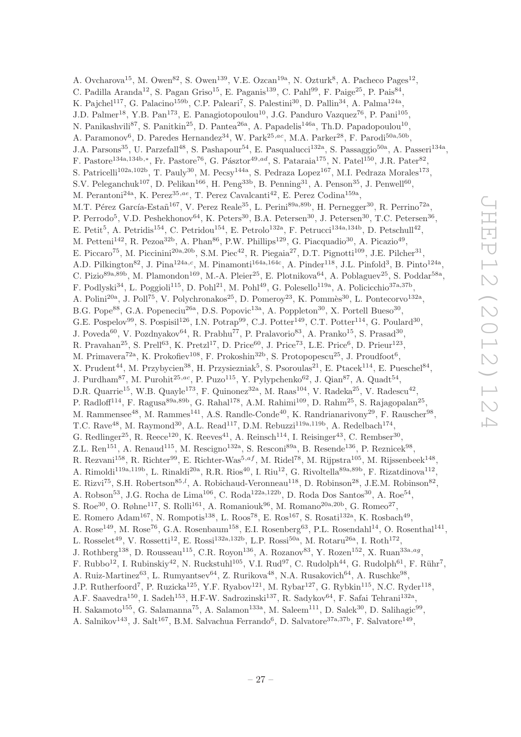A. Ovcharova[15], M. Owen[82], S. Owen[139], V.E. Ozcan[19a], N. Ozturk[8], A. Pacheco Pages[12], C. Padilla Aranda[12], S. Pagan Griso[15], E. Paganis[139], C. Pahl[99], F. Paige[25], P. Pais[84], K. Pajchel[117], G. Palacino[159b], C.P. Paleari[7], S. Palestini[30], D. Pallin[34], A. Palma[124a], J.D. Palmer[18], Y.B. Pan[173], E. Panagiotopoulou[10], J.G. Panduro Vazquez[76], P. Pani[105], N. Panikashvili[87], S. Panitkin[25], D. Pantea[26a], A. Papadelis[146a], Th.D. Papadopoulou[10], A. Paramonov[6], D. Paredes Hernandez[34], W. Park[25,ac], M.A. Parker[28], F. Parodi[50a,50b], J.A. Parsons[35], U. Parzefall[48], S. Pashapour[54], E. Pasqualucci[132a], S. Passaggio[50a], A. Passeri[134a], F. Pastore[134a,134b,*], Fr. Pastore[76], G. Pásztor[49,ad], S. Pataraia[175], N. Patel[150], J.R. Pater[82], S. Patricelli[102a,102b], T. Pauly[30], M. Pecsy[144a], S. Pedraza Lopez[167], M.I. Pedraza Morales[173], S.V. Peleganchuk[107], D. Pelikan[166], H. Peng[33b], B. Penning[31], A. Penson[35], J. Penwell[60], M. Perantoni[24a], K. Perez[35,ae], T. Perez Cavalcanti[42], E. Perez Codina[159a], M.T. Pérez García-Estañ[167], V. Perez Reale[35], L. Perini[89a,89b], H. Pernegger[30], R. Perrino[72a], P. Perrodo[5], V.D. Peshekhonov[64], K. Peters[30], B.A. Petersen[30], J. Petersen[30], T.C. Petersen[36], E. Petit[5], A. Petridis[154], C. Petridou[154], E. Petrolo[132a], F. Petrucci[134a,134b], D. Petschull[42], M. Petteni[142], R. Pezoa[32b], A. Phan[86], P.W. Phillips[129], G. Piacquadio[30], A. Picazio[49], E. Piccaro[75], M. Piccinini[20a,20b], S.M. Piec[42], R. Piegaia[27], D.T. Pignotti[109], J.E. Pilcher[31], A.D. Pilkington[82], J. Pina[124a,c], M. Pinamonti[164a,164c], A. Pinder[118], J.L. Pinfold[3], B. Pinto[124a], C. Pizio[89a,89b], M. Plamondon[169], M.-A. Pleier[25], E. Plotnikova[64], A. Poblaguev[25], S. Poddar[58a], F. Podlyski[34], L. Poggioli[115], D. Pohl[21], M. Pohl[49], G. Polesello[119a], A. Policicchio[37a,37b], A. Polini[20a], J. Poll[75], V. Polychronakos[25], D. Pomeroy[23], K. Pommès[30], L. Pontecorvo[132a], B.G. Pope[88], G.A. Popeneciu[26a], D.S. Popovic[13a], A. Poppleton[30], X. Portell Bueso[30], G.E. Pospelov[99], S. Pospisil[126], I.N. Potrap[99], C.J. Potter[149], C.T. Potter[114], G. Poulard[30], J. Poveda[60], V. Pozdnyakov[64], R. Prabhu[77], P. Pralavorio[83], A. Pranko[15], S. Prasad[30], R. Pravahan[25], S. Prell[63], K. Pretzl[17], D. Price[60], J. Price[73], L.E. Price[6], D. Prieur[123], M. Primavera[72a], K. Prokofiev[108], F. Prokoshin[32b], S. Protopopescu[25], J. Proudfoot[6], X. Prudent[44], M. Przybycien[38], H. Przysiezniak[5], S. Psoroulas[21], E. Ptacek[114], E. Pueschel[84], J. Purdham[87], M. Purohit[25,ac], P. Puzo[115], Y. Pylypchenko[62], J. Qian[87], A. Quadt[54], D.R. Quarrie[15], W.B. Quayle[173], F. Quinonez[32a], M. Raas[104], V. Radeka[25], V. Radescu[42], P. Radloff[114], F. Ragusa[89a,89b], G. Rahal[178], A.M. Rahimi[109], D. Rahm[25], S. Rajagopalan[25], M. Rammensee[48], M. Rammes[141], A.S. Randle-Conde[40], K. Randrianarivony[29], F. Rauscher[98], T.C. Rave[48], M. Raymond[30], A.L. Read[117], D.M. Rebuzzi[119a,119b], A. Redelbach[174], G. Redlinger[25], R. Reece[120], K. Reeves[41], A. Reinsch[114], I. Reisinger[43], C. Rembser[30], Z.L. Ren[151], A. Renaud[115], M. Rescigno[132a], S. Resconi[89a], B. Resende[136], P. Reznicek[98], R. Rezvani[158], R. Richter[99], E. Richter-Was[5,af], M. Ridel[78], M. Rijpstra[105], M. Rijssenbeek[148], A. Rimoldi[119a,119b], L. Rinaldi[20a], R.R. Rios[40], I. Riu[12], G. Rivoltella[89a,89b], F. Rizatdinova[112], E. Rizvi[75], S.H. Robertson[85,l], A. Robichaud-Veronneau[118], D. Robinson[28], J.E.M. Robinson[82], A. Robson[53], J.G. Rocha de Lima[106], C. Roda[122a,122b], D. Roda Dos Santos[30], A. Roe[54], S. Roe[30], O. Røhne[117], S. Rolli[161], A. Romaniouk[96], M. Romano[20a,20b], G. Romeo[27], E. Romero Adam[167], N. Rompotis[138], L. Roos[78], E. Ros[167], S. Rosati[132a], K. Rosbach[49], A. Rose[149], M. Rose[76], G.A. Rosenbaum[158], E.I. Rosenberg[63], P.L. Rosendahl[14], O. Rosenthal[141], L. Rosselet[49], V. Rossetti[12], E. Rossi[132a,132b], L.P. Rossi[50a], M. Rotaru[26a], I. Roth[172], J. Rothberg[138], D. Rousseau[115], C.R. Royon[136], A. Rozanov[83], Y. Rozen[152], X. Ruan[33a,ag], F. Rubbo[12], I. Rubinskiy[42], N. Ruckstuhl[105], V.I. Rud[97], C. Rudolph[44], G. Rudolph[61], F. Rühr[7], A. Ruiz-Martinez[63], L. Rumyantsev[64], Z. Rurikova[48], N.A. Rusakovich[64], A. Ruschke[98], J.P. Rutherfoord[7], P. Ruzicka[125], Y.F. Ryabov[121], M. Rybar[127], G. Rybkin[115], N.C. Ryder[118], A.F. Saavedra[150], I. Sadeh[153], H-F-W. Sadrozinski[137], R. Sadykov[64], F. Safai Tehrani[132a], H. Sakamoto[155], G. Salamanna[75], A. Salamon[133a], M. Saleem[111], D. Salek[30], D. Salihagic[99], A. Salnikov[143], J. Salt[167], B.M. Salvachua Ferrando[6], D. Salvatore[37a,37b], F. Salvatore[149],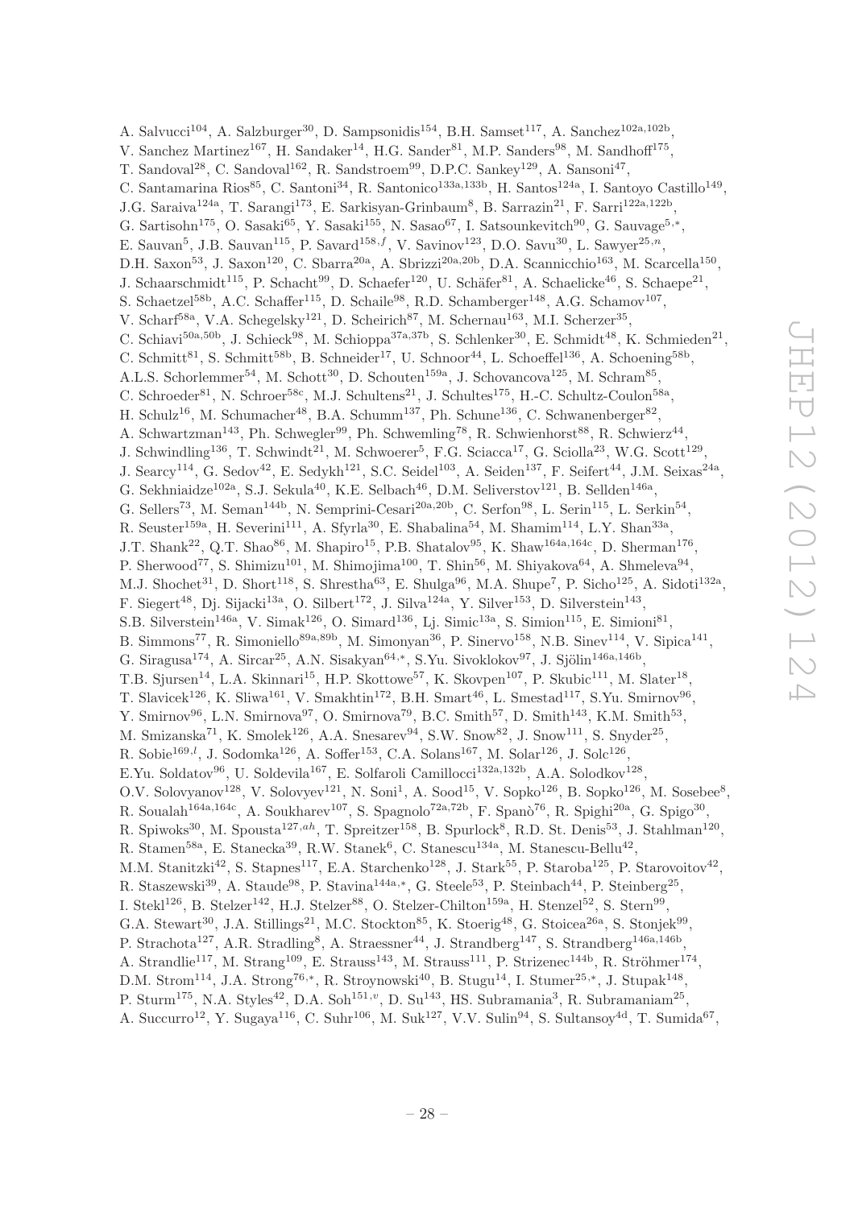A. Salvucci[104], A. Salzburger[30], D. Sampsonidis[154], B.H. Samset[117], A. Sanchez[102a,102b], V. Sanchez Martinez[167], H. Sandaker[14], H.G. Sander[81], M.P. Sanders[98], M. Sandhoff[175], T. Sandoval[28], C. Sandoval[162], R. Sandstroem[99], D.P.C. Sankey[129], A. Sansoni[47], C. Santamarina Rios[85], C. Santoni[34], R. Santonico[133a,133b], H. Santos[124a], I. Santoyo Castillo[149], J.G. Saraiva[124a], T. Sarangi[173], E. Sarkisyan-Grinbaum[8], B. Sarrazin[21], F. Sarri[122a,122b], G. Sartisohn[175], O. Sasaki[65], Y. Sasaki[155], N. Sasao[67], I. Satsounkevitch[90], G. Sauvage[5,*], E. Sauvan[5], J.B. Sauvan[115], P. Savard[158,f], V. Savinov[123], D.O. Savu[30], L. Sawyer[25,n], D.H. Saxon[53], J. Saxon[120], C. Sbarra[20a], A. Sbrizzi[20a,20b], D.A. Scannicchio[163], M. Scarcella[150], J. Schaarschmidt[115], P. Schacht[99], D. Schaefer[120], U. Schäfer[81], A. Schaelicke[46], S. Schaepe[21], S. Schaetzel[58b], A.C. Schaffer[115], D. Schaile[98], R.D. Schamberger[148], A.G. Schamov[107], V. Scharf[58a], V.A. Schegelsky[121], D. Scheirich[87], M. Schernau[163], M.I. Scherzer[35], C. Schiavi[50a,50b], J. Schieck[98], M. Schioppa[37a,37b], S. Schlenker[30], E. Schmidt[48], K. Schmieden[21], C. Schmitt[81], S. Schmitt[58b], B. Schneider[17], U. Schnoor[44], L. Schoeffel[136], A. Schoening[58b], A.L.S. Schorlemmer[54], M. Schott[30], D. Schouten[159a], J. Schovancova[125], M. Schram[85], C. Schroeder[81], N. Schroer[58c], M.J. Schultens[21], J. Schultes[175], H.-C. Schultz-Coulon[58a], H. Schulz[16], M. Schumacher[48], B.A. Schumm[137], Ph. Schune[136], C. Schwanenberger[82], A. Schwartzman[143], Ph. Schwegler[99], Ph. Schwemling[78], R. Schwienhorst[88], R. Schwierz[44], J. Schwindling[136], T. Schwindt[21], M. Schwoerer[5], F.G. Sciacca[17], G. Sciolla[23], W.G. Scott[129], J. Searcy[114], G. Sedov[42], E. Sedykh[121], S.C. Seidel[103], A. Seiden[137], F. Seifert[44], J.M. Seixas[24a], G. Sekhniaidze[102a], S.J. Sekula[40], K.E. Selbach[46], D.M. Seliverstov[121], B. Sellden[146a], G. Sellers[73], M. Seman[144b], N. Semprini-Cesari[20a,20b], C. Serfon[98], L. Serin[115], L. Serkin[54], R. Seuster[159a], H. Severini[111], A. Sfyrla[30], E. Shabalina[54], M. Shamim[114], L.Y. Shan[33a], J.T. Shank[22], Q.T. Shao[86], M. Shapiro[15], P.B. Shatalov[95], K. Shaw[164a,164c], D. Sherman[176], P. Sherwood[77], S. Shimizu[101], M. Shimojima[100], T. Shin[56], M. Shiyakova[64], A. Shmeleva[94], M.J. Shochet[31], D. Short[118], S. Shrestha[63], E. Shulga[96], M.A. Shupe[7], P. Sicho[125], A. Sidoti[132a], F. Siegert[48], Dj. Sijacki[13a], O. Silbert[172], J. Silva[124a], Y. Silver[153], D. Silverstein[143], S.B. Silverstein[146a], V. Simak[126], O. Simard[136], Lj. Simic[13a], S. Simion[115], E. Simioni[81], B. Simmons[77], R. Simoniello[89a,89b], M. Simonyan[36], P. Sinervo[158], N.B. Sinev[114], V. Sipica[141], G. Siragusa[174], A. Sircar[25], A.N. Sisakyan[64,*], S.Yu. Sivoklokov[97], J. Sjölin[146a,146b], T.B. Sjursen[14], L.A. Skinnari[15], H.P. Skottowe[57], K. Skovpen[107], P. Skubic[111], M. Slater[18], T. Slavicek[126], K. Sliwa[161], V. Smakhtin[172], B.H. Smart[46], L. Smestad[117], S.Yu. Smirnov[96], Y. Smirnov[96], L.N. Smirnova[97], O. Smirnova[79], B.C. Smith[57], D. Smith[143], K.M. Smith[53], M. Smizanska[71], K. Smolek[126], A.A. Snesarev[94], S.W. Snow[82], J. Snow[111], S. Snyder[25], R. Sobie[169,l], J. Sodomka[126], A. Soffer[153], C.A. Solans[167], M. Solar[126], J. Solc[126], E.Yu. Soldatov[96], U. Soldevila[167], E. Solfaroli Camillocci[132a,132b], A.A. Solodkov[128], O.V. Solovyanov[128], V. Solovyev[121], N. Soni[1], A. Sood[15], V. Sopko[126], B. Sopko[126], M. Sosebee[8], R. Soualah[164a,164c], A. Soukharev[107], S. Spagnolo[72a,72b], F. Spanò[76], R. Spighi[20a], G. Spigo[30], R. Spiwoks[30], M. Spousta[127,ah], T. Spreitzer[158], B. Spurlock[8], R.D. St. Denis[53], J. Stahlman[120], R. Stamen[58a], E. Stanecka[39], R.W. Stanek[6], C. Stanescu[134a], M. Stanescu-Bellu[42], M.M. Stanitzki[42], S. Stapnes[117], E.A. Starchenko[128], J. Stark[55], P. Staroba[125], P. Starovoitov[42], R. Staszewski[39], A. Staude[98], P. Stavina[144a,*], G. Steele[53], P. Steinbach[44], P. Steinberg[25], I. Stekl[126], B. Stelzer[142], H.J. Stelzer[88], O. Stelzer-Chilton[159a], H. Stenzel[52], S. Stern[99], G.A. Stewart[30], J.A. Stillings[21], M.C. Stockton[85], K. Stoerig[48], G. Stoicea[26a], S. Stonjek[99], P. Strachota[127], A.R. Stradling[8], A. Straessner[44], J. Strandberg[147], S. Strandberg[146a,146b], A. Strandlie[117], M. Strang[109], E. Strauss[143], M. Strauss[111], P. Strizenec[144b], R. Ströhmer[174], D.M. Strom[114], J.A. Strong[76,*], R. Stroynowski[40], B. Stugu[14], I. Stumer[25,*], J. Stupak[148], P. Sturm[175], N.A. Styles[42], D.A. Soh[151,v], D. Su[143], HS. Subramania[3], R. Subramaniam[25], A. Succurro[12], Y. Sugaya[116], C. Suhr[106], M. Suk[127], V.V. Sulin[94], S. Sultansoy[4d], T. Sumida[67],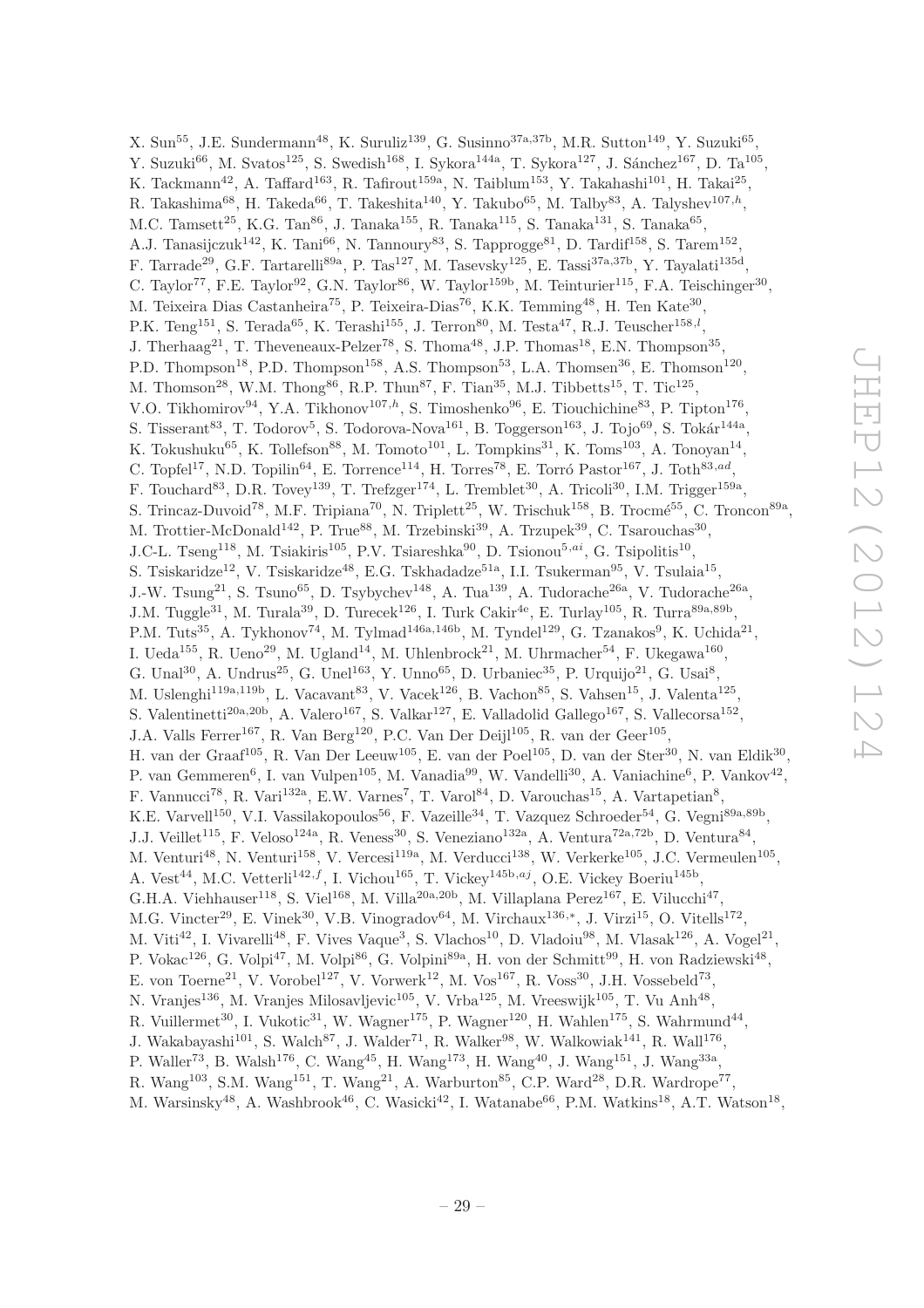X. Sun[55], J.E. Sundermann[48], K. Suruliz[139], G. Susinno[37a,37b], M.R. Sutton[149], Y. Suzuki[65], Y. Suzuki[66], M. Svatos[125], S. Swedish[168], I. Sykora[144a], T. Sykora[127], J. Sánchez[167], D. Ta[105], K. Tackmann[42], A. Taffard[163], R. Tafirout[159a], N. Taiblum[153], Y. Takahashi[101], H. Takai[25], R. Takashima[68], H. Takeda[66], T. Takeshita[140], Y. Takubo[65], M. Talby[83], A. Talyshev[107,h], M.C. Tamsett[25], K.G. Tan[86], J. Tanaka[155], R. Tanaka[115], S. Tanaka[131], S. Tanaka[65], A.J. Tanasijczuk[142], K. Tani[66], N. Tannoury[83], S. Tapprogge[81], D. Tardif[158], S. Tarem[152], F. Tarrade[29], G.F. Tartarelli[89a], P. Tas[127], M. Tasevsky[125], E. Tassi[37a,37b], Y. Tayalati[135d], C. Taylor[77], F.E. Taylor[92], G.N. Taylor[86], W. Taylor[159b], M. Teinturier[115], F.A. Teischinger[30], M. Teixeira Dias Castanheira[75], P. Teixeira-Dias[76], K.K. Temming[48], H. Ten Kate[30], P.K. Teng[151], S. Terada[65], K. Terashi[155], J. Terron[80], M. Testa[47], R.J. Teuscher[158,l], J. Therhaag[21], T. Theveneaux-Pelzer[78], S. Thoma[48], J.P. Thomas[18], E.N. Thompson[35], P.D. Thompson[18], P.D. Thompson[158], A.S. Thompson[53], L.A. Thomsen[36], E. Thomson[120], M. Thomson[28], W.M. Thong[86], R.P. Thun[87], F. Tian[35], M.J. Tibbetts[15], T. Tic[125], V.O. Tikhomirov[94], Y.A. Tikhonov[107,h], S. Timoshenko[96], E. Tiouchichine[83], P. Tipton[176], S. Tisserant[83], T. Todorov[5], S. Todorova-Nova[161], B. Toggerson[163], J. Tojo[69], S. Tokár[144a], K. Tokushuku[65], K. Tollefson[88], M. Tomoto[101], L. Tompkins[31], K. Toms[103], A. Tonoyan[14], C. Topfel[17], N.D. Topilin[64], E. Torrence[114], H. Torres[78], E. Torró Pastor[167], J. Toth[83,ad], F. Touchard[83], D.R. Tovey[139], T. Trefzger[174], L. Tremblet[30], A. Tricoli[30], I.M. Trigger[159a], S. Trincaz-Duvoid[78], M.F. Tripiana[70], N. Triplett[25], W. Trischuk[158], B. Trocmé[55], C. Troncon[89a], M. Trottier-McDonald[142], P. True[88], M. Trzebinski[39], A. Trzupek[39], C. Tsarouchas[30], J.C-L. Tseng[118], M. Tsiakiris[105], P.V. Tsiareshka[90], D. Tsionou[5,ai], G. Tsipolitis[10], S. Tsiskaridze[12], V. Tsiskaridze[48], E.G. Tskhadadze[51a], I.I. Tsukerman[95], V. Tsulaia[15], J.-W. Tsung[21], S. Tsuno[65], D. Tsybychev[148], A. Tua[139], A. Tudorache[26a], V. Tudorache[26a], J.M. Tuggle[31], M. Turala[39], D. Turecek[126], I. Turk Cakir[4e], E. Turlay[105], R. Turra[89a,89b], P.M. Tuts[35], A. Tykhonov[74], M. Tylmad[146a,146b], M. Tyndel[129], G. Tzanakos[9], K. Uchida[21], I. Ueda[155], R. Ueno[29], M. Ugland[14], M. Uhlenbrock[21], M. Uhrmacher[54], F. Ukegawa[160], G. Unal[30], A. Undrus[25], G. Unel[163], Y. Unno[65], D. Urbaniec[35], P. Urquijo[21], G. Usai[8], M. Uslenghi[119a,119b], L. Vacavant[83], V. Vacek[126], B. Vachon[85], S. Vahsen[15], J. Valenta[125], S. Valentinetti[20a,20b], A. Valero[167], S. Valkar[127], E. Valladolid Gallego[167], S. Vallecorsa[152], J.A. Valls Ferrer[167], R. Van Berg[120], P.C. Van Der Deijl[105], R. van der Geer[105], H. van der Graaf[105], R. Van Der Leeuw[105], E. van der Poel[105], D. van der Ster[30], N. van Eldik[30], P. van Gemmeren[6], I. van Vulpen[105], M. Vanadia[99], W. Vandelli[30], A. Vaniachine[6], P. Vankov[42], F. Vannucci[78], R. Vari[132a], E.W. Varnes[7], T. Varol[84], D. Varouchas[15], A. Vartapetian[8], K.E. Varvell[150], V.I. Vassilakopoulos[56], F. Vazeille[34], T. Vazquez Schroeder[54], G. Vegni[89a,89b], J.J. Veillet[115], F. Veloso[124a], R. Veness[30], S. Veneziano[132a], A. Ventura[72a,72b], D. Ventura[84], M. Venturi[48], N. Venturi[158], V. Vercesi[119a], M. Verducci[138], W. Verkerke[105], J.C. Vermeulen[105], A. Vest[44], M.C. Vetterli[142,f], I. Vichou[165], T. Vickey[145b,aj], O.E. Vickey Boeriu[145b], G.H.A. Viehhauser[118], S. Viel[168], M. Villa[20a,20b], M. Villaplana Perez[167], E. Vilucchi[47], M.G. Vincter[29], E. Vinek[30], V.B. Vinogradov[64], M. Virchaux[136,*], J. Virzi[15], O. Vitells[172], M. Viti[42], I. Vivarelli[48], F. Vives Vaque[3], S. Vlachos[10], D. Vladoiu[98], M. Vlasak[126], A. Vogel[21], P. Vokac[126], G. Volpi[47], M. Volpi[86], G. Volpini[89a], H. von der Schmitt[99], H. von Radziewski[48], E. von Toerne[21], V. Vorobel[127], V. Vorwerk[12], M. Vos[167], R. Voss[30], J.H. Vossebeld[73], N. Vranjes[136], M. Vranjes Milosavljevic[105], V. Vrba[125], M. Vreeswijk[105], T. Vu Anh[48], R. Vuillermet[30], I. Vukotic[31], W. Wagner[175], P. Wagner[120], H. Wahlen[175], S. Wahrmund[44], J. Wakabayashi[101], S. Walch[87], J. Walder[71], R. Walker[98], W. Walkowiak[141], R. Wall[176], P. Waller[73], B. Walsh[176], C. Wang[45], H. Wang[173], H. Wang[40], J. Wang[151], J. Wang[33a], R. Wang[103], S.M. Wang[151], T. Wang[21], A. Warburton[85], C.P. Ward[28], D.R. Wardrope[77], M. Warsinsky[48], A. Washbrook[46], C. Wasicki[42], I. Watanabe[66], P.M. Watkins[18], A.T. Watson[18],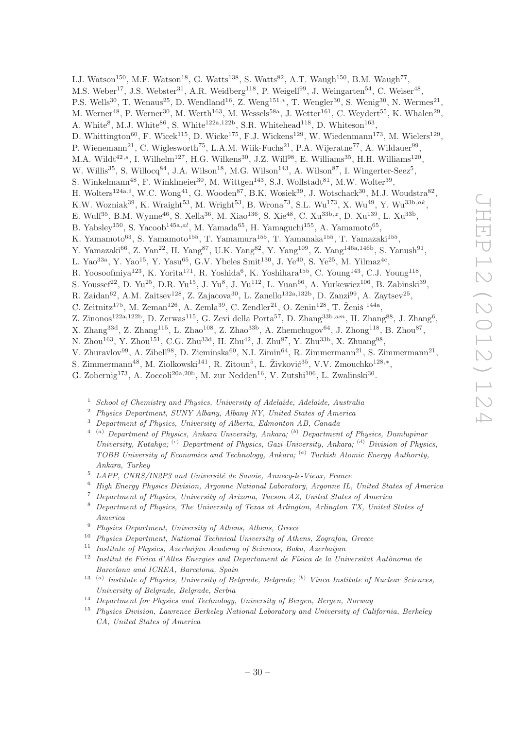I.J. Watson[150], M.F. Watson[18], G. Watts[138], S. Watts[82], A.T. Waugh[150], B.M. Waugh[77], M.S. Weber[17], J.S. Webster[31], A.R. Weidberg[118], P. Weigell[99], J. Weingarten[54], C. Weiser[48], P.S. Wells[30], T. Wenaus[25], D. Wendland[16], Z. Weng[151,v], T. Wengler[30], S. Wenig[30], N. Wermes[21], M. Werner[48], P. Werner[30], M. Werth[163], M. Wessels[58a], J. Wetter[161], C. Weydert[55], K. Whalen[29], A. White[8], M.J. White[86], S. White[122a,122b], S.R. Whitehead[118], D. Whiteson[163], D. Whittington[60], F. Wicek[115], D. Wicke[175], F.J. Wickens[129], W. Wiedenmann[173], M. Wielers[129], P. Wienemann[21], C. Wiglesworth[75], L.A.M. Wiik-Fuchs[21], P.A. Wijeratne[77], A. Wildauer[99], M.A. Wildt[42,s], I. Wilhelm[127], H.G. Wilkens[30], J.Z. Will[98], E. Williams[35], H.H. Williams[120], W. Willis[35], S. Willocq[84], J.A. Wilson[18], M.G. Wilson[143], A. Wilson[87], I. Wingerter-Seez[5], S. Winkelmann[48], F. Winklmeier[30], M. Wittgen[143], S.J. Wollstadt[81], M.W. Wolter[39], H. Wolters[124a,i], W.C. Wong[41], G. Wooden[87], B.K. Wosiek[39], J. Wotschack[30], M.J. Woudstra[82], K.W. Wozniak[39], K. Wraight[53], M. Wright[53], B. Wrona[73], S.L. Wu[173], X. Wu[49], Y. Wu[33b,ak], E. Wulf[35], B.M. Wynne[46], S. Xella[36], M. Xiao[136], S. Xie[48], C. Xu[33b,z], D. Xu[139], L. Xu[33b], B. Yabsley[150], S. Yacoob[145a,al], M. Yamada[65], H. Yamaguchi[155], A. Yamamoto[65], K. Yamamoto[63], S. Yamamoto[155], T. Yamamura[155], T. Yamanaka[155], T. Yamazaki[155], Y. Yamazaki[66], Z. Yan[22], H. Yang[87], U.K. Yang[82], Y. Yang[109], Z. Yang[146a,146b], S. Yanush[91], L. Yao[33a], Y. Yao[15], Y. Yasu[65], G.V. Ybeles Smit[130], J. Ye[40], S. Ye[25], M. Yilmaz[4c], R. Yoosoofmiya[123], K. Yorita[171], R. Yoshida[6], K. Yoshihara[155], C. Young[143], C.J. Young[118], S. Youssef[22], D. Yu[25], D.R. Yu[15], J. Yu[8], J. Yu[112], L. Yuan[66], A. Yurkewicz[106], B. Zabinski[39], R. Zaidan[62], A.M. Zaitsev[128], Z. Zajacova[30], L. Zanello[132a,132b], D. Zanzi[99], A. Zaytsev[25], C. Zeitnitz[175], M. Zeman[126], A. Zemla[39], C. Zendler[21], O. Zenin[128], T. Ženiš[144a], Z. Zinonos[122a,122b], D. Zerwas[115], G. Zevi della Porta[57], D. Zhang[33b,am], H. Zhang[88], J. Zhang[6], X. Zhang[33d], Z. Zhang[115], L. Zhao[108], Z. Zhao[33b], A. Zhemchugov[64], J. Zhong[118], B. Zhou[87], N. Zhou[163], Y. Zhou[151], C.G. Zhu[33d], H. Zhu[42], J. Zhu[87], Y. Zhu[33b], X. Zhuang[98], V. Zhuravlov[99], A. Zibell[98], D. Zieminska[60], N.I. Zimin[64], R. Zimmermann[21], S. Zimmermann[21], S. Zimmermann[48], M. Ziolkowski[141], R. Zitoun[5], L. Živković[35], V.V. Zmouchko[128,*], G. Zobernig[173], A. Zoccoli[20a,20b], M. zur Nedden[16], V. Zutshi[106], L. Zwalinski[30].

[1] *School of Chemistry and Physics, University of Adelaide, Adelaide, Australia*

[2] *Physics Department, SUNY Albany, Albany NY, United States of America*

[3] *Department of Physics, University of Alberta, Edmonton AB, Canada*

[4] [(a)] *Department of Physics, Ankara University, Ankara;* [(b)] *Department of Physics, Dumlupinar University, Kutahya;* [(c)] *Department of Physics, Gazi University, Ankara;* [(d)] *Division of Physics, TOBB University of Economics and Technology, Ankara;* [(e)] *Turkish Atomic Energy Authority, Ankara, Turkey*

[5] *LAPP, CNRS/IN2P3 and Université de Savoie, Annecy-le-Vieux, France*

[6] *High Energy Physics Division, Argonne National Laboratory, Argonne IL, United States of America*

[7] *Department of Physics, University of Arizona, Tucson AZ, United States of America*

[8] *Department of Physics, The University of Texas at Arlington, Arlington TX, United States of America*

[9] *Physics Department, University of Athens, Athens, Greece*

[10] *Physics Department, National Technical University of Athens, Zografou, Greece*

[11] *Institute of Physics, Azerbaijan Academy of Sciences, Baku, Azerbaijan*

[12] *Institut de Física d'Altes Energies and Departament de Física de la Universitat Autònoma de Barcelona and ICREA, Barcelona, Spain*

[13] [(a)] *Institute of Physics, University of Belgrade, Belgrade;* [(b)] *Vinca Institute of Nuclear Sciences, University of Belgrade, Belgrade, Serbia*

[14] *Department for Physics and Technology, University of Bergen, Bergen, Norway*

[15] *Physics Division, Lawrence Berkeley National Laboratory and University of California, Berkeley CA, United States of America*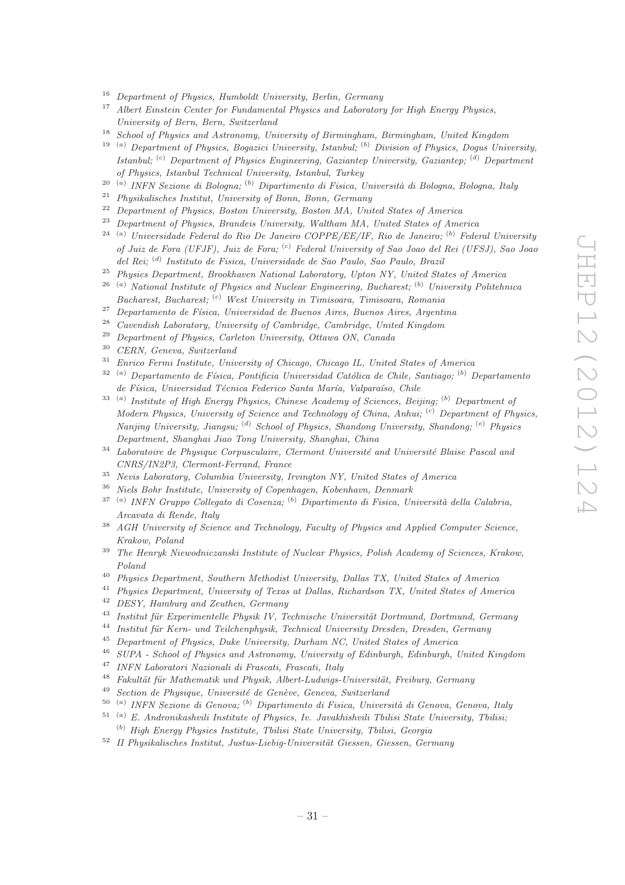[16] Department of Physics, Humboldt University, Berlin, Germany

[17] Albert Einstein Center for Fundamental Physics and Laboratory for High Energy Physics, University of Bern, Bern, Switzerland

[18] School of Physics and Astronomy, University of Birmingham, Birmingham, United Kingdom

[19] [(a)] Department of Physics, Bogazici University, Istanbul; [(b)] Division of Physics, Dogus University, Istanbul; [(c)] Department of Physics Engineering, Gaziantep University, Gaziantep; [(d)] Department of Physics, Istanbul Technical University, Istanbul, Turkey

[20] [(a)] INFN Sezione di Bologna; [(b)] Dipartimento di Fisica, Università di Bologna, Bologna, Italy

[21] Physikalisches Institut, University of Bonn, Bonn, Germany

[22] Department of Physics, Boston University, Boston MA, United States of America

[23] Department of Physics, Brandeis University, Waltham MA, United States of America

[24] [(a)] Universidade Federal do Rio De Janeiro COPPE/EE/IF, Rio de Janeiro; [(b)] Federal University of Juiz de Fora (UFJF), Juiz de Fora; [(c)] Federal University of Sao Joao del Rei (UFSJ), Sao Joao del Rei; [(d)] Instituto de Fisica, Universidade de Sao Paulo, Sao Paulo, Brazil

[25] Physics Department, Brookhaven National Laboratory, Upton NY, United States of America

[26] [(a)] National Institute of Physics and Nuclear Engineering, Bucharest; [(b)] University Politehnica Bucharest, Bucharest; [(c)] West University in Timisoara, Timisoara, Romania

[27] Departamento de Física, Universidad de Buenos Aires, Buenos Aires, Argentina

[28] Cavendish Laboratory, University of Cambridge, Cambridge, United Kingdom

[29] Department of Physics, Carleton University, Ottawa ON, Canada

[30] CERN, Geneva, Switzerland

[31] Enrico Fermi Institute, University of Chicago, Chicago IL, United States of America

[32] [(a)] Departamento de Física, Pontificia Universidad Católica de Chile, Santiago; [(b)] Departamento de Física, Universidad Técnica Federico Santa María, Valparaíso, Chile

[33] [(a)] Institute of High Energy Physics, Chinese Academy of Sciences, Beijing; [(b)] Department of Modern Physics, University of Science and Technology of China, Anhui; [(c)] Department of Physics, Nanjing University, Jiangsu; [(d)] School of Physics, Shandong University, Shandong; [(e)] Physics Department, Shanghai Jiao Tong University, Shanghai, China

[34] Laboratoire de Physique Corpusculaire, Clermont Université and Université Blaise Pascal and CNRS/IN2P3, Clermont-Ferrand, France

[35] Nevis Laboratory, Columbia University, Irvington NY, United States of America

[36] Niels Bohr Institute, University of Copenhagen, Kobenhavn, Denmark

[37] [(a)] INFN Gruppo Collegato di Cosenza; [(b)] Dipartimento di Fisica, Università della Calabria, Arcavata di Rende, Italy

[38] AGH University of Science and Technology, Faculty of Physics and Applied Computer Science, Krakow, Poland

[39] The Henryk Niewodniczanski Institute of Nuclear Physics, Polish Academy of Sciences, Krakow, Poland

[40] Physics Department, Southern Methodist University, Dallas TX, United States of America

[41] Physics Department, University of Texas at Dallas, Richardson TX, United States of America

[42] DESY, Hamburg and Zeuthen, Germany

[43] Institut für Experimentelle Physik IV, Technische Universität Dortmund, Dortmund, Germany

[44] Institut für Kern- und Teilchenphysik, Technical University Dresden, Dresden, Germany

[45] Department of Physics, Duke University, Durham NC, United States of America

[46] SUPA - School of Physics and Astronomy, University of Edinburgh, Edinburgh, United Kingdom

[47] INFN Laboratori Nazionali di Frascati, Frascati, Italy

[48] Fakultät für Mathematik und Physik, Albert-Ludwigs-Universität, Freiburg, Germany

[49] Section de Physique, Université de Genève, Geneva, Switzerland

[50] [(a)] INFN Sezione di Genova; [(b)] Dipartimento di Fisica, Università di Genova, Genova, Italy

[51] [(a)] E. Andronikashvili Institute of Physics, Iv. Javakhishvili Tbilisi State University, Tbilisi; [(b)] High Energy Physics Institute, Tbilisi State University, Tbilisi, Georgia

[52] II Physikalisches Institut, Justus-Liebig-Universität Giessen, Giessen, Germany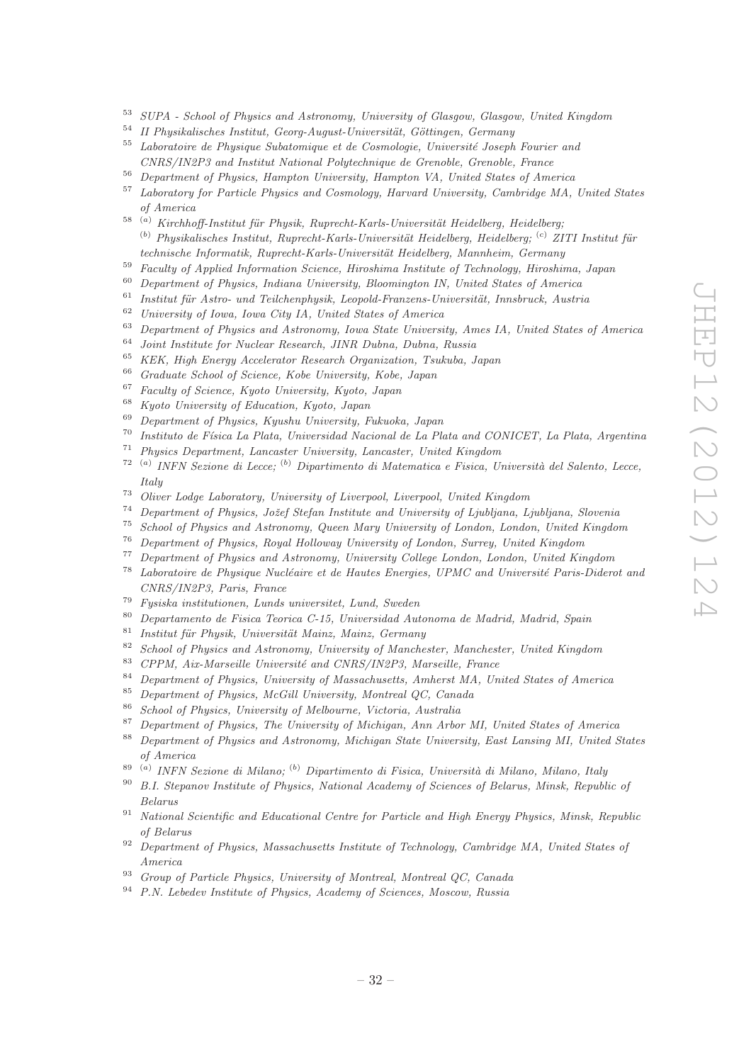[53] SUPA - School of Physics and Astronomy, University of Glasgow, Glasgow, United Kingdom

[54] II Physikalisches Institut, Georg-August-Universität, Göttingen, Germany

[55] Laboratoire de Physique Subatomique et de Cosmologie, Université Joseph Fourier and CNRS/IN2P3 and Institut National Polytechnique de Grenoble, Grenoble, France

[56] Department of Physics, Hampton University, Hampton VA, United States of America

[57] Laboratory for Particle Physics and Cosmology, Harvard University, Cambridge MA, United States of America

[58] [(a)] Kirchhoff-Institut für Physik, Ruprecht-Karls-Universität Heidelberg, Heidelberg; [(b)] Physikalisches Institut, Ruprecht-Karls-Universität Heidelberg, Heidelberg; [(c)] ZITI Institut für technische Informatik, Ruprecht-Karls-Universität Heidelberg, Mannheim, Germany

[59] Faculty of Applied Information Science, Hiroshima Institute of Technology, Hiroshima, Japan

[60] Department of Physics, Indiana University, Bloomington IN, United States of America

[61] Institut für Astro- und Teilchenphysik, Leopold-Franzens-Universität, Innsbruck, Austria

[62] University of Iowa, Iowa City IA, United States of America

[63] Department of Physics and Astronomy, Iowa State University, Ames IA, United States of America

[64] Joint Institute for Nuclear Research, JINR Dubna, Dubna, Russia

[65] KEK, High Energy Accelerator Research Organization, Tsukuba, Japan

[66] Graduate School of Science, Kobe University, Kobe, Japan

[67] Faculty of Science, Kyoto University, Kyoto, Japan

[68] Kyoto University of Education, Kyoto, Japan

[69] Department of Physics, Kyushu University, Fukuoka, Japan

[70] Instituto de Física La Plata, Universidad Nacional de La Plata and CONICET, La Plata, Argentina

[71] Physics Department, Lancaster University, Lancaster, United Kingdom

[72] [(a)] INFN Sezione di Lecce; [(b)] Dipartimento di Matematica e Fisica, Università del Salento, Lecce, Italy

[73] Oliver Lodge Laboratory, University of Liverpool, Liverpool, United Kingdom

[74] Department of Physics, Jožef Stefan Institute and University of Ljubljana, Ljubljana, Slovenia

[75] School of Physics and Astronomy, Queen Mary University of London, London, United Kingdom

[76] Department of Physics, Royal Holloway University of London, Surrey, United Kingdom

[77] Department of Physics and Astronomy, University College London, London, United Kingdom

[78] Laboratoire de Physique Nucléaire et de Hautes Energies, UPMC and Université Paris-Diderot and CNRS/IN2P3, Paris, France

[79] Fysiska institutionen, Lunds universitet, Lund, Sweden

[80] Departamento de Fisica Teorica C-15, Universidad Autonoma de Madrid, Madrid, Spain

[81] Institut für Physik, Universität Mainz, Mainz, Germany

[82] School of Physics and Astronomy, University of Manchester, Manchester, United Kingdom

[83] CPPM, Aix-Marseille Université and CNRS/IN2P3, Marseille, France

[84] Department of Physics, University of Massachusetts, Amherst MA, United States of America

[85] Department of Physics, McGill University, Montreal QC, Canada

[86] School of Physics, University of Melbourne, Victoria, Australia

[87] Department of Physics, The University of Michigan, Ann Arbor MI, United States of America

[88] Department of Physics and Astronomy, Michigan State University, East Lansing MI, United States of America

[89] [(a)] INFN Sezione di Milano; [(b)] Dipartimento di Fisica, Università di Milano, Milano, Italy

[90] B.I. Stepanov Institute of Physics, National Academy of Sciences of Belarus, Minsk, Republic of Belarus

[91] National Scientific and Educational Centre for Particle and High Energy Physics, Minsk, Republic of Belarus

[92] Department of Physics, Massachusetts Institute of Technology, Cambridge MA, United States of America

[93] Group of Particle Physics, University of Montreal, Montreal QC, Canada

[94] P.N. Lebedev Institute of Physics, Academy of Sciences, Moscow, Russia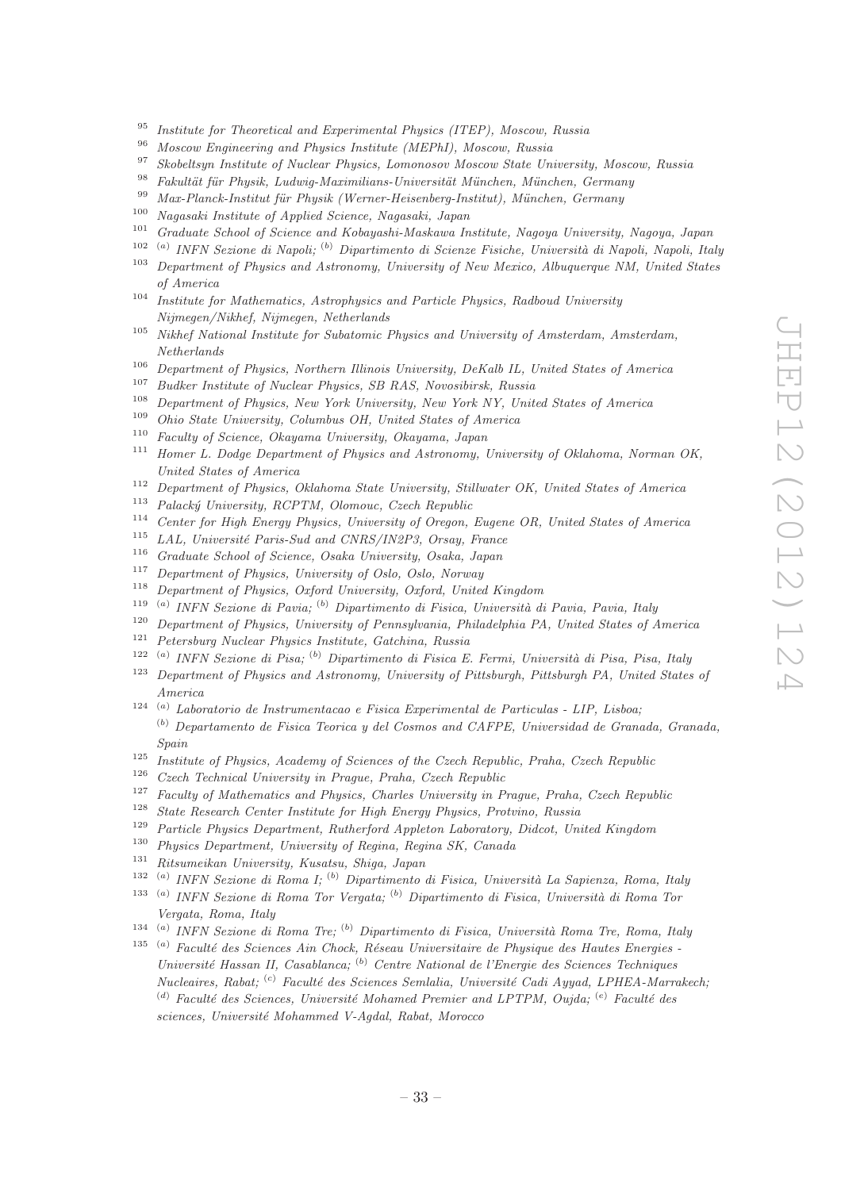[95] *Institute for Theoretical and Experimental Physics (ITEP), Moscow, Russia*

[96] *Moscow Engineering and Physics Institute (MEPhI), Moscow, Russia*

[97] *Skobeltsyn Institute of Nuclear Physics, Lomonosov Moscow State University, Moscow, Russia*

[98] *Fakultät für Physik, Ludwig-Maximilians-Universität München, München, Germany*

[99] *Max-Planck-Institut für Physik (Werner-Heisenberg-Institut), München, Germany*

[100] *Nagasaki Institute of Applied Science, Nagasaki, Japan*

[101] *Graduate School of Science and Kobayashi-Maskawa Institute, Nagoya University, Nagoya, Japan*

[102] [(a)] *INFN Sezione di Napoli;* [(b)] *Dipartimento di Scienze Fisiche, Università di Napoli, Napoli, Italy*

[103] *Department of Physics and Astronomy, University of New Mexico, Albuquerque NM, United States of America*

[104] *Institute for Mathematics, Astrophysics and Particle Physics, Radboud University Nijmegen/Nikhef, Nijmegen, Netherlands*

[105] *Nikhef National Institute for Subatomic Physics and University of Amsterdam, Amsterdam, Netherlands*

[106] *Department of Physics, Northern Illinois University, DeKalb IL, United States of America*

[107] *Budker Institute of Nuclear Physics, SB RAS, Novosibirsk, Russia*

[108] *Department of Physics, New York University, New York NY, United States of America*

[109] *Ohio State University, Columbus OH, United States of America*

[110] *Faculty of Science, Okayama University, Okayama, Japan*

[111] *Homer L. Dodge Department of Physics and Astronomy, University of Oklahoma, Norman OK, United States of America*

[112] *Department of Physics, Oklahoma State University, Stillwater OK, United States of America*

[113] *Palacký University, RCPTM, Olomouc, Czech Republic*

[114] *Center for High Energy Physics, University of Oregon, Eugene OR, United States of America*

[115] *LAL, Université Paris-Sud and CNRS/IN2P3, Orsay, France*

[116] *Graduate School of Science, Osaka University, Osaka, Japan*

[117] *Department of Physics, University of Oslo, Oslo, Norway*

[118] *Department of Physics, Oxford University, Oxford, United Kingdom*

[119] [(a)] *INFN Sezione di Pavia;* [(b)] *Dipartimento di Fisica, Università di Pavia, Pavia, Italy*

[120] *Department of Physics, University of Pennsylvania, Philadelphia PA, United States of America*

[121] *Petersburg Nuclear Physics Institute, Gatchina, Russia*

[122] [(a)] *INFN Sezione di Pisa;* [(b)] *Dipartimento di Fisica E. Fermi, Università di Pisa, Pisa, Italy*

[123] *Department of Physics and Astronomy, University of Pittsburgh, Pittsburgh PA, United States of America*

[124] [(a)] *Laboratorio de Instrumentacao e Fisica Experimental de Particulas - LIP, Lisboa;* [(b)] *Departamento de Fisica Teorica y del Cosmos and CAFPE, Universidad de Granada, Granada, Spain*

[125] *Institute of Physics, Academy of Sciences of the Czech Republic, Praha, Czech Republic*

[126] *Czech Technical University in Prague, Praha, Czech Republic*

[127] *Faculty of Mathematics and Physics, Charles University in Prague, Praha, Czech Republic*

[128] *State Research Center Institute for High Energy Physics, Protvino, Russia*

[129] *Particle Physics Department, Rutherford Appleton Laboratory, Didcot, United Kingdom*

[130] *Physics Department, University of Regina, Regina SK, Canada*

[131] *Ritsumeikan University, Kusatsu, Shiga, Japan*

[132] [(a)] *INFN Sezione di Roma I;* [(b)] *Dipartimento di Fisica, Università La Sapienza, Roma, Italy*

[133] [(a)] *INFN Sezione di Roma Tor Vergata;* [(b)] *Dipartimento di Fisica, Università di Roma Tor Vergata, Roma, Italy*

[134] [(a)] *INFN Sezione di Roma Tre;* [(b)] *Dipartimento di Fisica, Università Roma Tre, Roma, Italy*

[135] [(a)] *Faculté des Sciences Ain Chock, Réseau Universitaire de Physique des Hautes Energies - Université Hassan II, Casablanca;* [(b)] *Centre National de l'Energie des Sciences Techniques Nucleaires, Rabat;* [(c)] *Faculté des Sciences Semlalia, Université Cadi Ayyad, LPHEA-Marrakech;* [(d)] *Faculté des Sciences, Université Mohamed Premier and LPTPM, Oujda;* [(e)] *Faculté des sciences, Université Mohammed V-Agdal, Rabat, Morocco*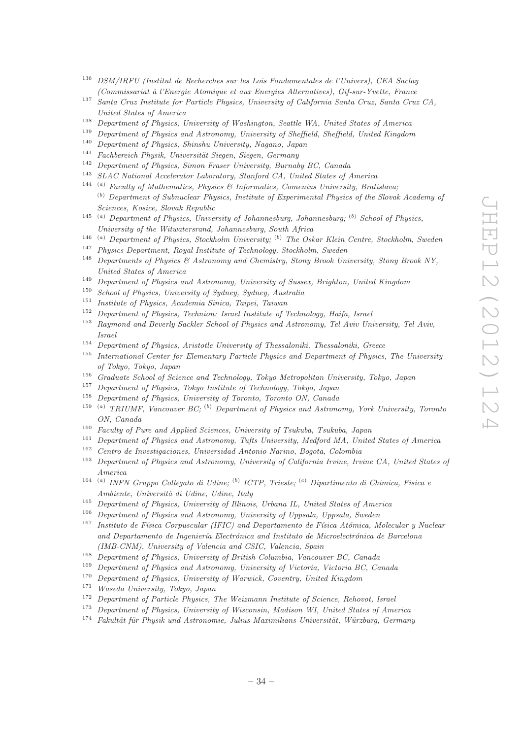[136] DSM/IRFU (Institut de Recherches sur les Lois Fondamentales de l'Univers), CEA Saclay (Commissariat à l'Energie Atomique et aux Energies Alternatives), Gif-sur-Yvette, France

[137] Santa Cruz Institute for Particle Physics, University of California Santa Cruz, Santa Cruz CA, United States of America

[138] Department of Physics, University of Washington, Seattle WA, United States of America

[139] Department of Physics and Astronomy, University of Sheffield, Sheffield, United Kingdom

[140] Department of Physics, Shinshu University, Nagano, Japan

[141] Fachbereich Physik, Universität Siegen, Siegen, Germany

[142] Department of Physics, Simon Fraser University, Burnaby BC, Canada

[143] SLAC National Accelerator Laboratory, Stanford CA, United States of America

[144] [(a)] Faculty of Mathematics, Physics & Informatics, Comenius University, Bratislava; [(b)] Department of Subnuclear Physics, Institute of Experimental Physics of the Slovak Academy of Sciences, Kosice, Slovak Republic

[145] [(a)] Department of Physics, University of Johannesburg, Johannesburg; [(b)] School of Physics, University of the Witwatersrand, Johannesburg, South Africa

[146] [(a)] Department of Physics, Stockholm University; [(b)] The Oskar Klein Centre, Stockholm, Sweden

[147] Physics Department, Royal Institute of Technology, Stockholm, Sweden

[148] Departments of Physics & Astronomy and Chemistry, Stony Brook University, Stony Brook NY, United States of America

[149] Department of Physics and Astronomy, University of Sussex, Brighton, United Kingdom

[150] School of Physics, University of Sydney, Sydney, Australia

[151] Institute of Physics, Academia Sinica, Taipei, Taiwan

[152] Department of Physics, Technion: Israel Institute of Technology, Haifa, Israel

[153] Raymond and Beverly Sackler School of Physics and Astronomy, Tel Aviv University, Tel Aviv, Israel

[154] Department of Physics, Aristotle University of Thessaloniki, Thessaloniki, Greece

[155] International Center for Elementary Particle Physics and Department of Physics, The University of Tokyo, Tokyo, Japan

[156] Graduate School of Science and Technology, Tokyo Metropolitan University, Tokyo, Japan

[157] Department of Physics, Tokyo Institute of Technology, Tokyo, Japan

[158] Department of Physics, University of Toronto, Toronto ON, Canada

[159] [(a)] TRIUMF, Vancouver BC; [(b)] Department of Physics and Astronomy, York University, Toronto ON, Canada

[160] Faculty of Pure and Applied Sciences, University of Tsukuba, Tsukuba, Japan

[161] Department of Physics and Astronomy, Tufts University, Medford MA, United States of America

[162] Centro de Investigaciones, Universidad Antonio Narino, Bogota, Colombia

[163] Department of Physics and Astronomy, University of California Irvine, Irvine CA, United States of America

[164] [(a)] INFN Gruppo Collegato di Udine; [(b)] ICTP, Trieste; [(c)] Dipartimento di Chimica, Fisica e Ambiente, Università di Udine, Udine, Italy

[165] Department of Physics, University of Illinois, Urbana IL, United States of America

[166] Department of Physics and Astronomy, University of Uppsala, Uppsala, Sweden

[167] Instituto de Física Corpuscular (IFIC) and Departamento de Física Atómica, Molecular y Nuclear and Departamento de Ingeniería Electrónica and Instituto de Microelectrónica de Barcelona (IMB-CNM), University of Valencia and CSIC, Valencia, Spain

[168] Department of Physics, University of British Columbia, Vancouver BC, Canada

[169] Department of Physics and Astronomy, University of Victoria, Victoria BC, Canada

[170] Department of Physics, University of Warwick, Coventry, United Kingdom

[171] Waseda University, Tokyo, Japan

[172] Department of Particle Physics, The Weizmann Institute of Science, Rehovot, Israel

[173] Department of Physics, University of Wisconsin, Madison WI, United States of America

[174] Fakultät für Physik und Astronomie, Julius-Maximilians-Universität, Würzburg, Germany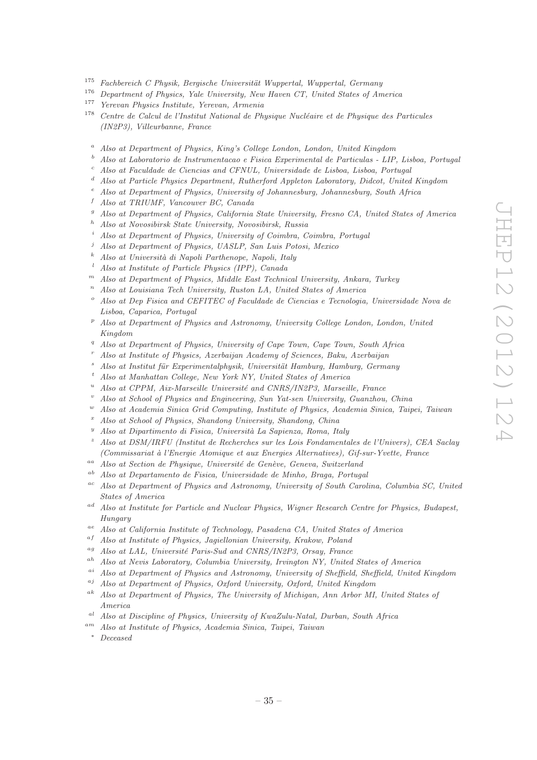[175] Fachbereich C Physik, Bergische Universität Wuppertal, Wuppertal, Germany
[176] Department of Physics, Yale University, New Haven CT, United States of America
[177] Yerevan Physics Institute, Yerevan, Armenia
[178] Centre de Calcul de l'Institut National de Physique Nucléaire et de Physique des Particules (IN2P3), Villeurbanne, France

[a] Also at Department of Physics, King's College London, London, United Kingdom
[b] Also at Laboratorio de Instrumentacao e Fisica Experimental de Particulas - LIP, Lisboa, Portugal
[c] Also at Faculdade de Ciencias and CFNUL, Universidade de Lisboa, Lisboa, Portugal
[d] Also at Particle Physics Department, Rutherford Appleton Laboratory, Didcot, United Kingdom
[e] Also at Department of Physics, University of Johannesburg, Johannesburg, South Africa
[f] Also at TRIUMF, Vancouver BC, Canada
[g] Also at Department of Physics, California State University, Fresno CA, United States of America
[h] Also at Novosibirsk State University, Novosibirsk, Russia
[i] Also at Department of Physics, University of Coimbra, Coimbra, Portugal
[j] Also at Department of Physics, UASLP, San Luis Potosi, Mexico
[k] Also at Università di Napoli Parthenope, Napoli, Italy
[l] Also at Institute of Particle Physics (IPP), Canada
[m] Also at Department of Physics, Middle East Technical University, Ankara, Turkey
[n] Also at Louisiana Tech University, Ruston LA, United States of America
[o] Also at Dep Fisica and CEFITEC of Faculdade de Ciencias e Tecnologia, Universidade Nova de Lisboa, Caparica, Portugal
[p] Also at Department of Physics and Astronomy, University College London, London, United Kingdom
[q] Also at Department of Physics, University of Cape Town, Cape Town, South Africa
[r] Also at Institute of Physics, Azerbaijan Academy of Sciences, Baku, Azerbaijan
[s] Also at Institut für Experimentalphysik, Universität Hamburg, Hamburg, Germany
[t] Also at Manhattan College, New York NY, United States of America
[u] Also at CPPM, Aix-Marseille Université and CNRS/IN2P3, Marseille, France
[v] Also at School of Physics and Engineering, Sun Yat-sen University, Guanzhou, China
[w] Also at Academia Sinica Grid Computing, Institute of Physics, Academia Sinica, Taipei, Taiwan
[x] Also at School of Physics, Shandong University, Shandong, China
[y] Also at Dipartimento di Fisica, Università La Sapienza, Roma, Italy
[z] Also at DSM/IRFU (Institut de Recherches sur les Lois Fondamentales de l'Univers), CEA Saclay (Commissariat à l'Energie Atomique et aux Energies Alternatives), Gif-sur-Yvette, France
[aa] Also at Section de Physique, Université de Genève, Geneva, Switzerland
[ab] Also at Departamento de Fisica, Universidade de Minho, Braga, Portugal
[ac] Also at Department of Physics and Astronomy, University of South Carolina, Columbia SC, United States of America
[ad] Also at Institute for Particle and Nuclear Physics, Wigner Research Centre for Physics, Budapest, Hungary
[ae] Also at California Institute of Technology, Pasadena CA, United States of America
[af] Also at Institute of Physics, Jagiellonian University, Krakow, Poland
[ag] Also at LAL, Université Paris-Sud and CNRS/IN2P3, Orsay, France
[ah] Also at Nevis Laboratory, Columbia University, Irvington NY, United States of America
[ai] Also at Department of Physics and Astronomy, University of Sheffield, Sheffield, United Kingdom
[aj] Also at Department of Physics, Oxford University, Oxford, United Kingdom
[ak] Also at Department of Physics, The University of Michigan, Ann Arbor MI, United States of America
[al] Also at Discipline of Physics, University of KwaZulu-Natal, Durban, South Africa
[am] Also at Institute of Physics, Academia Sinica, Taipei, Taiwan
[*] Deceased